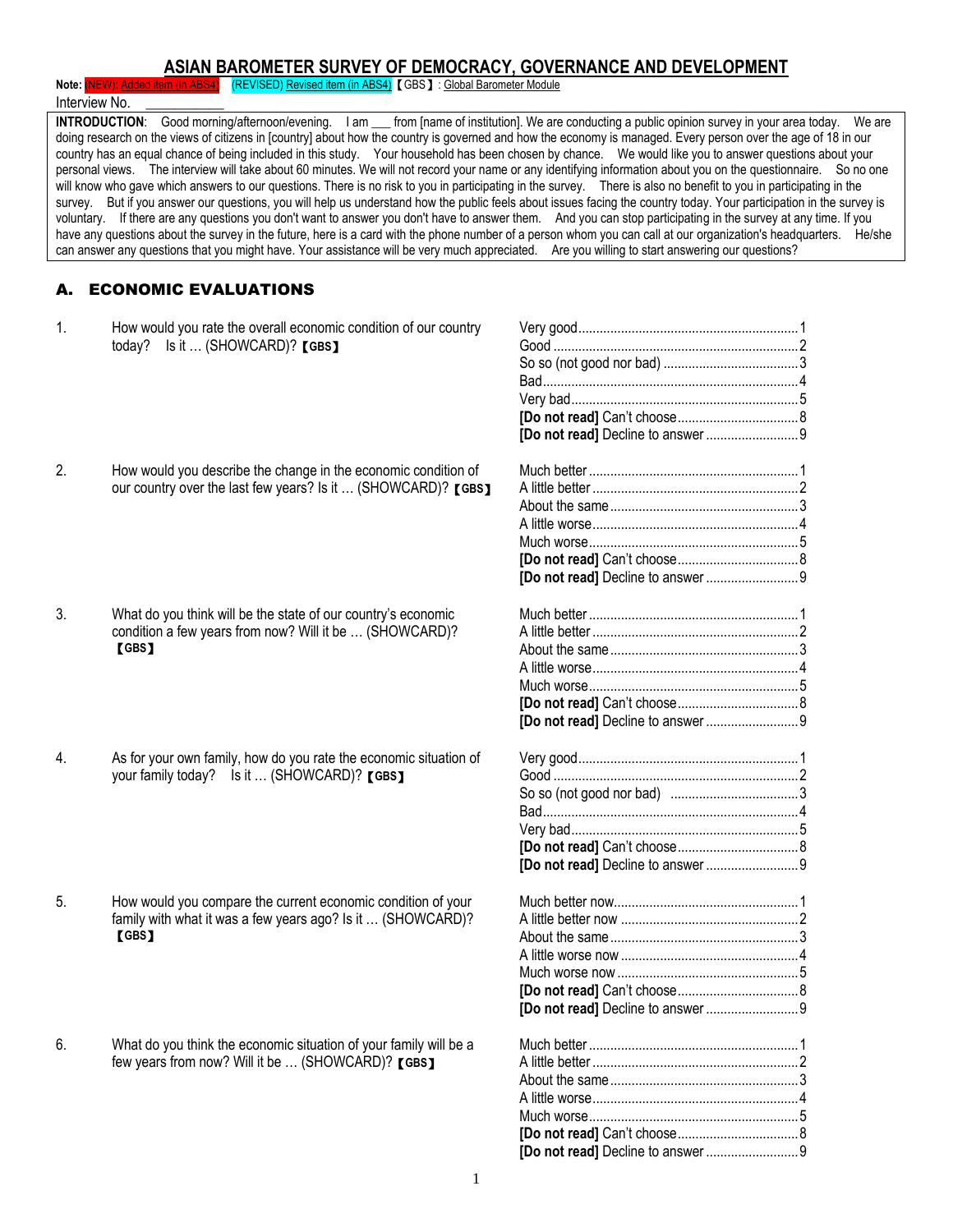# ASIAN BAROMETER SURVEY OF DEMOCRACY, GOVERNANCE AND DEVELOPMENT

**Note:** (NEW): Added item (in ABS4)  (REVISED) Revised item (in ABS4) 【GBS】: Global Barometer Module

Interview No. ___________

**INTRODUCTION**: Good morning/afternoon/evening. I am ___ from [name of institution]. We are conducting a public opinion survey in your area today. We are doing research on the views of citizens in [country] about how the country is governed and how the economy is managed. Every person over the age of 18 in our country has an equal chance of being included in this study. Your household has been chosen by chance. We would like you to answer questions about your personal views. The interview will take about 60 minutes. We will not record your name or any identifying information about you on the questionnaire. So no one will know who gave which answers to our questions. There is no risk to you in participating in the survey. There is also no benefit to you in participating in the survey. But if you answer our questions, you will help us understand how the public feels about issues facing the country today. Your participation in the survey is voluntary. If there are any questions you don't want to answer you don't have to answer them. And you can stop participating in the survey at any time. If you have any questions about the survey in the future, here is a card with the phone number of a person whom you can call at our organization's headquarters. He/she can answer any questions that you might have. Your assistance will be very much appreciated. Are you willing to start answering our questions?

## A. ECONOMIC EVALUATIONS

1. How would you rate the overall economic condition of our country today? Is it … (SHOWCARD)? 【GBS】

   - Very good .......... 1
   - Good .......... 2
   - So so (not good nor bad) .......... 3
   - Bad .......... 4
   - Very bad .......... 5
   - **[Do not read]** Can't choose .......... 8
   - **[Do not read]** Decline to answer .......... 9

2. How would you describe the change in the economic condition of our country over the last few years? Is it … (SHOWCARD)? 【GBS】

   - Much better .......... 1
   - A little better .......... 2
   - About the same .......... 3
   - A little worse .......... 4
   - Much worse .......... 5
   - **[Do not read]** Can't choose .......... 8
   - **[Do not read]** Decline to answer .......... 9

3. What do you think will be the state of our country's economic condition a few years from now? Will it be … (SHOWCARD)? 【GBS】

   - Much better .......... 1
   - A little better .......... 2
   - About the same .......... 3
   - A little worse .......... 4
   - Much worse .......... 5
   - **[Do not read]** Can't choose .......... 8
   - **[Do not read]** Decline to answer .......... 9

4. As for your own family, how do you rate the economic situation of your family today? Is it … (SHOWCARD)? 【GBS】

   - Very good .......... 1
   - Good .......... 2
   - So so (not good nor bad) .......... 3
   - Bad .......... 4
   - Very bad .......... 5
   - **[Do not read]** Can't choose .......... 8
   - **[Do not read]** Decline to answer .......... 9

5. How would you compare the current economic condition of your family with what it was a few years ago? Is it … (SHOWCARD)? 【GBS】

   - Much better now .......... 1
   - A little better now .......... 2
   - About the same .......... 3
   - A little worse now .......... 4
   - Much worse now .......... 5
   - **[Do not read]** Can't choose .......... 8
   - **[Do not read]** Decline to answer .......... 9

6. What do you think the economic situation of your family will be a few years from now? Will it be … (SHOWCARD)? 【GBS】

   - Much better .......... 1
   - A little better .......... 2
   - About the same .......... 3
   - A little worse .......... 4
   - Much worse .......... 5
   - **[Do not read]** Can't choose .......... 8
   - **[Do not read]** Decline to answer .......... 9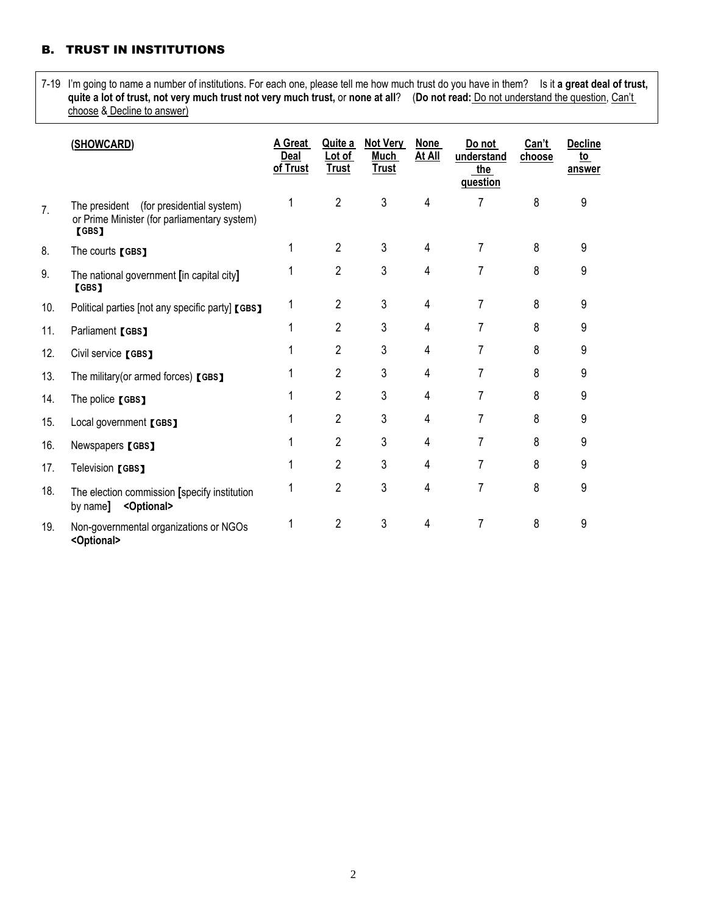## B. TRUST IN INSTITUTIONS

7-19 I'm going to name a number of institutions. For each one, please tell me how much trust do you have in them? Is it **a great deal of trust, quite a lot of trust, not very much trust not very much trust,** or **none at all**? (**Do not read:** Do not understand the question, Can't choose & Decline to answer)

| | (SHOWCARD) | A Great Deal of Trust | Quite a Lot of Trust | Not Very Much Trust | None At All | Do not understand the question | Can't choose | Decline to answer |
|---|---|---|---|---|---|---|---|---|
| 7. | The president (for presidential system) or Prime Minister (for parliamentary system) 【GBS】 | 1 | 2 | 3 | 4 | 7 | 8 | 9 |
| 8. | The courts 【GBS】 | 1 | 2 | 3 | 4 | 7 | 8 | 9 |
| 9. | The national government [in capital city] 【GBS】 | 1 | 2 | 3 | 4 | 7 | 8 | 9 |
| 10. | Political parties [not any specific party] 【GBS】 | 1 | 2 | 3 | 4 | 7 | 8 | 9 |
| 11. | Parliament 【GBS】 | 1 | 2 | 3 | 4 | 7 | 8 | 9 |
| 12. | Civil service 【GBS】 | 1 | 2 | 3 | 4 | 7 | 8 | 9 |
| 13. | The military(or armed forces) 【GBS】 | 1 | 2 | 3 | 4 | 7 | 8 | 9 |
| 14. | The police 【GBS】 | 1 | 2 | 3 | 4 | 7 | 8 | 9 |
| 15. | Local government 【GBS】 | 1 | 2 | 3 | 4 | 7 | 8 | 9 |
| 16. | Newspapers 【GBS】 | 1 | 2 | 3 | 4 | 7 | 8 | 9 |
| 17. | Television 【GBS】 | 1 | 2 | 3 | 4 | 7 | 8 | 9 |
| 18. | The election commission [specify institution by name] **<Optional>** | 1 | 2 | 3 | 4 | 7 | 8 | 9 |
| 19. | Non-governmental organizations or NGOs **<Optional>** | 1 | 2 | 3 | 4 | 7 | 8 | 9 |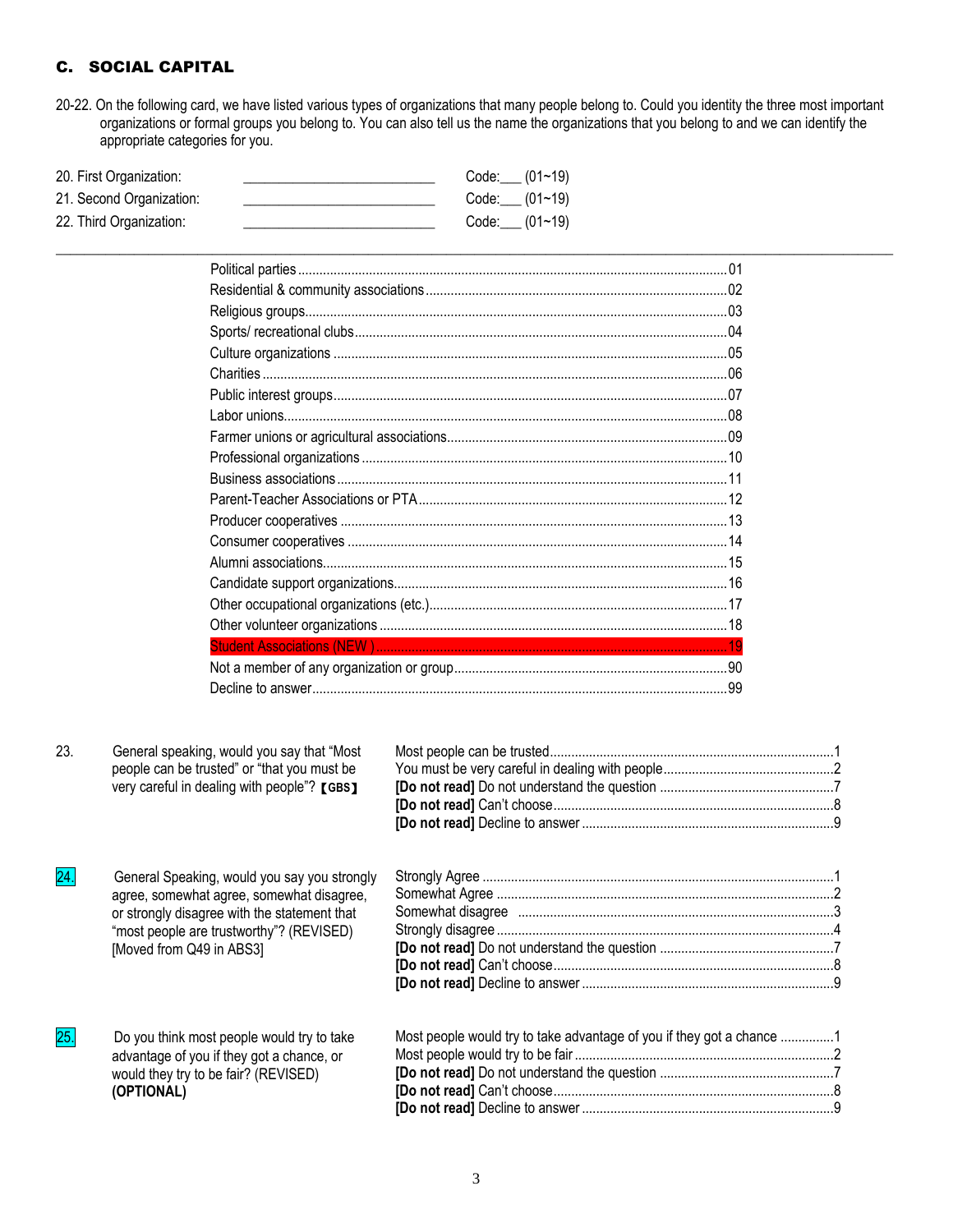## C. SOCIAL CAPITAL

20-22. On the following card, we have listed various types of organizations that many people belong to. Could you identity the three most important organizations or formal groups you belong to. You can also tell us the name the organizations that you belong to and we can identify the appropriate categories for you.

20. First Organization: ______________________ Code:___ (01~19)
21. Second Organization: ______________________ Code:___ (01~19)
22. Third Organization: ______________________ Code:___ (01~19)

---

| Organization | Code |
|---|---|
| Political parties | 01 |
| Residential & community associations | 02 |
| Religious groups | 03 |
| Sports/ recreational clubs | 04 |
| Culture organizations | 05 |
| Charities | 06 |
| Public interest groups | 07 |
| Labor unions | 08 |
| Farmer unions or agricultural associations | 09 |
| Professional organizations | 10 |
| Business associations | 11 |
| Parent-Teacher Associations or PTA | 12 |
| Producer cooperatives | 13 |
| Consumer cooperatives | 14 |
| Alumni associations | 15 |
| Candidate support organizations | 16 |
| Other occupational organizations (etc.) | 17 |
| Other volunteer organizations | 18 |
| Student Associations (NEW ) | 19 |
| Not a member of any organization or group | 90 |
| Decline to answer | 99 |

23. General speaking, would you say that "Most people can be trusted" or "that you must be very careful in dealing with people"? 【GBS】

| Response | Code |
|---|---|
| Most people can be trusted | 1 |
| You must be very careful in dealing with people | 2 |
| **[Do not read]** Do not understand the question | 7 |
| **[Do not read]** Can't choose | 8 |
| **[Do not read]** Decline to answer | 9 |

24. General Speaking, would you say you strongly agree, somewhat agree, somewhat disagree, or strongly disagree with the statement that "most people are trustworthy"? (REVISED) [Moved from Q49 in ABS3]

| Response | Code |
|---|---|
| Strongly Agree | 1 |
| Somewhat Agree | 2 |
| Somewhat disagree | 3 |
| Strongly disagree | 4 |
| **[Do not read]** Do not understand the question | 7 |
| **[Do not read]** Can't choose | 8 |
| **[Do not read]** Decline to answer | 9 |

25. Do you think most people would try to take advantage of you if they got a chance, or would they try to be fair? (REVISED) **(OPTIONAL)**

| Response | Code |
|---|---|
| Most people would try to take advantage of you if they got a chance | 1 |
| Most people would try to be fair | 2 |
| **[Do not read]** Do not understand the question | 7 |
| **[Do not read]** Can't choose | 8 |
| **[Do not read]** Decline to answer | 9 |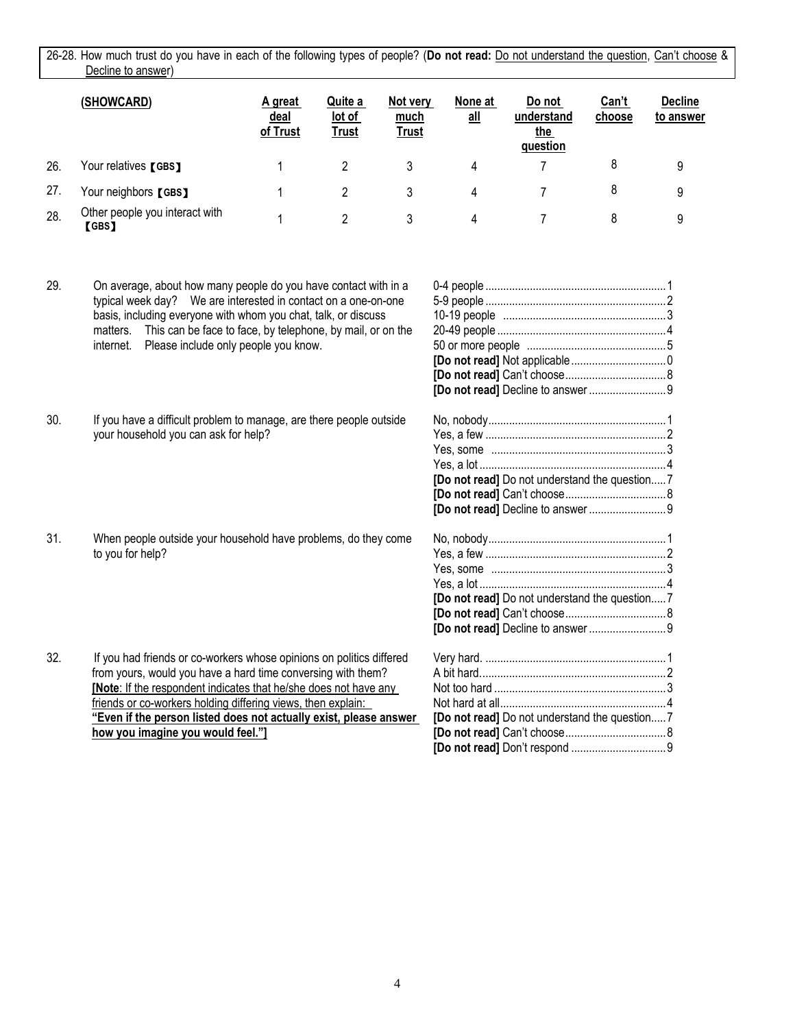26-28. How much trust do you have in each of the following types of people? (**Do not read:** Do not understand the question, Can't choose & Decline to answer)

| | (SHOWCARD) | A great deal of Trust | Quite a lot of Trust | Not very much Trust | None at all | Do not understand the question | Can't choose | Decline to answer |
|---|---|---|---|---|---|---|---|---|
| 26. | Your relatives 【GBS】 | 1 | 2 | 3 | 4 | 7 | 8 | 9 |
| 27. | Your neighbors 【GBS】 | 1 | 2 | 3 | 4 | 7 | 8 | 9 |
| 28. | Other people you interact with 【GBS】 | 1 | 2 | 3 | 4 | 7 | 8 | 9 |

29. On average, about how many people do you have contact with in a typical week day? We are interested in contact on a one-on-one basis, including everyone with whom you chat, talk, or discuss matters. This can be face to face, by telephone, by mail, or on the internet. Please include only people you know.

- 0-4 people ........ 1
- 5-9 people ........ 2
- 10-19 people ........ 3
- 20-49 people ........ 4
- 50 or more people ........ 5
- **[Do not read]** Not applicable ........ 0
- **[Do not read]** Can't choose ........ 8
- **[Do not read]** Decline to answer ........ 9

30. If you have a difficult problem to manage, are there people outside your household you can ask for help?

- No, nobody ........ 1
- Yes, a few ........ 2
- Yes, some ........ 3
- Yes, a lot ........ 4
- **[Do not read]** Do not understand the question ........ 7
- **[Do not read]** Can't choose ........ 8
- **[Do not read]** Decline to answer ........ 9

31. When people outside your household have problems, do they come to you for help?

- No, nobody ........ 1
- Yes, a few ........ 2
- Yes, some ........ 3
- Yes, a lot ........ 4
- **[Do not read]** Do not understand the question ........ 7
- **[Do not read]** Can't choose ........ 8
- **[Do not read]** Decline to answer ........ 9

32. If you had friends or co-workers whose opinions on politics differed from yours, would you have a hard time conversing with them? **[Note**: If the respondent indicates that he/she does not have any friends or co-workers holding differing views, then explain: **"Even if the person listed does not actually exist, please answer how you imagine you would feel."]**

- Very hard. ........ 1
- A bit hard ........ 2
- Not too hard ........ 3
- Not hard at all ........ 4
- **[Do not read]** Do not understand the question ........ 7
- **[Do not read]** Can't choose ........ 8
- **[Do not read]** Don't respond ........ 9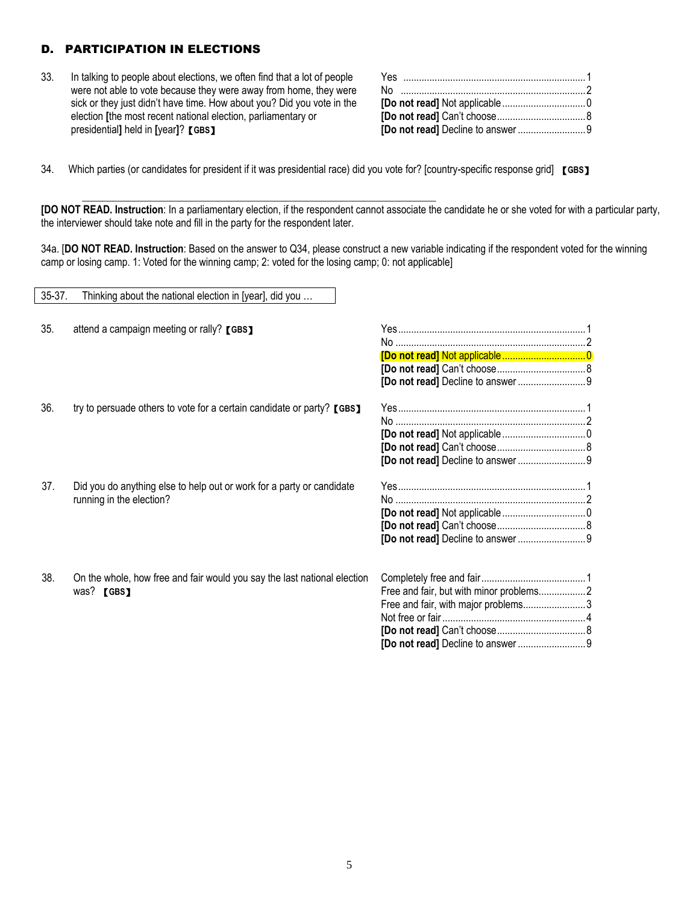## D. PARTICIPATION IN ELECTIONS

33. In talking to people about elections, we often find that a lot of people were not able to vote because they were away from home, they were sick or they just didn't have time. How about you? Did you vote in the election **[**the most recent national election, parliamentary or presidential**]** held in **[**year**]**? 【GBS】

| | |
|---|---|
| Yes | 1 |
| No | 2 |
| **[Do not read]** Not applicable | 0 |
| **[Do not read]** Can't choose | 8 |
| **[Do not read]** Decline to answer | 9 |

34. Which parties (or candidates for president if it was presidential race) did you vote for? [country-specific response grid] 【GBS】

\_\_\_\_\_\_\_\_\_\_\_\_\_\_\_\_\_\_\_\_\_\_\_\_\_\_\_\_\_\_\_\_\_\_\_\_\_\_\_\_\_\_\_\_\_\_\_\_\_\_\_\_\_\_\_\_\_\_\_\_\_\_

**[DO NOT READ. Instruction**: In a parliamentary election, if the respondent cannot associate the candidate he or she voted for with a particular party, the interviewer should take note and fill in the party for the respondent later.

34a. [**DO NOT READ. Instruction**: Based on the answer to Q34, please construct a new variable indicating if the respondent voted for the winning camp or losing camp. 1: Voted for the winning camp; 2: voted for the losing camp; 0: not applicable]

35-37. Thinking about the national election in [year], did you …

35. attend a campaign meeting or rally? 【GBS】

| | |
|---|---|
| Yes | 1 |
| No | 2 |
| **[Do not read]** Not applicable | 0 |
| **[Do not read]** Can't choose | 8 |
| **[Do not read]** Decline to answer | 9 |

36. try to persuade others to vote for a certain candidate or party? 【GBS】

| | |
|---|---|
| Yes | 1 |
| No | 2 |
| **[Do not read]** Not applicable | 0 |
| **[Do not read]** Can't choose | 8 |
| **[Do not read]** Decline to answer | 9 |

37. Did you do anything else to help out or work for a party or candidate running in the election?

| | |
|---|---|
| Yes | 1 |
| No | 2 |
| **[Do not read]** Not applicable | 0 |
| **[Do not read]** Can't choose | 8 |
| **[Do not read]** Decline to answer | 9 |

38. On the whole, how free and fair would you say the last national election was? 【GBS】

| | |
|---|---|
| Completely free and fair | 1 |
| Free and fair, but with minor problems | 2 |
| Free and fair, with major problems | 3 |
| Not free or fair | 4 |
| **[Do not read]** Can't choose | 8 |
| **[Do not read]** Decline to answer | 9 |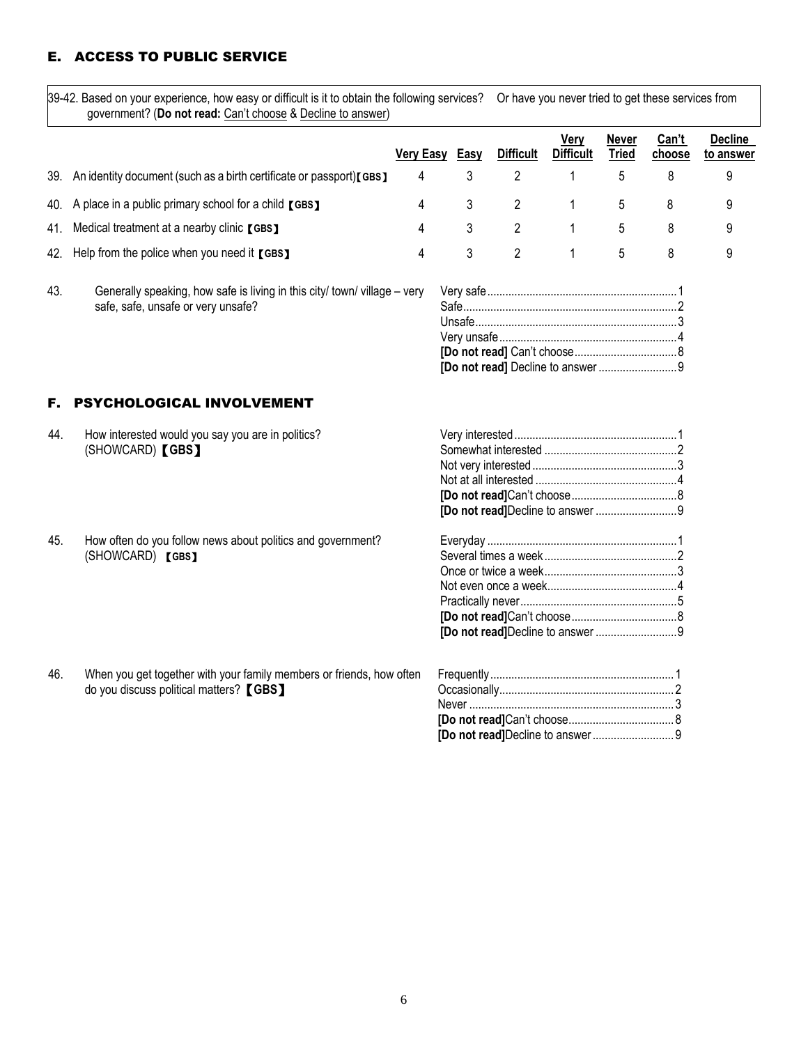## E. ACCESS TO PUBLIC SERVICE

39-42. Based on your experience, how easy or difficult is it to obtain the following services? Or have you never tried to get these services from government? (**Do not read:** Can't choose & Decline to answer)

| | | Very Easy | Easy | Difficult | Very Difficult | Never Tried | Can't choose | Decline to answer |
|---|---|---|---|---|---|---|---|---|
| 39. | An identity document (such as a birth certificate or passport)【GBS】 | 4 | 3 | 2 | 1 | 5 | 8 | 9 |
| 40. | A place in a public primary school for a child【GBS】 | 4 | 3 | 2 | 1 | 5 | 8 | 9 |
| 41. | Medical treatment at a nearby clinic【GBS】 | 4 | 3 | 2 | 1 | 5 | 8 | 9 |
| 42. | Help from the police when you need it【GBS】 | 4 | 3 | 2 | 1 | 5 | 8 | 9 |

43. Generally speaking, how safe is living in this city/ town/ village – very safe, safe, unsafe or very unsafe?

- Very safe....1
- Safe....2
- Unsafe....3
- Very unsafe....4
- **[Do not read]** Can't choose....8
- **[Do not read]** Decline to answer....9

## F. PSYCHOLOGICAL INVOLVEMENT

44. How interested would you say you are in politics? (SHOWCARD)【GBS】

- Very interested....1
- Somewhat interested....2
- Not very interested....3
- Not at all interested....4
- **[Do not read]**Can't choose....8
- **[Do not read]**Decline to answer....9

45. How often do you follow news about politics and government? (SHOWCARD)【GBS】

- Everyday....1
- Several times a week....2
- Once or twice a week....3
- Not even once a week....4
- Practically never....5
- **[Do not read]**Can't choose....8
- **[Do not read]**Decline to answer....9

46. When you get together with your family members or friends, how often do you discuss political matters?【GBS】

- Frequently....1
- Occasionally....2
- Never....3
- **[Do not read]**Can't choose....8
- **[Do not read]**Decline to answer....9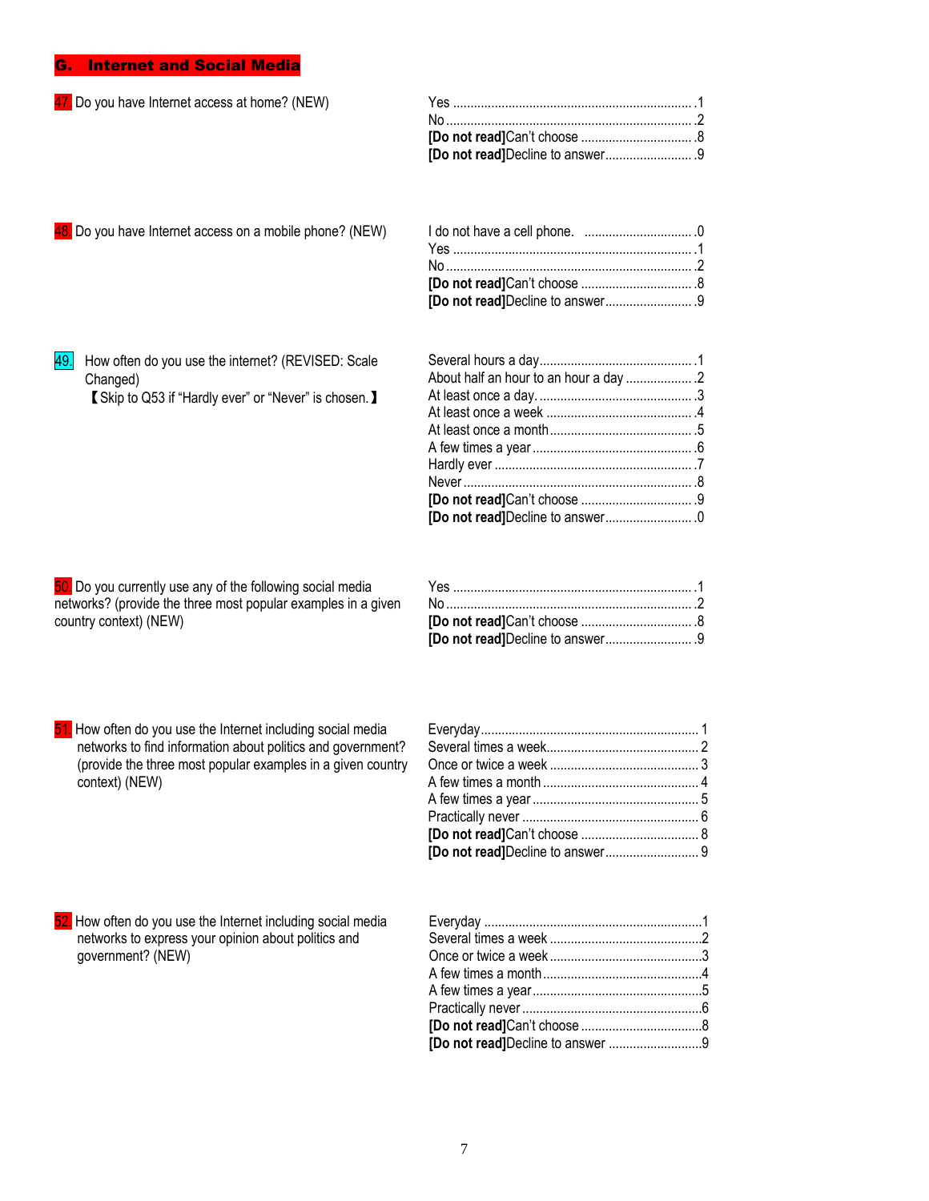## G. Internet and Social Media

47. Do you have Internet access at home? (NEW)

| | |
|---|---|
| Yes | 1 |
| No | 2 |
| **[Do not read]**Can't choose | 8 |
| **[Do not read]**Decline to answer | 9 |

48. Do you have Internet access on a mobile phone? (NEW)

| | |
|---|---|
| I do not have a cell phone. | 0 |
| Yes | 1 |
| No | 2 |
| **[Do not read]**Can't choose | 8 |
| **[Do not read]**Decline to answer | 9 |

49. How often do you use the internet? (REVISED: Scale Changed)
【Skip to Q53 if "Hardly ever" or "Never" is chosen.】

| | |
|---|---|
| Several hours a day | 1 |
| About half an hour to an hour a day | 2 |
| At least once a day. | 3 |
| At least once a week | 4 |
| At least once a month | 5 |
| A few times a year | 6 |
| Hardly ever | 7 |
| Never | 8 |
| **[Do not read]**Can't choose | 9 |
| **[Do not read]**Decline to answer | 0 |

50. Do you currently use any of the following social media networks? (provide the three most popular examples in a given country context) (NEW)

| | |
|---|---|
| Yes | 1 |
| No | 2 |
| **[Do not read]**Can't choose | 8 |
| **[Do not read]**Decline to answer | 9 |

51. How often do you use the Internet including social media networks to find information about politics and government? (provide the three most popular examples in a given country context) (NEW)

| | |
|---|---|
| Everyday | 1 |
| Several times a week | 2 |
| Once or twice a week | 3 |
| A few times a month | 4 |
| A few times a year | 5 |
| Practically never | 6 |
| **[Do not read]**Can't choose | 8 |
| **[Do not read]**Decline to answer | 9 |

52. How often do you use the Internet including social media networks to express your opinion about politics and government? (NEW)

| | |
|---|---|
| Everyday | 1 |
| Several times a week | 2 |
| Once or twice a week | 3 |
| A few times a month | 4 |
| A few times a year | 5 |
| Practically never | 6 |
| **[Do not read]**Can't choose | 8 |
| **[Do not read]**Decline to answer | 9 |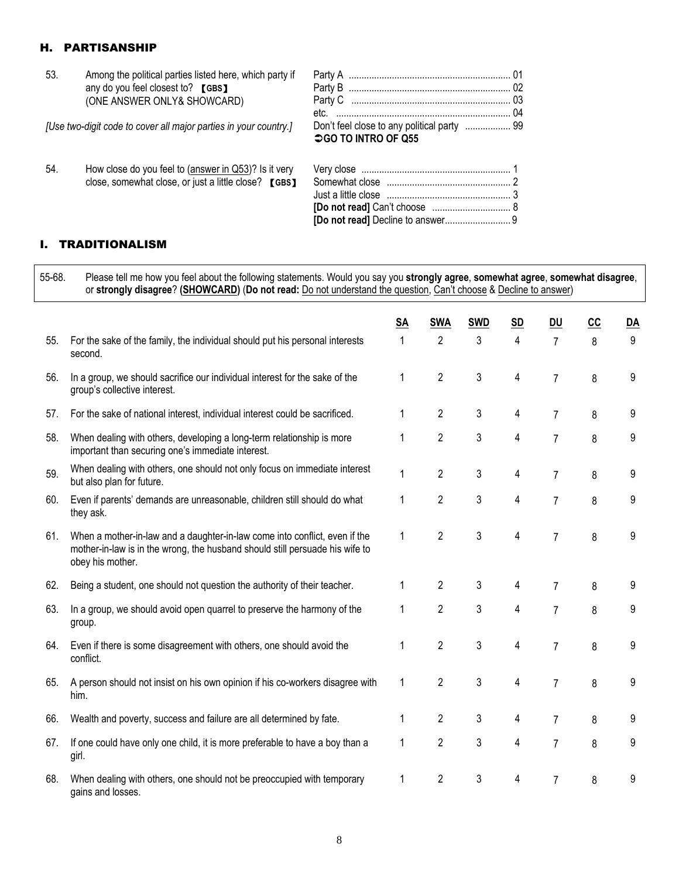## H. PARTISANSHIP

| | | |
|---|---|---|
| 53. | Among the political parties listed here, which party if any do you feel closest to? 【GBS】 (ONE ANSWER ONLY& SHOWCARD) *[Use two-digit code to cover all major parties in your country.]* | Party A ..... 01<br>Party B ..... 02<br>Party C ..... 03<br>etc. ..... 04<br>Don't feel close to any political party ..... 99<br>**➲GO TO INTRO OF Q55** |
| 54. | How close do you feel to (answer in Q53)? Is it very close, somewhat close, or just a little close? 【GBS】 | Very close ..... 1<br>Somewhat close ..... 2<br>Just a little close ..... 3<br>**[Do not read]** Can't choose ..... 8<br>**[Do not read]** Decline to answer..... 9 |

## I. TRADITIONALISM

55-68. Please tell me how you feel about the following statements. Would you say you **strongly agree**, **somewhat agree**, **somewhat disagree**, or **strongly disagree**? (**SHOWCARD**) (**Do not read:** Do not understand the question, Can't choose & Decline to answer)

| | | SA | SWA | SWD | SD | DU | CC | DA |
|---|---|---|---|---|---|---|---|---|
| 55. | For the sake of the family, the individual should put his personal interests second. | 1 | 2 | 3 | 4 | 7 | 8 | 9 |
| 56. | In a group, we should sacrifice our individual interest for the sake of the group's collective interest. | 1 | 2 | 3 | 4 | 7 | 8 | 9 |
| 57. | For the sake of national interest, individual interest could be sacrificed. | 1 | 2 | 3 | 4 | 7 | 8 | 9 |
| 58. | When dealing with others, developing a long-term relationship is more important than securing one's immediate interest. | 1 | 2 | 3 | 4 | 7 | 8 | 9 |
| 59. | When dealing with others, one should not only focus on immediate interest but also plan for future. | 1 | 2 | 3 | 4 | 7 | 8 | 9 |
| 60. | Even if parents' demands are unreasonable, children still should do what they ask. | 1 | 2 | 3 | 4 | 7 | 8 | 9 |
| 61. | When a mother-in-law and a daughter-in-law come into conflict, even if the mother-in-law is in the wrong, the husband should still persuade his wife to obey his mother. | 1 | 2 | 3 | 4 | 7 | 8 | 9 |
| 62. | Being a student, one should not question the authority of their teacher. | 1 | 2 | 3 | 4 | 7 | 8 | 9 |
| 63. | In a group, we should avoid open quarrel to preserve the harmony of the group. | 1 | 2 | 3 | 4 | 7 | 8 | 9 |
| 64. | Even if there is some disagreement with others, one should avoid the conflict. | 1 | 2 | 3 | 4 | 7 | 8 | 9 |
| 65. | A person should not insist on his own opinion if his co-workers disagree with him. | 1 | 2 | 3 | 4 | 7 | 8 | 9 |
| 66. | Wealth and poverty, success and failure are all determined by fate. | 1 | 2 | 3 | 4 | 7 | 8 | 9 |
| 67. | If one could have only one child, it is more preferable to have a boy than a girl. | 1 | 2 | 3 | 4 | 7 | 8 | 9 |
| 68. | When dealing with others, one should not be preoccupied with temporary gains and losses. | 1 | 2 | 3 | 4 | 7 | 8 | 9 |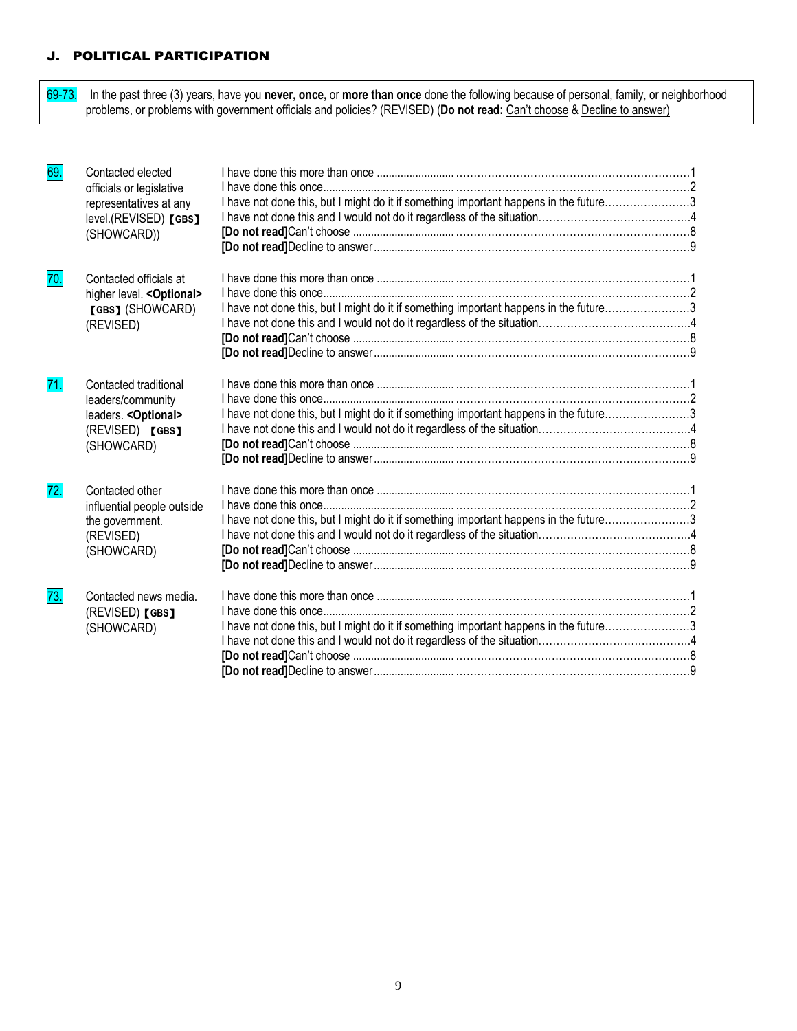## J. POLITICAL PARTICIPATION

69-73. In the past three (3) years, have you **never, once,** or **more than once** done the following because of personal, family, or neighborhood problems, or problems with government officials and policies? (REVISED) (**Do not read:** Can't choose & Decline to answer)

**69.** Contacted elected officials or legislative representatives at any level.(REVISED) 【GBS】 (SHOWCARD))

- I have done this more than once ........................................ 1
- I have done this once ........................................ 2
- I have not done this, but I might do it if something important happens in the future ........................................ 3
- I have not done this and I would not do it regardless of the situation ........................................ 4
- **[Do not read]**Can't choose ........................................ 8
- **[Do not read]**Decline to answer ........................................ 9

**70.** Contacted officials at higher level. **<Optional>** 【GBS】 (SHOWCARD) (REVISED)

- I have done this more than once ........................................ 1
- I have done this once ........................................ 2
- I have not done this, but I might do it if something important happens in the future ........................................ 3
- I have not done this and I would not do it regardless of the situation ........................................ 4
- **[Do not read]**Can't choose ........................................ 8
- **[Do not read]**Decline to answer ........................................ 9

**71.** Contacted traditional leaders/community leaders. **<Optional>** (REVISED) 【GBS】 (SHOWCARD)

- I have done this more than once ........................................ 1
- I have done this once ........................................ 2
- I have not done this, but I might do it if something important happens in the future ........................................ 3
- I have not done this and I would not do it regardless of the situation ........................................ 4
- **[Do not read]**Can't choose ........................................ 8
- **[Do not read]**Decline to answer ........................................ 9

**72.** Contacted other influential people outside the government. (REVISED) (SHOWCARD)

- I have done this more than once ........................................ 1
- I have done this once ........................................ 2
- I have not done this, but I might do it if something important happens in the future ........................................ 3
- I have not done this and I would not do it regardless of the situation ........................................ 4
- **[Do not read]**Can't choose ........................................ 8
- **[Do not read]**Decline to answer ........................................ 9

**73.** Contacted news media. (REVISED) 【GBS】 (SHOWCARD)

- I have done this more than once ........................................ 1
- I have done this once ........................................ 2
- I have not done this, but I might do it if something important happens in the future ........................................ 3
- I have not done this and I would not do it regardless of the situation ........................................ 4
- **[Do not read]**Can't choose ........................................ 8
- **[Do not read]**Decline to answer ........................................ 9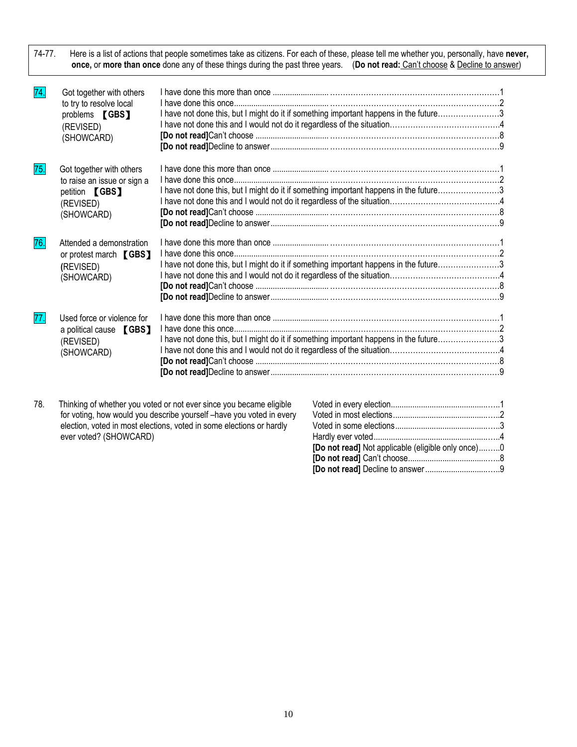| 74-77. | Here is a list of actions that people sometimes take as citizens. For each of these, please tell me whether you, personally, have **never, once,** or **more than once** done any of these things during the past three years. (**Do not read:** Can't choose & Decline to answer) |
|---|---|

| No. | Question | Response | Code |
|---|---|---|---|
| 74. | Got together with others to try to resolve local problems 【GBS】 (REVISED) (SHOWCARD) | I have done this more than once | 1 |
| | | I have done this once | 2 |
| | | I have not done this, but I might do it if something important happens in the future | 3 |
| | | I have not done this and I would not do it regardless of the situation | 4 |
| | | **[Do not read]**Can't choose | 8 |
| | | **[Do not read]**Decline to answer | 9 |
| 75. | Got together with others to raise an issue or sign a petition 【GBS】 (REVISED) (SHOWCARD) | I have done this more than once | 1 |
| | | I have done this once | 2 |
| | | I have not done this, but I might do it if something important happens in the future | 3 |
| | | I have not done this and I would not do it regardless of the situation | 4 |
| | | **[Do not read]**Can't choose | 8 |
| | | **[Do not read]**Decline to answer | 9 |
| 76. | Attended a demonstration or protest march 【GBS】 (REVISED) (SHOWCARD) | I have done this more than once | 1 |
| | | I have done this once | 2 |
| | | I have not done this, but I might do it if something important happens in the future | 3 |
| | | I have not done this and I would not do it regardless of the situation | 4 |
| | | **[Do not read]**Can't choose | 8 |
| | | **[Do not read]**Decline to answer | 9 |
| 77. | Used force or violence for a political cause 【GBS】 (REVISED) (SHOWCARD) | I have done this more than once | 1 |
| | | I have done this once | 2 |
| | | I have not done this, but I might do it if something important happens in the future | 3 |
| | | I have not done this and I would not do it regardless of the situation | 4 |
| | | **[Do not read]**Can't choose | 8 |
| | | **[Do not read]**Decline to answer | 9 |

| No. | Question | Response | Code |
|---|---|---|---|
| 78. | Thinking of whether you voted or not ever since you became eligible for voting, how would you describe yourself –have you voted in every election, voted in most elections, voted in some elections or hardly ever voted? (SHOWCARD) | Voted in every election | 1 |
| | | Voted in most elections | 2 |
| | | Voted in some elections | 3 |
| | | Hardly ever voted | 4 |
| | | **[Do not read]** Not applicable (eligible only once) | 0 |
| | | **[Do not read]** Can't choose | 8 |
| | | **[Do not read]** Decline to answer | 9 |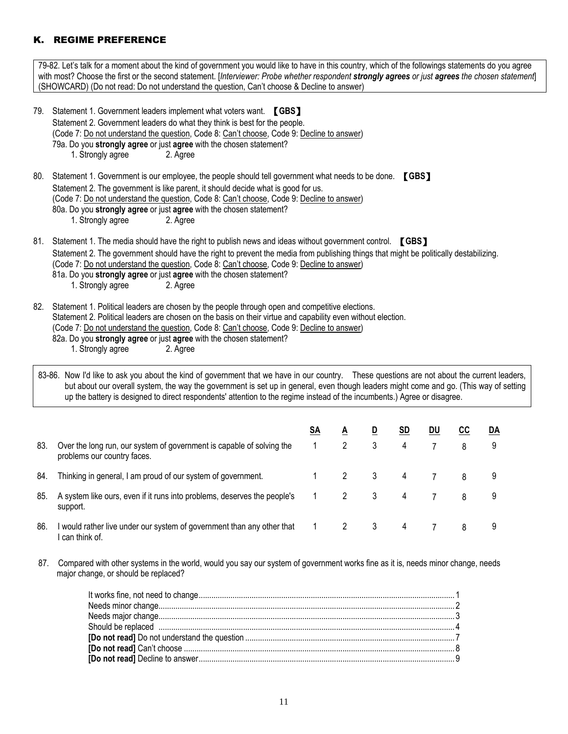## K. REGIME PREFERENCE

79-82. Let's talk for a moment about the kind of government you would like to have in this country, which of the followings statements do you agree with most? Choose the first or the second statement. [*Interviewer: Probe whether respondent **strongly agrees** or just **agrees** the chosen statement*] (SHOWCARD) (Do not read: Do not understand the question, Can't choose & Decline to answer)

79. Statement 1. Government leaders implement what voters want. **【GBS】**
    Statement 2. Government leaders do what they think is best for the people.
    (Code 7: Do not understand the question, Code 8: Can't choose, Code 9: Decline to answer)
    79a. Do you **strongly agree** or just **agree** with the chosen statement?
    1. Strongly agree 2. Agree

80. Statement 1. Government is our employee, the people should tell government what needs to be done. **【GBS】**
    Statement 2. The government is like parent, it should decide what is good for us.
    (Code 7: Do not understand the question, Code 8: Can't choose, Code 9: Decline to answer)
    80a. Do you **strongly agree** or just **agree** with the chosen statement?
    1. Strongly agree 2. Agree

81. Statement 1. The media should have the right to publish news and ideas without government control. **【GBS】**
    Statement 2. The government should have the right to prevent the media from publishing things that might be politically destabilizing.
    (Code 7: Do not understand the question, Code 8: Can't choose, Code 9: Decline to answer)
    81a. Do you **strongly agree** or just **agree** with the chosen statement?
    1. Strongly agree 2. Agree

82. Statement 1. Political leaders are chosen by the people through open and competitive elections.
    Statement 2. Political leaders are chosen on the basis on their virtue and capability even without election.
    (Code 7: Do not understand the question, Code 8: Can't choose, Code 9: Decline to answer)
    82a. Do you **strongly agree** or just **agree** with the chosen statement?
    1. Strongly agree 2. Agree

83-86. Now I'd like to ask you about the kind of government that we have in our country. These questions are not about the current leaders, but about our overall system, the way the government is set up in general, even though leaders might come and go. (This way of setting up the battery is designed to direct respondents' attention to the regime instead of the incumbents.) Agree or disagree.

| | | SA | A | D | SD | DU | CC | DA |
|---|---|---|---|---|---|---|---|---|
| 83. | Over the long run, our system of government is capable of solving the problems our country faces. | 1 | 2 | 3 | 4 | 7 | 8 | 9 |
| 84. | Thinking in general, I am proud of our system of government. | 1 | 2 | 3 | 4 | 7 | 8 | 9 |
| 85. | A system like ours, even if it runs into problems, deserves the people's support. | 1 | 2 | 3 | 4 | 7 | 8 | 9 |
| 86. | I would rather live under our system of government than any other that I can think of. | 1 | 2 | 3 | 4 | 7 | 8 | 9 |

87. Compared with other systems in the world, would you say our system of government works fine as it is, needs minor change, needs major change, or should be replaced?

| | |
|---|---|
| It works fine, not need to change | 1 |
| Needs minor change | 2 |
| Needs major change | 3 |
| Should be replaced | 4 |
| **[Do not read]** Do not understand the question | 7 |
| **[Do not read]** Can't choose | 8 |
| **[Do not read]** Decline to answer | 9 |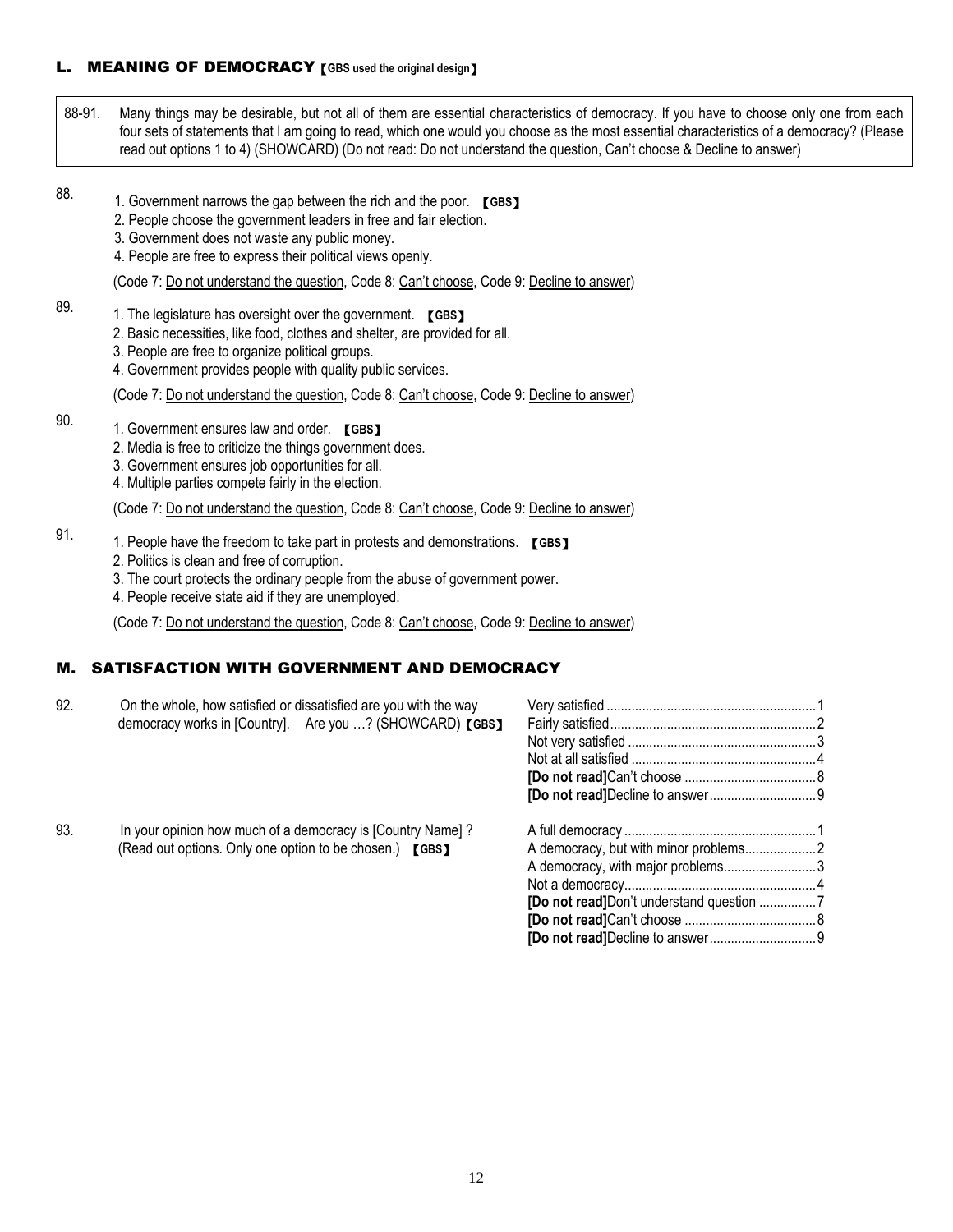## L. MEANING OF DEMOCRACY 【GBS used the original design】

88-91. Many things may be desirable, but not all of them are essential characteristics of democracy. If you have to choose only one from each four sets of statements that I am going to read, which one would you choose as the most essential characteristics of a democracy? (Please read out options 1 to 4) (SHOWCARD) (Do not read: Do not understand the question, Can't choose & Decline to answer)

88.
1. Government narrows the gap between the rich and the poor. 【GBS】
2. People choose the government leaders in free and fair election.
3. Government does not waste any public money.
4. People are free to express their political views openly.

(Code 7: Do not understand the question, Code 8: Can't choose, Code 9: Decline to answer)

89.
1. The legislature has oversight over the government. 【GBS】
2. Basic necessities, like food, clothes and shelter, are provided for all.
3. People are free to organize political groups.
4. Government provides people with quality public services.

(Code 7: Do not understand the question, Code 8: Can't choose, Code 9: Decline to answer)

90.
1. Government ensures law and order. 【GBS】
2. Media is free to criticize the things government does.
3. Government ensures job opportunities for all.
4. Multiple parties compete fairly in the election.

(Code 7: Do not understand the question, Code 8: Can't choose, Code 9: Decline to answer)

91.
1. People have the freedom to take part in protests and demonstrations. 【GBS】
2. Politics is clean and free of corruption.
3. The court protects the ordinary people from the abuse of government power.
4. People receive state aid if they are unemployed.

(Code 7: Do not understand the question, Code 8: Can't choose, Code 9: Decline to answer)

## M. SATISFACTION WITH GOVERNMENT AND DEMOCRACY

92. On the whole, how satisfied or dissatisfied are you with the way democracy works in [Country]. Are you …? (SHOWCARD) 【GBS】

- Very satisfied .......... 1
- Fairly satisfied .......... 2
- Not very satisfied .......... 3
- Not at all satisfied .......... 4
- **[Do not read]**Can't choose .......... 8
- **[Do not read]**Decline to answer .......... 9

93. In your opinion how much of a democracy is [Country Name] ? (Read out options. Only one option to be chosen.) 【GBS】

- A full democracy .......... 1
- A democracy, but with minor problems .......... 2
- A democracy, with major problems .......... 3
- Not a democracy .......... 4
- **[Do not read]**Don't understand question .......... 7
- **[Do not read]**Can't choose .......... 8
- **[Do not read]**Decline to answer .......... 9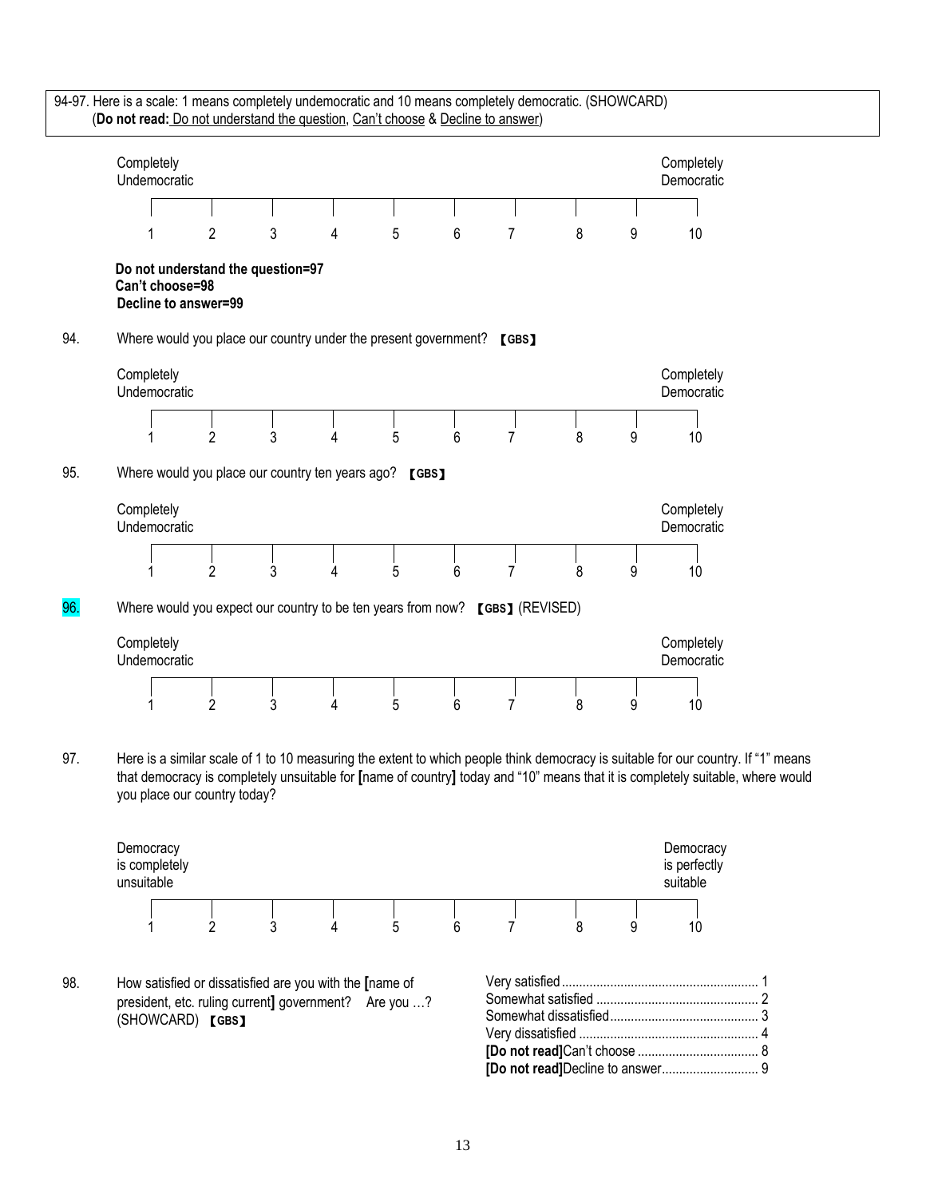94-97. Here is a scale: 1 means completely undemocratic and 10 means completely democratic. (SHOWCARD)
(**Do not read:** Do not understand the question, Can't choose & Decline to answer)

| Completely Undemocratic | | | | | | | | | Completely Democratic |
|---|---|---|---|---|---|---|---|---|---|
| 1 | 2 | 3 | 4 | 5 | 6 | 7 | 8 | 9 | 10 |

**Do not understand the question=97**
**Can't choose=98**
**Decline to answer=99**

94. Where would you place our country under the present government? 【GBS】

| Completely Undemocratic | | | | | | | | | Completely Democratic |
|---|---|---|---|---|---|---|---|---|---|
| 1 | 2 | 3 | 4 | 5 | 6 | 7 | 8 | 9 | 10 |

95. Where would you place our country ten years ago? 【GBS】

| Completely Undemocratic | | | | | | | | | Completely Democratic |
|---|---|---|---|---|---|---|---|---|---|
| 1 | 2 | 3 | 4 | 5 | 6 | 7 | 8 | 9 | 10 |

96. Where would you expect our country to be ten years from now? 【GBS】(REVISED)

| Completely Undemocratic | | | | | | | | | Completely Democratic |
|---|---|---|---|---|---|---|---|---|---|
| 1 | 2 | 3 | 4 | 5 | 6 | 7 | 8 | 9 | 10 |

97. Here is a similar scale of 1 to 10 measuring the extent to which people think democracy is suitable for our country. If "1" means that democracy is completely unsuitable for [name of country] today and "10" means that it is completely suitable, where would you place our country today?

| Democracy is completely unsuitable | | | | | | | | | Democracy is perfectly suitable |
|---|---|---|---|---|---|---|---|---|---|
| 1 | 2 | 3 | 4 | 5 | 6 | 7 | 8 | 9 | 10 |

98. How satisfied or dissatisfied are you with the [name of president, etc. ruling current] government? Are you …? (SHOWCARD) 【GBS】

| | |
|---|---|
| Very satisfied | 1 |
| Somewhat satisfied | 2 |
| Somewhat dissatisfied | 3 |
| Very dissatisfied | 4 |
| **[Do not read]**Can't choose | 8 |
| **[Do not read]**Decline to answer | 9 |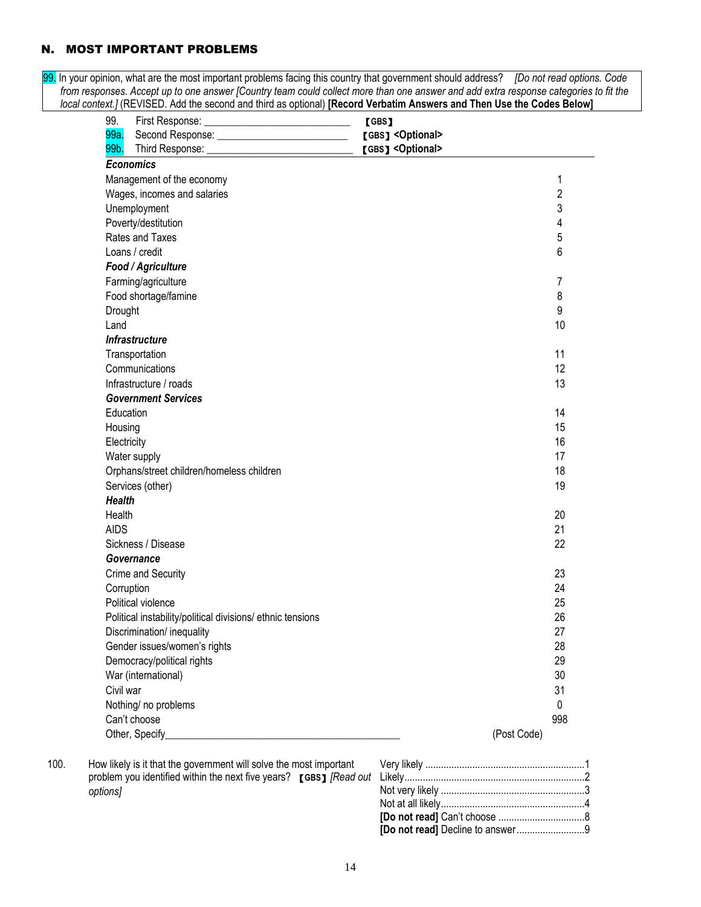## N. MOST IMPORTANT PROBLEMS

99. In your opinion, what are the most important problems facing this country that government should address? *[Do not read options. Code from responses. Accept up to one answer [Country team could collect more than one answer and add extra response categories to fit the local context.]* (REVISED. Add the second and third as optional) **[Record Verbatim Answers and Then Use the Codes Below]**

99. First Response: ___________________________ 【GBS】
99a. Second Response: ________________________ 【GBS】 <Optional>
99b. Third Response: ___________________________ 【GBS】 <Optional>

| | |
|---|---|
| ***Economics*** | |
| Management of the economy | 1 |
| Wages, incomes and salaries | 2 |
| Unemployment | 3 |
| Poverty/destitution | 4 |
| Rates and Taxes | 5 |
| Loans / credit | 6 |
| ***Food / Agriculture*** | |
| Farming/agriculture | 7 |
| Food shortage/famine | 8 |
| Drought | 9 |
| Land | 10 |
| ***Infrastructure*** | |
| Transportation | 11 |
| Communications | 12 |
| Infrastructure / roads | 13 |
| ***Government Services*** | |
| Education | 14 |
| Housing | 15 |
| Electricity | 16 |
| Water supply | 17 |
| Orphans/street children/homeless children | 18 |
| Services (other) | 19 |
| ***Health*** | |
| Health | 20 |
| AIDS | 21 |
| Sickness / Disease | 22 |
| ***Governance*** | |
| Crime and Security | 23 |
| Corruption | 24 |
| Political violence | 25 |
| Political instability/political divisions/ ethnic tensions | 26 |
| Discrimination/ inequality | 27 |
| Gender issues/women's rights | 28 |
| Democracy/political rights | 29 |
| War (international) | 30 |
| Civil war | 31 |
| Nothing/ no problems | 0 |
| Can't choose | 998 |
| Other, Specify_____________________________________________ | (Post Code) |

| | | |
|---|---|---|
| 100. | How likely is it that the government will solve the most important problem you identified within the next five years? 【GBS】 *[Read out options]* | Very likely ....................1 |
| | | Likely....................2 |
| | | Not very likely ....................3 |
| | | Not at all likely....................4 |
| | | **[Do not read]** Can't choose ....................8 |
| | | **[Do not read]** Decline to answer....................9 |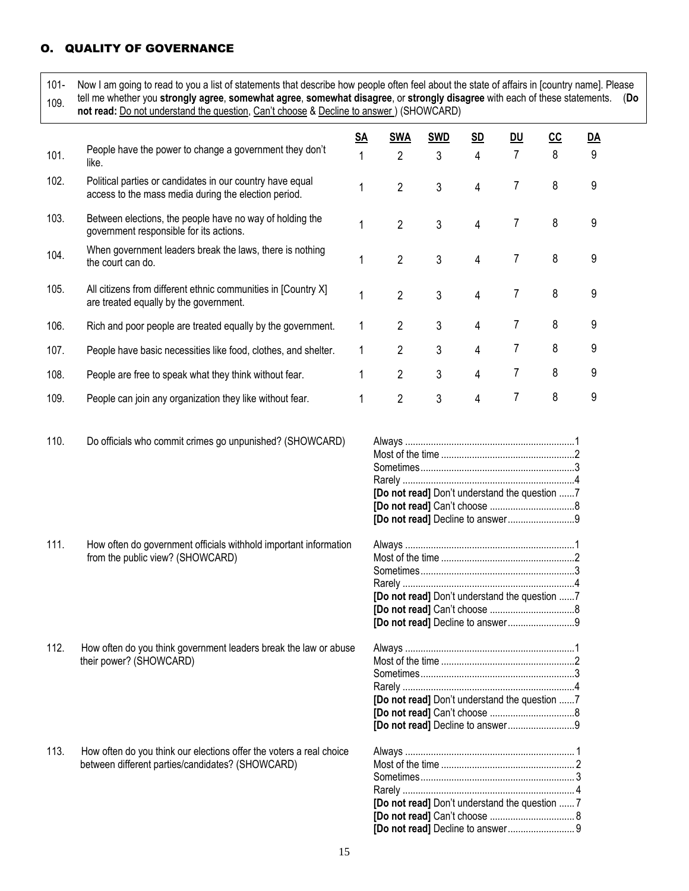## O. QUALITY OF GOVERNANCE

| 101-109. | Now I am going to read to you a list of statements that describe how people often feel about the state of affairs in [country name]. Please tell me whether you **strongly agree**, **somewhat agree**, **somewhat disagree**, or **strongly disagree** with each of these statements. (**Do not read:** Do not understand the question, Can't choose & Decline to answer ) (SHOWCARD) |
|---|---|

| | | SA | SWA | SWD | SD | DU | CC | DA |
|---|---|---|---|---|---|---|---|---|
| 101. | People have the power to change a government they don't like. | 1 | 2 | 3 | 4 | 7 | 8 | 9 |
| 102. | Political parties or candidates in our country have equal access to the mass media during the election period. | 1 | 2 | 3 | 4 | 7 | 8 | 9 |
| 103. | Between elections, the people have no way of holding the government responsible for its actions. | 1 | 2 | 3 | 4 | 7 | 8 | 9 |
| 104. | When government leaders break the laws, there is nothing the court can do. | 1 | 2 | 3 | 4 | 7 | 8 | 9 |
| 105. | All citizens from different ethnic communities in [Country X] are treated equally by the government. | 1 | 2 | 3 | 4 | 7 | 8 | 9 |
| 106. | Rich and poor people are treated equally by the government. | 1 | 2 | 3 | 4 | 7 | 8 | 9 |
| 107. | People have basic necessities like food, clothes, and shelter. | 1 | 2 | 3 | 4 | 7 | 8 | 9 |
| 108. | People are free to speak what they think without fear. | 1 | 2 | 3 | 4 | 7 | 8 | 9 |
| 109. | People can join any organization they like without fear. | 1 | 2 | 3 | 4 | 7 | 8 | 9 |

110. Do officials who commit crimes go unpunished? (SHOWCARD)

- Always .......................................................1
- Most of the time ........................................2
- Sometimes..................................................3
- Rarely .........................................................4
- **[Do not read]** Don't understand the question ......7
- **[Do not read]** Can't choose .............................8
- **[Do not read]** Decline to answer.......................9

111. How often do government officials withhold important information from the public view? (SHOWCARD)

- Always .......................................................1
- Most of the time ........................................2
- Sometimes..................................................3
- Rarely .........................................................4
- **[Do not read]** Don't understand the question ......7
- **[Do not read]** Can't choose .............................8
- **[Do not read]** Decline to answer.......................9

112. How often do you think government leaders break the law or abuse their power? (SHOWCARD)

- Always .......................................................1
- Most of the time ........................................2
- Sometimes..................................................3
- Rarely .........................................................4
- **[Do not read]** Don't understand the question ......7
- **[Do not read]** Can't choose .............................8
- **[Do not read]** Decline to answer.......................9

113. How often do you think our elections offer the voters a real choice between different parties/candidates? (SHOWCARD)

- Always .......................................................1
- Most of the time ........................................2
- Sometimes..................................................3
- Rarely .........................................................4
- **[Do not read]** Don't understand the question ......7
- **[Do not read]** Can't choose .............................8
- **[Do not read]** Decline to answer.......................9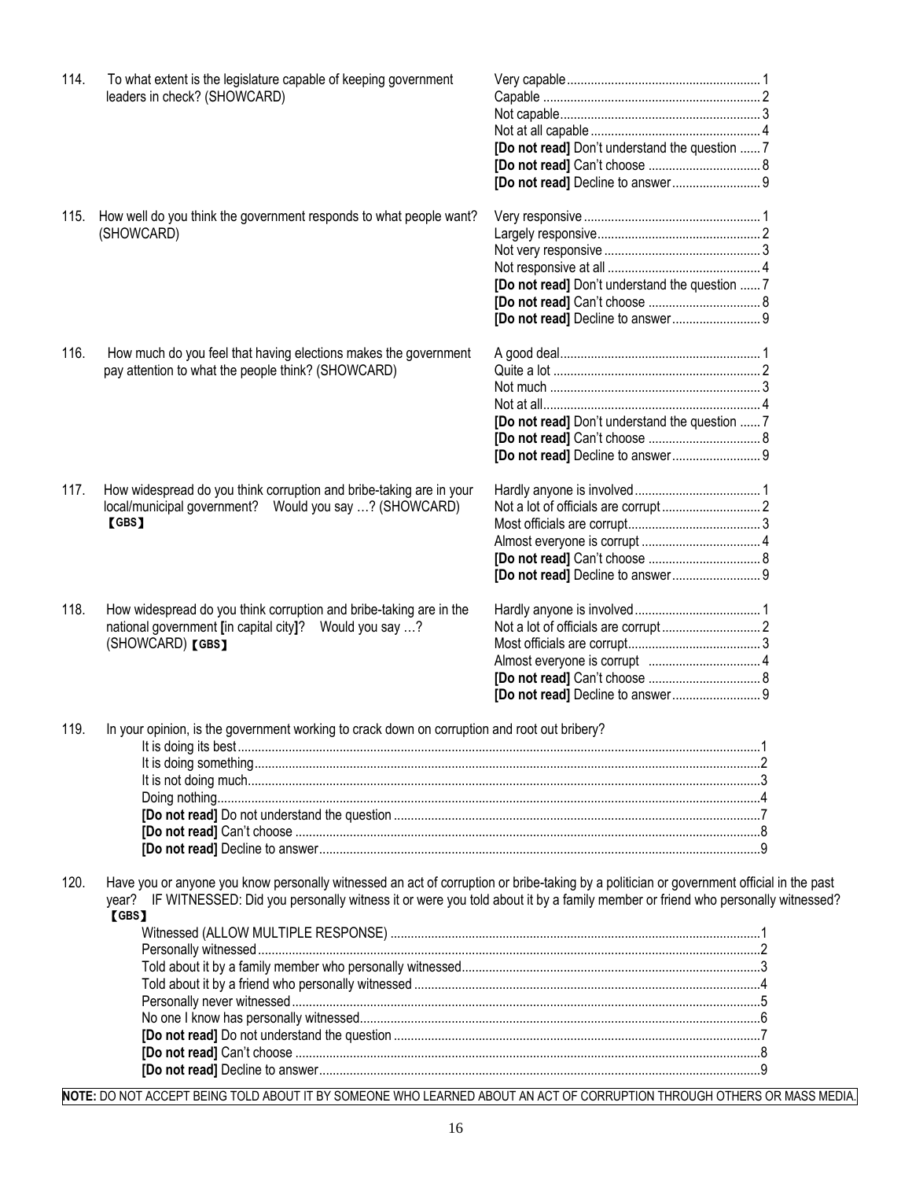114. To what extent is the legislature capable of keeping government leaders in check? (SHOWCARD)

- Very capable ........................................................ 1
- Capable ............................................................... 2
- Not capable.......................................................... 3
- Not at all capable ................................................ 4
- **[Do not read]** Don't understand the question ...... 7
- **[Do not read]** Can't choose ................................ 8
- **[Do not read]** Decline to answer......................... 9

115. How well do you think the government responds to what people want? (SHOWCARD)

- Very responsive ................................................... 1
- Largely responsive............................................... 2
- Not very responsive ............................................. 3
- Not responsive at all ............................................ 4
- **[Do not read]** Don't understand the question ...... 7
- **[Do not read]** Can't choose ................................ 8
- **[Do not read]** Decline to answer......................... 9

116. How much do you feel that having elections makes the government pay attention to what the people think? (SHOWCARD)

- A good deal.......................................................... 1
- Quite a lot ............................................................ 2
- Not much ............................................................. 3
- Not at all............................................................... 4
- **[Do not read]** Don't understand the question ...... 7
- **[Do not read]** Can't choose ................................ 8
- **[Do not read]** Decline to answer......................... 9

117. How widespread do you think corruption and bribe-taking are in your local/municipal government? Would you say …? (SHOWCARD) 【GBS】

- Hardly anyone is involved.................................... 1
- Not a lot of officials are corrupt ............................ 2
- Most officials are corrupt...................................... 3
- Almost everyone is corrupt .................................. 4
- **[Do not read]** Can't choose ................................ 8
- **[Do not read]** Decline to answer......................... 9

118. How widespread do you think corruption and bribe-taking are in the national government [in capital city]? Would you say …? (SHOWCARD) 【GBS】

- Hardly anyone is involved.................................... 1
- Not a lot of officials are corrupt ............................ 2
- Most officials are corrupt...................................... 3
- Almost everyone is corrupt ................................ 4
- **[Do not read]** Can't choose ................................ 8
- **[Do not read]** Decline to answer......................... 9

119. In your opinion, is the government working to crack down on corruption and root out bribery?

- It is doing its best........................................................................................................................................1
- It is doing something...................................................................................................................................2
- It is not doing much.....................................................................................................................................3
- Doing nothing...............................................................................................................................................4
- **[Do not read]** Do not understand the question ...........................................................................................7
- **[Do not read]** Can't choose ........................................................................................................................8
- **[Do not read]** Decline to answer.................................................................................................................9

120. Have you or anyone you know personally witnessed an act of corruption or bribe-taking by a politician or government official in the past year? IF WITNESSED: Did you personally witness it or were you told about it by a family member or friend who personally witnessed? 【GBS】

- Witnessed (ALLOW MULTIPLE RESPONSE) ............................................................................................1
- Personally witnessed..................................................................................................................................2
- Told about it by a family member who personally witnessed.......................................................................3
- Told about it by a friend who personally witnessed .....................................................................................4
- Personally never witnessed.........................................................................................................................5
- No one I know has personally witnessed.....................................................................................................6
- **[Do not read]** Do not understand the question ...........................................................................................7
- **[Do not read]** Can't choose ........................................................................................................................8
- **[Do not read]** Decline to answer.................................................................................................................9

**NOTE:** DO NOT ACCEPT BEING TOLD ABOUT IT BY SOMEONE WHO LEARNED ABOUT AN ACT OF CORRUPTION THROUGH OTHERS OR MASS MEDIA.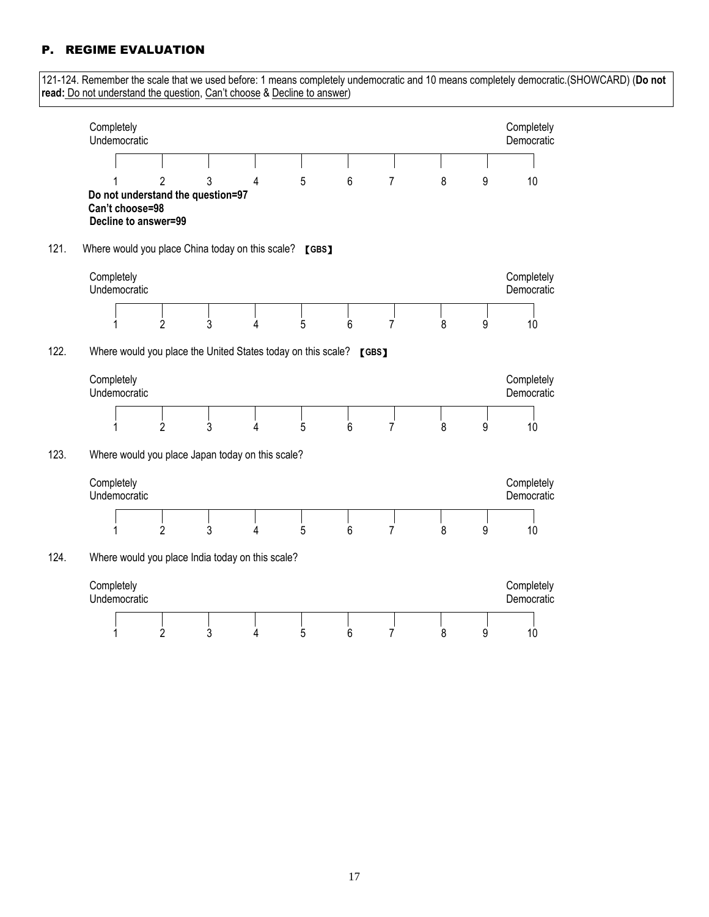## P. REGIME EVALUATION

121-124. Remember the scale that we used before: 1 means completely undemocratic and 10 means completely democratic.(SHOWCARD) (**Do not read:** Do not understand the question, Can't choose & Decline to answer)

| Completely Undemocratic | | | | | | | | | Completely Democratic |
|---|---|---|---|---|---|---|---|---|---|
| 1 | 2 | 3 | 4 | 5 | 6 | 7 | 8 | 9 | 10 |

**Do not understand the question=97**
**Can't choose=98**
**Decline to answer=99**

121. Where would you place China today on this scale? 【GBS】

| Completely Undemocratic | | | | | | | | | Completely Democratic |
|---|---|---|---|---|---|---|---|---|---|
| 1 | 2 | 3 | 4 | 5 | 6 | 7 | 8 | 9 | 10 |

122. Where would you place the United States today on this scale? 【GBS】

| Completely Undemocratic | | | | | | | | | Completely Democratic |
|---|---|---|---|---|---|---|---|---|---|
| 1 | 2 | 3 | 4 | 5 | 6 | 7 | 8 | 9 | 10 |

123. Where would you place Japan today on this scale?

| Completely Undemocratic | | | | | | | | | Completely Democratic |
|---|---|---|---|---|---|---|---|---|---|
| 1 | 2 | 3 | 4 | 5 | 6 | 7 | 8 | 9 | 10 |

124. Where would you place India today on this scale?

| Completely Undemocratic | | | | | | | | | Completely Democratic |
|---|---|---|---|---|---|---|---|---|---|
| 1 | 2 | 3 | 4 | 5 | 6 | 7 | 8 | 9 | 10 |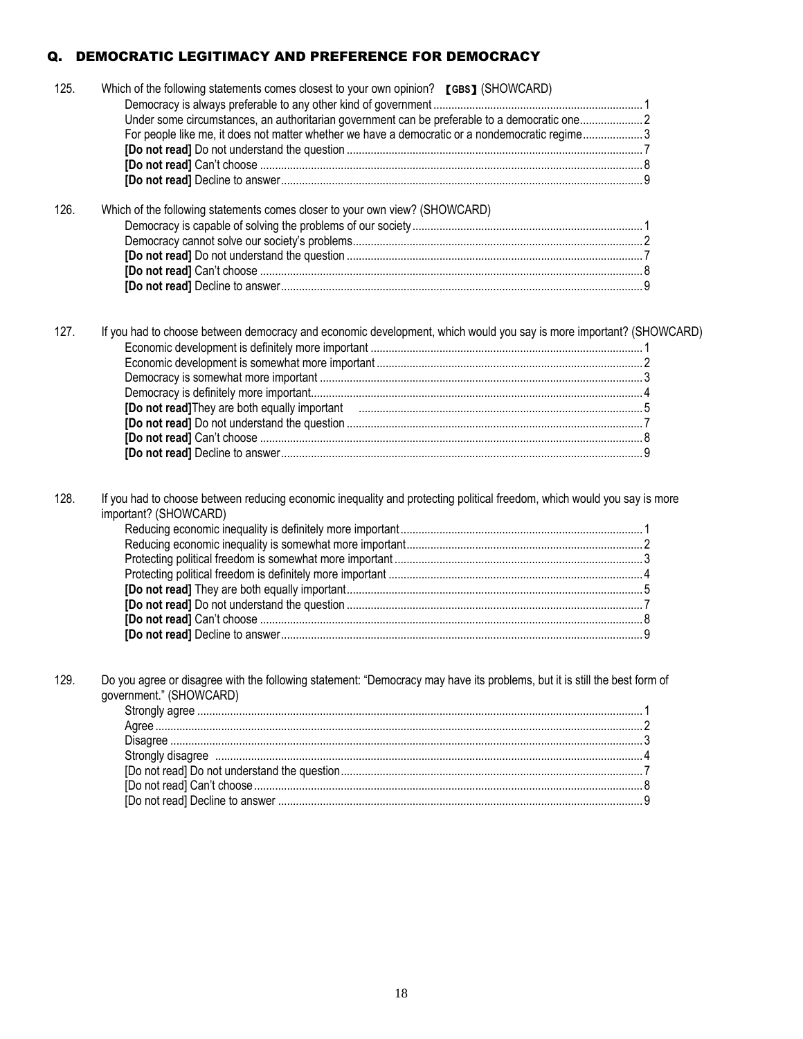## Q. DEMOCRATIC LEGITIMACY AND PREFERENCE FOR DEMOCRACY

125. Which of the following statements comes closest to your own opinion? 【GBS】 (SHOWCARD)
- Democracy is always preferable to any other kind of government .......... 1
- Under some circumstances, an authoritarian government can be preferable to a democratic one .......... 2
- For people like me, it does not matter whether we have a democratic or a nondemocratic regime .......... 3
- **[Do not read]** Do not understand the question .......... 7
- **[Do not read]** Can't choose .......... 8
- **[Do not read]** Decline to answer .......... 9

126. Which of the following statements comes closer to your own view? (SHOWCARD)
- Democracy is capable of solving the problems of our society .......... 1
- Democracy cannot solve our society's problems .......... 2
- **[Do not read]** Do not understand the question .......... 7
- **[Do not read]** Can't choose .......... 8
- **[Do not read]** Decline to answer .......... 9

127. If you had to choose between democracy and economic development, which would you say is more important? (SHOWCARD)
- Economic development is definitely more important .......... 1
- Economic development is somewhat more important .......... 2
- Democracy is somewhat more important .......... 3
- Democracy is definitely more important .......... 4
- **[Do not read]** They are both equally important .......... 5
- **[Do not read]** Do not understand the question .......... 7
- **[Do not read]** Can't choose .......... 8
- **[Do not read]** Decline to answer .......... 9

128. If you had to choose between reducing economic inequality and protecting political freedom, which would you say is more important? (SHOWCARD)
- Reducing economic inequality is definitely more important .......... 1
- Reducing economic inequality is somewhat more important .......... 2
- Protecting political freedom is somewhat more important .......... 3
- Protecting political freedom is definitely more important .......... 4
- **[Do not read]** They are both equally important .......... 5
- **[Do not read]** Do not understand the question .......... 7
- **[Do not read]** Can't choose .......... 8
- **[Do not read]** Decline to answer .......... 9

129. Do you agree or disagree with the following statement: "Democracy may have its problems, but it is still the best form of government." (SHOWCARD)
- Strongly agree .......... 1
- Agree .......... 2
- Disagree .......... 3
- Strongly disagree .......... 4
- [Do not read] Do not understand the question .......... 7
- [Do not read] Can't choose .......... 8
- [Do not read] Decline to answer .......... 9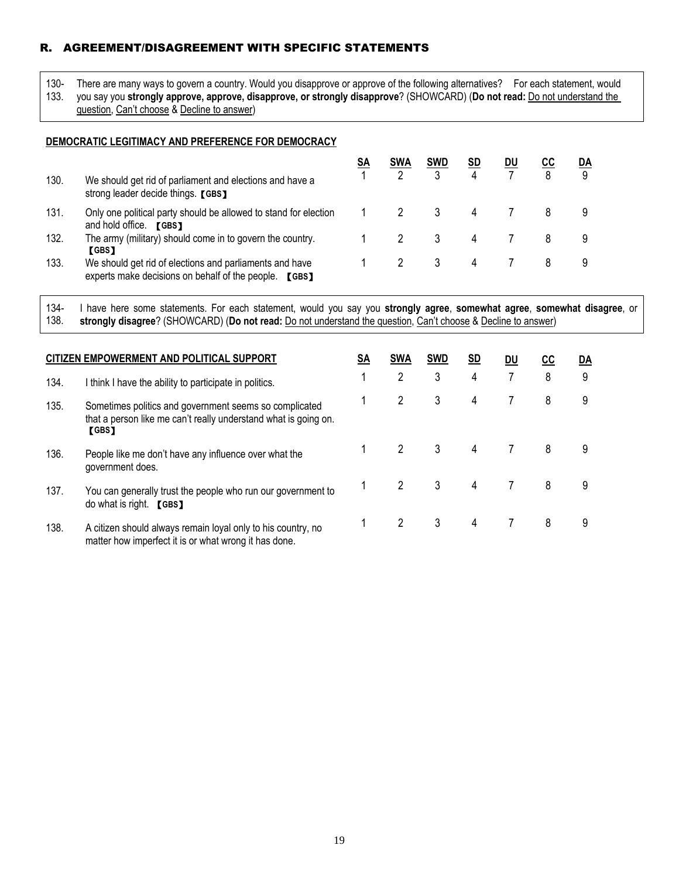## R. AGREEMENT/DISAGREEMENT WITH SPECIFIC STATEMENTS

130-133. There are many ways to govern a country. Would you disapprove or approve of the following alternatives? For each statement, would you say you **strongly approve, approve, disapprove, or strongly disapprove**? (SHOWCARD) (**Do not read:** Do not understand the question, Can't choose & Decline to answer)

**DEMOCRATIC LEGITIMACY AND PREFERENCE FOR DEMOCRACY**

| | | SA | SWA | SWD | SD | DU | CC | DA |
|---|---|---|---|---|---|---|---|---|
| 130. | We should get rid of parliament and elections and have a strong leader decide things. 【GBS】 | 1 | 2 | 3 | 4 | 7 | 8 | 9 |
| 131. | Only one political party should be allowed to stand for election and hold office. 【GBS】 | 1 | 2 | 3 | 4 | 7 | 8 | 9 |
| 132. | The army (military) should come in to govern the country. 【GBS】 | 1 | 2 | 3 | 4 | 7 | 8 | 9 |
| 133. | We should get rid of elections and parliaments and have experts make decisions on behalf of the people. 【GBS】 | 1 | 2 | 3 | 4 | 7 | 8 | 9 |

134-138. I have here some statements. For each statement, would you say you **strongly agree**, **somewhat agree**, **somewhat disagree**, or **strongly disagree**? (SHOWCARD) (**Do not read:** Do not understand the question, Can't choose & Decline to answer)

| **CITIZEN EMPOWERMENT AND POLITICAL SUPPORT** | | SA | SWA | SWD | SD | DU | CC | DA |
|---|---|---|---|---|---|---|---|---|
| 134. | I think I have the ability to participate in politics. | 1 | 2 | 3 | 4 | 7 | 8 | 9 |
| 135. | Sometimes politics and government seems so complicated that a person like me can't really understand what is going on. 【GBS】 | 1 | 2 | 3 | 4 | 7 | 8 | 9 |
| 136. | People like me don't have any influence over what the government does. | 1 | 2 | 3 | 4 | 7 | 8 | 9 |
| 137. | You can generally trust the people who run our government to do what is right. 【GBS】 | 1 | 2 | 3 | 4 | 7 | 8 | 9 |
| 138. | A citizen should always remain loyal only to his country, no matter how imperfect it is or what wrong it has done. | 1 | 2 | 3 | 4 | 7 | 8 | 9 |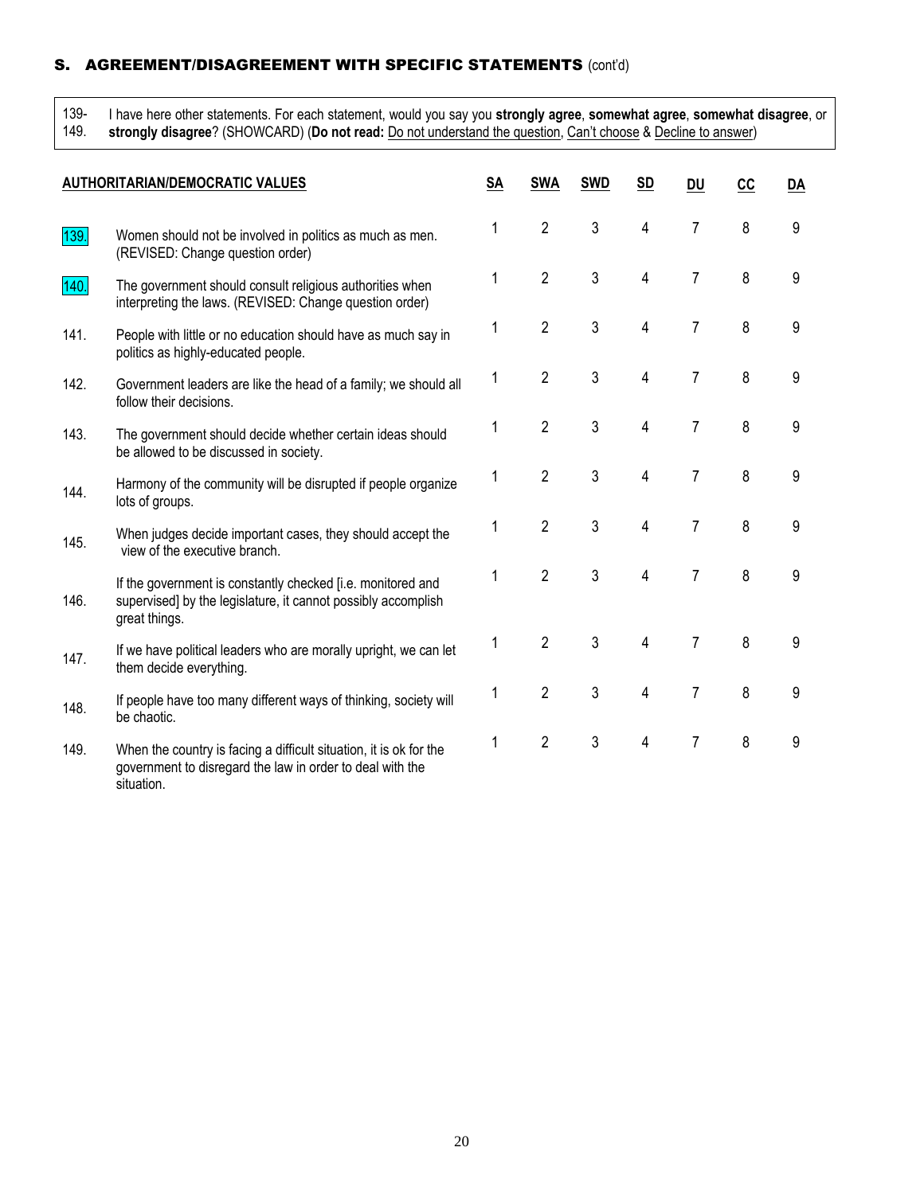## S. AGREEMENT/DISAGREEMENT WITH SPECIFIC STATEMENTS (cont'd)

139-149. I have here other statements. For each statement, would you say you **strongly agree**, **somewhat agree**, **somewhat disagree**, or **strongly disagree**? (SHOWCARD) (**Do not read:** Do not understand the question, Can't choose & Decline to answer)

| | AUTHORITARIAN/DEMOCRATIC VALUES | SA | SWA | SWD | SD | DU | CC | DA |
|---|---|---|---|---|---|---|---|---|
| 139. | Women should not be involved in politics as much as men. (REVISED: Change question order) | 1 | 2 | 3 | 4 | 7 | 8 | 9 |
| 140. | The government should consult religious authorities when interpreting the laws. (REVISED: Change question order) | 1 | 2 | 3 | 4 | 7 | 8 | 9 |
| 141. | People with little or no education should have as much say in politics as highly-educated people. | 1 | 2 | 3 | 4 | 7 | 8 | 9 |
| 142. | Government leaders are like the head of a family; we should all follow their decisions. | 1 | 2 | 3 | 4 | 7 | 8 | 9 |
| 143. | The government should decide whether certain ideas should be allowed to be discussed in society. | 1 | 2 | 3 | 4 | 7 | 8 | 9 |
| 144. | Harmony of the community will be disrupted if people organize lots of groups. | 1 | 2 | 3 | 4 | 7 | 8 | 9 |
| 145. | When judges decide important cases, they should accept the view of the executive branch. | 1 | 2 | 3 | 4 | 7 | 8 | 9 |
| 146. | If the government is constantly checked [i.e. monitored and supervised] by the legislature, it cannot possibly accomplish great things. | 1 | 2 | 3 | 4 | 7 | 8 | 9 |
| 147. | If we have political leaders who are morally upright, we can let them decide everything. | 1 | 2 | 3 | 4 | 7 | 8 | 9 |
| 148. | If people have too many different ways of thinking, society will be chaotic. | 1 | 2 | 3 | 4 | 7 | 8 | 9 |
| 149. | When the country is facing a difficult situation, it is ok for the government to disregard the law in order to deal with the situation. | 1 | 2 | 3 | 4 | 7 | 8 | 9 |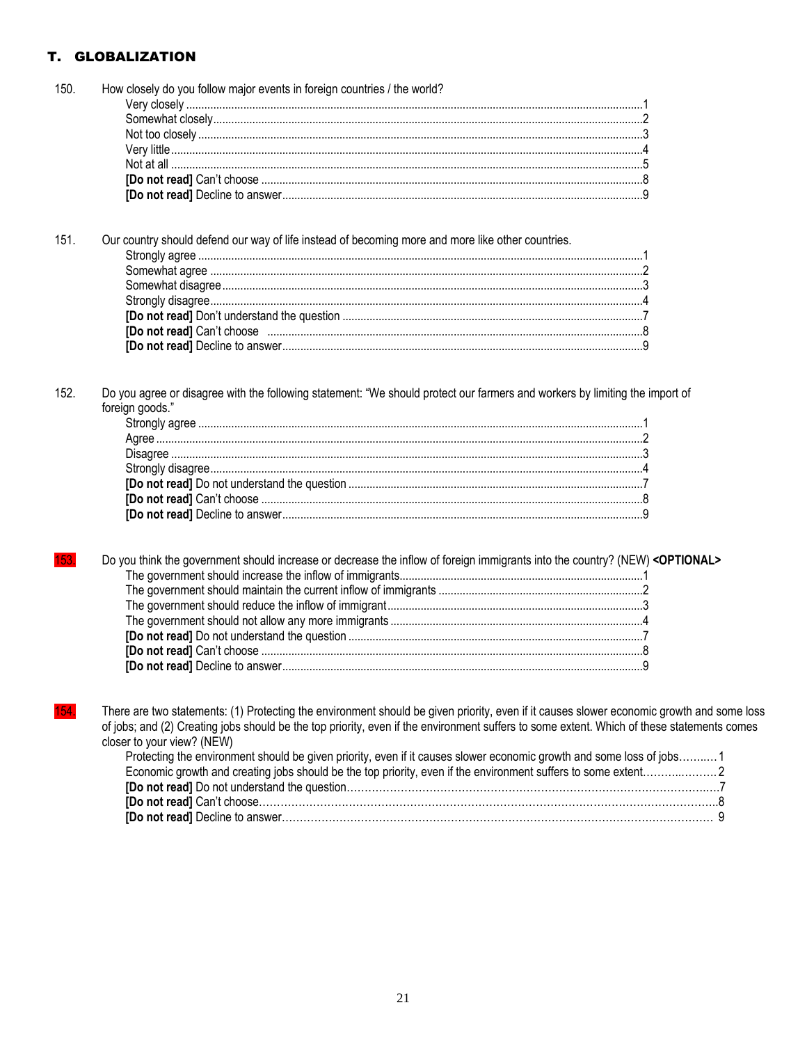## T. GLOBALIZATION

150. How closely do you follow major events in foreign countries / the world?

| | |
|---|---|
| Very closely | 1 |
| Somewhat closely | 2 |
| Not too closely | 3 |
| Very little | 4 |
| Not at all | 5 |
| **[Do not read]** Can't choose | 8 |
| **[Do not read]** Decline to answer | 9 |

151. Our country should defend our way of life instead of becoming more and more like other countries.

| | |
|---|---|
| Strongly agree | 1 |
| Somewhat agree | 2 |
| Somewhat disagree | 3 |
| Strongly disagree | 4 |
| **[Do not read]** Don't understand the question | 7 |
| **[Do not read]** Can't choose | 8 |
| **[Do not read]** Decline to answer | 9 |

152. Do you agree or disagree with the following statement: "We should protect our farmers and workers by limiting the import of foreign goods."

| | |
|---|---|
| Strongly agree | 1 |
| Agree | 2 |
| Disagree | 3 |
| Strongly disagree | 4 |
| **[Do not read]** Do not understand the question | 7 |
| **[Do not read]** Can't choose | 8 |
| **[Do not read]** Decline to answer | 9 |

153. Do you think the government should increase or decrease the inflow of foreign immigrants into the country? (NEW) **<OPTIONAL>**

| | |
|---|---|
| The government should increase the inflow of immigrants | 1 |
| The government should maintain the current inflow of immigrants | 2 |
| The government should reduce the inflow of immigrant | 3 |
| The government should not allow any more immigrants | 4 |
| **[Do not read]** Do not understand the question | 7 |
| **[Do not read]** Can't choose | 8 |
| **[Do not read]** Decline to answer | 9 |

154. There are two statements: (1) Protecting the environment should be given priority, even if it causes slower economic growth and some loss of jobs; and (2) Creating jobs should be the top priority, even if the environment suffers to some extent. Which of these statements comes closer to your view? (NEW)

| | |
|---|---|
| Protecting the environment should be given priority, even if it causes slower economic growth and some loss of jobs | 1 |
| Economic growth and creating jobs should be the top priority, even if the environment suffers to some extent | 2 |
| **[Do not read]** Do not understand the question | 7 |
| **[Do not read]** Can't choose | 8 |
| **[Do not read]** Decline to answer | 9 |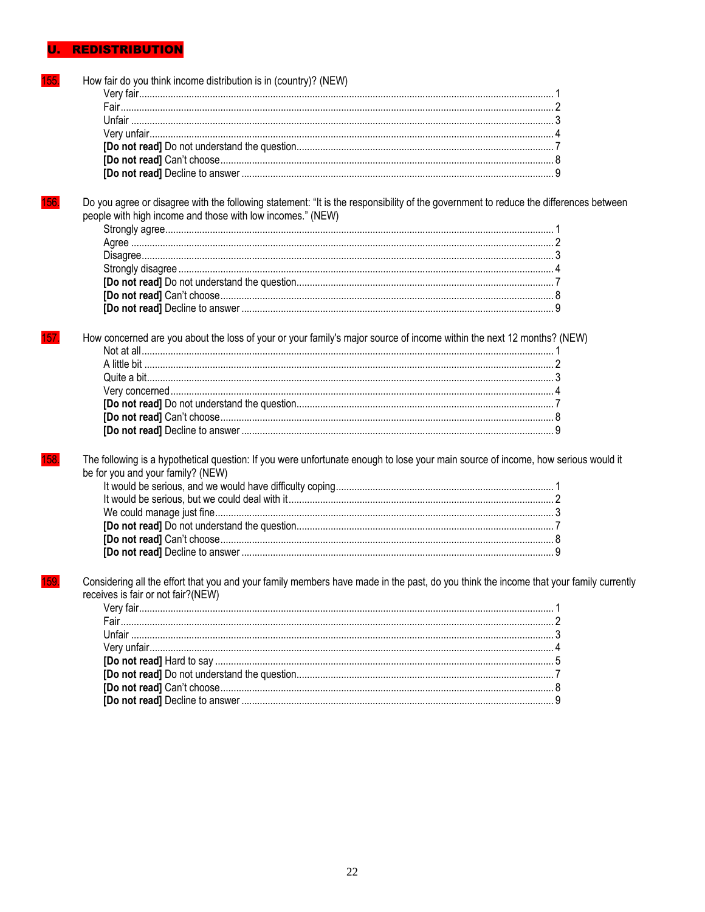## U. REDISTRIBUTION

**155.** How fair do you think income distribution is in (country)? (NEW)

- Very fair ........ 1
- Fair ........ 2
- Unfair ........ 3
- Very unfair ........ 4
- **[Do not read]** Do not understand the question ........ 7
- **[Do not read]** Can't choose ........ 8
- **[Do not read]** Decline to answer ........ 9

**156.** Do you agree or disagree with the following statement: "It is the responsibility of the government to reduce the differences between people with high income and those with low incomes." (NEW)

- Strongly agree ........ 1
- Agree ........ 2
- Disagree ........ 3
- Strongly disagree ........ 4
- **[Do not read]** Do not understand the question ........ 7
- **[Do not read]** Can't choose ........ 8
- **[Do not read]** Decline to answer ........ 9

**157.** How concerned are you about the loss of your or your family's major source of income within the next 12 months? (NEW)

- Not at all ........ 1
- A little bit ........ 2
- Quite a bit ........ 3
- Very concerned ........ 4
- **[Do not read]** Do not understand the question ........ 7
- **[Do not read]** Can't choose ........ 8
- **[Do not read]** Decline to answer ........ 9

**158.** The following is a hypothetical question: If you were unfortunate enough to lose your main source of income, how serious would it be for you and your family? (NEW)

- It would be serious, and we would have difficulty coping ........ 1
- It would be serious, but we could deal with it ........ 2
- We could manage just fine ........ 3
- **[Do not read]** Do not understand the question ........ 7
- **[Do not read]** Can't choose ........ 8
- **[Do not read]** Decline to answer ........ 9

**159.** Considering all the effort that you and your family members have made in the past, do you think the income that your family currently receives is fair or not fair?(NEW)

- Very fair ........ 1
- Fair ........ 2
- Unfair ........ 3
- Very unfair ........ 4
- **[Do not read]** Hard to say ........ 5
- **[Do not read]** Do not understand the question ........ 7
- **[Do not read]** Can't choose ........ 8
- **[Do not read]** Decline to answer ........ 9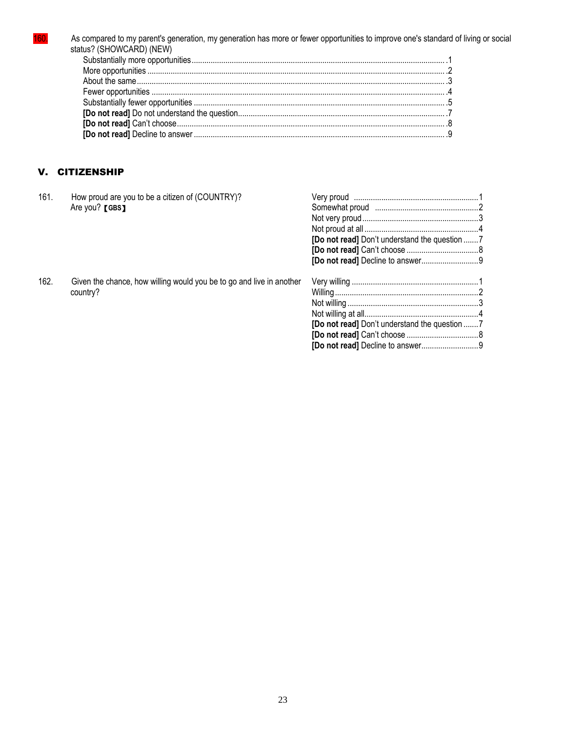160. As compared to my parent's generation, my generation has more or fewer opportunities to improve one's standard of living or social status? (SHOWCARD) (NEW)

- Substantially more opportunities .......... 1
- More opportunities .......... 2
- About the same .......... 3
- Fewer opportunities .......... 4
- Substantially fewer opportunities .......... 5
- **[Do not read]** Do not understand the question .......... 7
- **[Do not read]** Can't choose .......... 8
- **[Do not read]** Decline to answer .......... 9

## V. CITIZENSHIP

161. How proud are you to be a citizen of (COUNTRY)? Are you? 【GBS】

- Very proud .......... 1
- Somewhat proud .......... 2
- Not very proud .......... 3
- Not proud at all .......... 4
- **[Do not read]** Don't understand the question .......... 7
- **[Do not read]** Can't choose .......... 8
- **[Do not read]** Decline to answer .......... 9

162. Given the chance, how willing would you be to go and live in another country?

- Very willing .......... 1
- Willing .......... 2
- Not willing .......... 3
- Not willing at all .......... 4
- **[Do not read]** Don't understand the question .......... 7
- **[Do not read]** Can't choose .......... 8
- **[Do not read]** Decline to answer .......... 9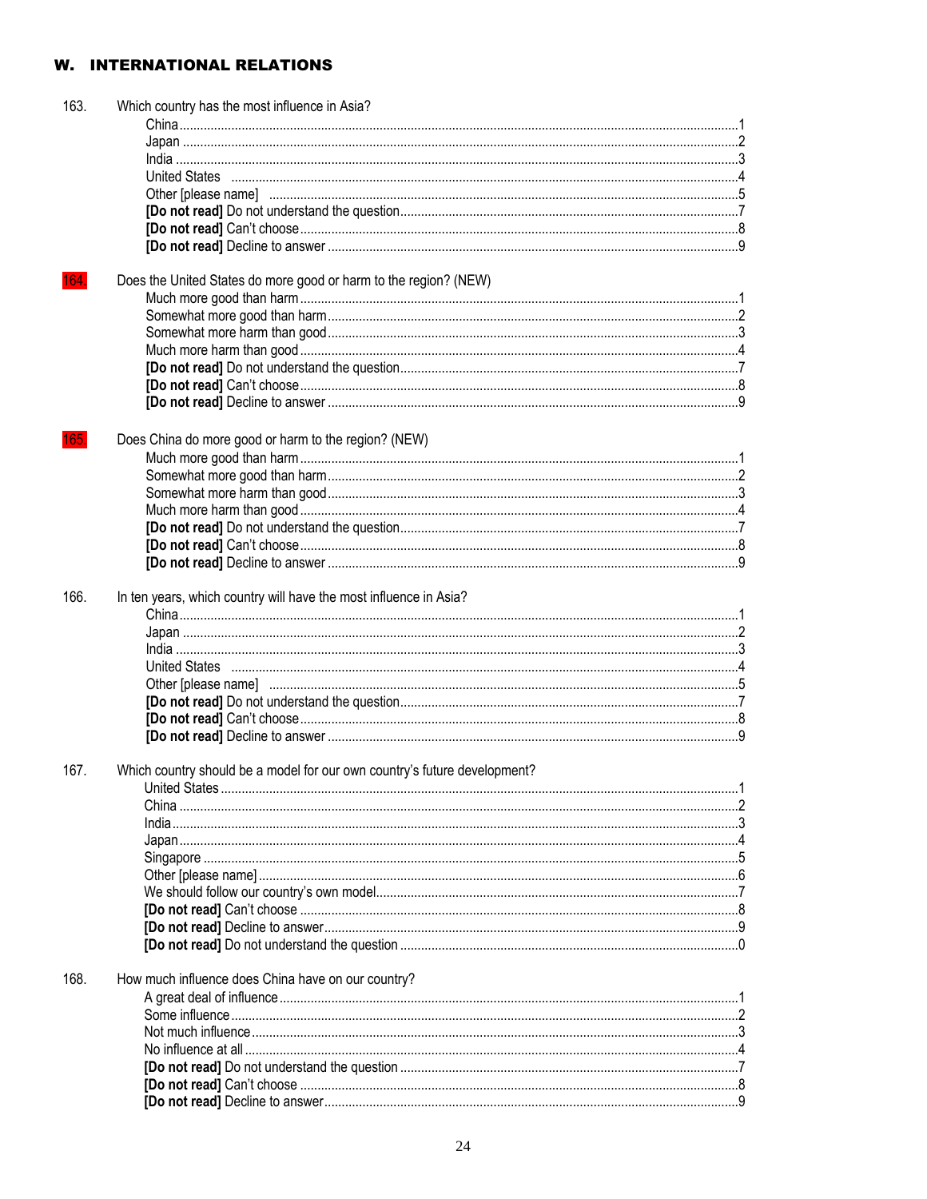## W. INTERNATIONAL RELATIONS

163. Which country has the most influence in Asia?

- China .....1
- Japan .....2
- India .....3
- United States .....4
- Other [please name] .....5
- **[Do not read]** Do not understand the question .....7
- **[Do not read]** Can't choose .....8
- **[Do not read]** Decline to answer .....9

164. Does the United States do more good or harm to the region? (NEW)

- Much more good than harm .....1
- Somewhat more good than harm .....2
- Somewhat more harm than good .....3
- Much more harm than good .....4
- **[Do not read]** Do not understand the question .....7
- **[Do not read]** Can't choose .....8
- **[Do not read]** Decline to answer .....9

165. Does China do more good or harm to the region? (NEW)

- Much more good than harm .....1
- Somewhat more good than harm .....2
- Somewhat more harm than good .....3
- Much more harm than good .....4
- **[Do not read]** Do not understand the question .....7
- **[Do not read]** Can't choose .....8
- **[Do not read]** Decline to answer .....9

166. In ten years, which country will have the most influence in Asia?

- China .....1
- Japan .....2
- India .....3
- United States .....4
- Other [please name] .....5
- **[Do not read]** Do not understand the question .....7
- **[Do not read]** Can't choose .....8
- **[Do not read]** Decline to answer .....9

167. Which country should be a model for our own country's future development?

- United States .....1
- China .....2
- India .....3
- Japan .....4
- Singapore .....5
- Other [please name] .....6
- We should follow our country's own model .....7
- **[Do not read]** Can't choose .....8
- **[Do not read]** Decline to answer .....9
- **[Do not read]** Do not understand the question .....0

168. How much influence does China have on our country?

- A great deal of influence .....1
- Some influence .....2
- Not much influence .....3
- No influence at all .....4
- **[Do not read]** Do not understand the question .....7
- **[Do not read]** Can't choose .....8
- **[Do not read]** Decline to answer .....9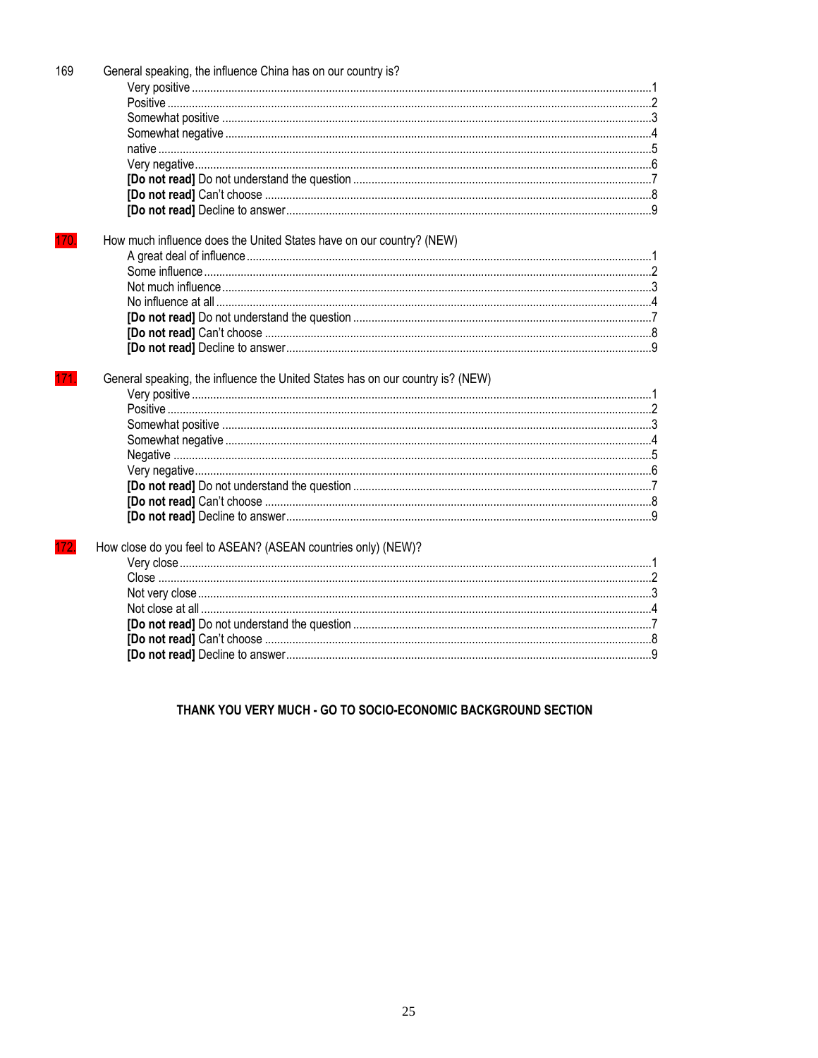169 General speaking, the influence China has on our country is?

- Very positive ....1
- Positive ....2
- Somewhat positive ....3
- Somewhat negative ....4
- native ....5
- Very negative....6
- **[Do not read]** Do not understand the question ....7
- **[Do not read]** Can't choose ....8
- **[Do not read]** Decline to answer....9

170. How much influence does the United States have on our country? (NEW)

- A great deal of influence....1
- Some influence....2
- Not much influence....3
- No influence at all ....4
- **[Do not read]** Do not understand the question ....7
- **[Do not read]** Can't choose ....8
- **[Do not read]** Decline to answer....9

171. General speaking, the influence the United States has on our country is? (NEW)

- Very positive ....1
- Positive ....2
- Somewhat positive ....3
- Somewhat negative ....4
- Negative ....5
- Very negative....6
- **[Do not read]** Do not understand the question ....7
- **[Do not read]** Can't choose ....8
- **[Do not read]** Decline to answer....9

172. How close do you feel to ASEAN? (ASEAN countries only) (NEW)?

- Very close....1
- Close ....2
- Not very close....3
- Not close at all ....4
- **[Do not read]** Do not understand the question ....7
- **[Do not read]** Can't choose ....8
- **[Do not read]** Decline to answer....9

**THANK YOU VERY MUCH - GO TO SOCIO-ECONOMIC BACKGROUND SECTION**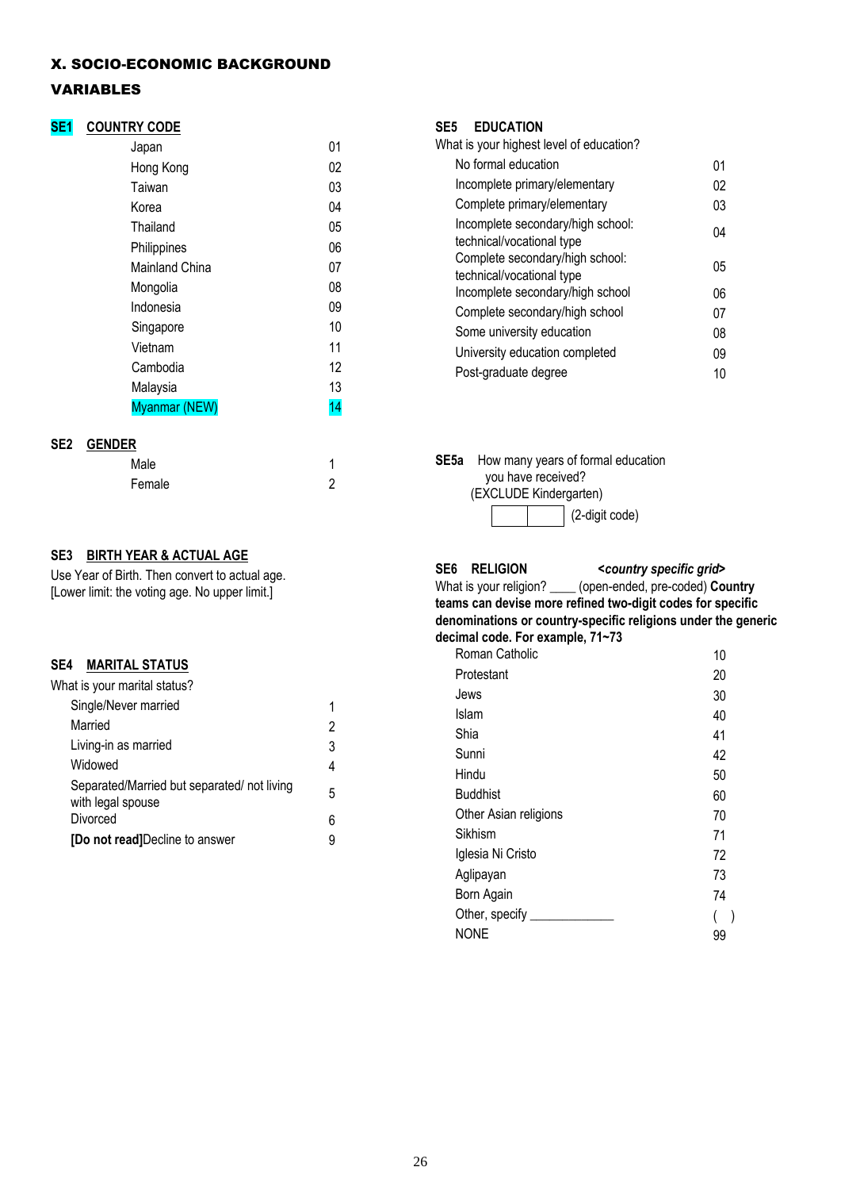## X. SOCIO-ECONOMIC BACKGROUND VARIABLES

### SE1 COUNTRY CODE

| | |
|---|---|
| Japan | 01 |
| Hong Kong | 02 |
| Taiwan | 03 |
| Korea | 04 |
| Thailand | 05 |
| Philippines | 06 |
| Mainland China | 07 |
| Mongolia | 08 |
| Indonesia | 09 |
| Singapore | 10 |
| Vietnam | 11 |
| Cambodia | 12 |
| Malaysia | 13 |
| Myanmar (NEW) | 14 |

### SE2 GENDER

| | |
|---|---|
| Male | 1 |
| Female | 2 |

### SE3 BIRTH YEAR & ACTUAL AGE

Use Year of Birth. Then convert to actual age.
[Lower limit: the voting age. No upper limit.]

### SE4 MARITAL STATUS

What is your marital status?

| | |
|---|---|
| Single/Never married | 1 |
| Married | 2 |
| Living-in as married | 3 |
| Widowed | 4 |
| Separated/Married but separated/ not living with legal spouse | 5 |
| Divorced | 6 |
| **[Do not read]**Decline to answer | 9 |

### SE5 EDUCATION

What is your highest level of education?

| | |
|---|---|
| No formal education | 01 |
| Incomplete primary/elementary | 02 |
| Complete primary/elementary | 03 |
| Incomplete secondary/high school: technical/vocational type | 04 |
| Complete secondary/high school: technical/vocational type | 05 |
| Incomplete secondary/high school | 06 |
| Complete secondary/high school | 07 |
| Some university education | 08 |
| University education completed | 09 |
| Post-graduate degree | 10 |

**SE5a** How many years of formal education you have received?
(EXCLUDE Kindergarten)

[ | ] (2-digit code)

### SE6 RELIGION *<country specific grid>*

What is your religion? ____ (open-ended, pre-coded) **Country teams can devise more refined two-digit codes for specific denominations or country-specific religions under the generic decimal code. For example, 71~73**

| | |
|---|---|
| Roman Catholic | 10 |
| Protestant | 20 |
| Jews | 30 |
| Islam | 40 |
| Shia | 41 |
| Sunni | 42 |
| Hindu | 50 |
| Buddhist | 60 |
| Other Asian religions | 70 |
| Sikhism | 71 |
| Iglesia Ni Cristo | 72 |
| Aglipayan | 73 |
| Born Again | 74 |
| Other, specify ____________ | ( ) |
| NONE | 99 |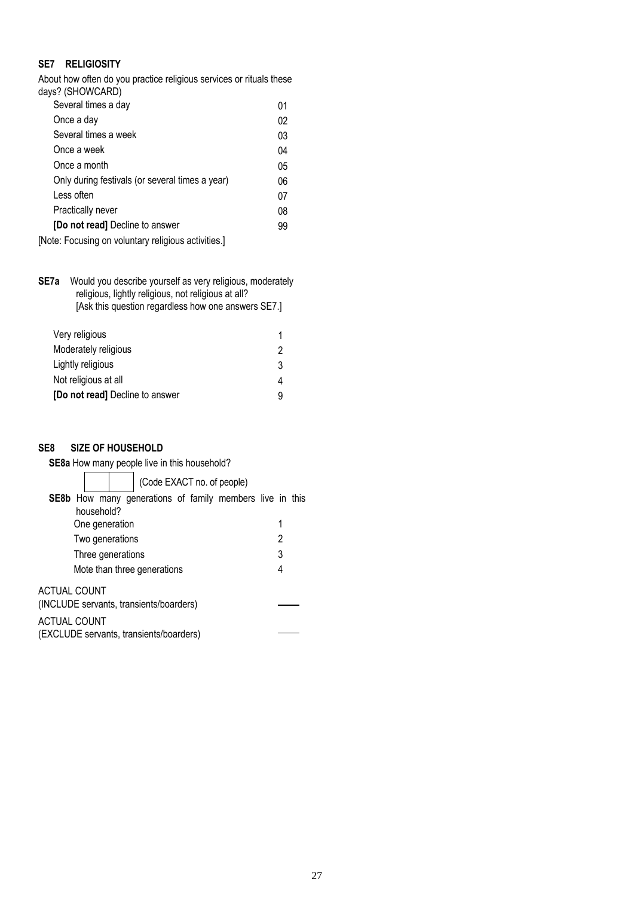### SE7 RELIGIOSITY

About how often do you practice religious services or rituals these days? (SHOWCARD)

| | |
|---|---|
| Several times a day | 01 |
| Once a day | 02 |
| Several times a week | 03 |
| Once a week | 04 |
| Once a month | 05 |
| Only during festivals (or several times a year) | 06 |
| Less often | 07 |
| Practically never | 08 |
| **[Do not read]** Decline to answer | 99 |

[Note: Focusing on voluntary religious activities.]

**SE7a** Would you describe yourself as very religious, moderately religious, lightly religious, not religious at all?
[Ask this question regardless how one answers SE7.]

| | |
|---|---|
| Very religious | 1 |
| Moderately religious | 2 |
| Lightly religious | 3 |
| Not religious at all | 4 |
| **[Do not read]** Decline to answer | 9 |

### SE8 SIZE OF HOUSEHOLD

**SE8a** How many people live in this household?

[ ][ ] (Code EXACT no. of people)

**SE8b** How many generations of family members live in this household?

| | |
|---|---|
| One generation | 1 |
| Two generations | 2 |
| Three generations | 3 |
| Mote than three generations | 4 |

ACTUAL COUNT
(INCLUDE servants, transients/boarders) \_\_\_\_

ACTUAL COUNT
(EXCLUDE servants, transients/boarders) \_\_\_\_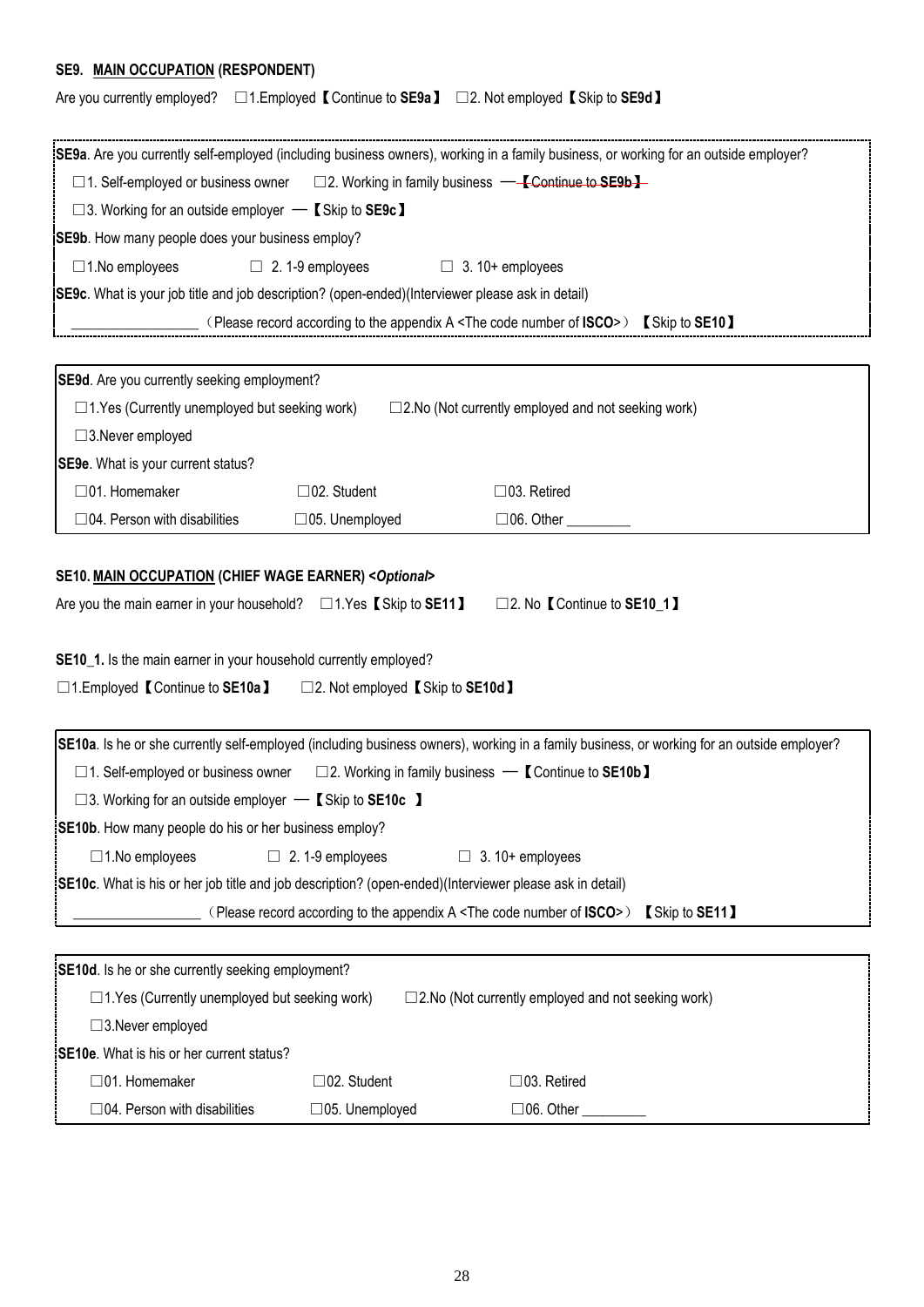**SE9. MAIN OCCUPATION (RESPONDENT)**

Are you currently employed? ☐1.Employed【Continue to **SE9a**】 ☐2. Not employed【Skip to **SE9d**】

**SE9a**. Are you currently self-employed (including business owners), working in a family business, or working for an outside employer?

☐1. Self-employed or business owner ☐2. Working in family business — ~~【Continue to **SE9b**】~~

☐3. Working for an outside employer —【Skip to **SE9c**】

**SE9b**. How many people does your business employ?

☐1.No employees ☐ 2. 1-9 employees ☐ 3. 10+ employees

**SE9c**. What is your job title and job description? (open-ended)(Interviewer please ask in detail)

_________________ (Please record according to the appendix A <The code number of **ISCO**>) 【Skip to **SE10**】

**SE9d**. Are you currently seeking employment?

☐1.Yes (Currently unemployed but seeking work) ☐2.No (Not currently employed and not seeking work)

☐3.Never employed

**SE9e**. What is your current status?

☐01. Homemaker ☐02. Student ☐03. Retired

☐04. Person with disabilities ☐05. Unemployed ☐06. Other _________

**SE10. MAIN OCCUPATION (CHIEF WAGE EARNER) <*Optional*>**

Are you the main earner in your household? ☐1.Yes【Skip to **SE11**】 ☐2. No【Continue to **SE10_1**】

**SE10_1.** Is the main earner in your household currently employed?

☐1.Employed【Continue to **SE10a**】 ☐2. Not employed【Skip to **SE10d**】

**SE10a**. Is he or she currently self-employed (including business owners), working in a family business, or working for an outside employer?

☐1. Self-employed or business owner ☐2. Working in family business —【Continue to **SE10b**】

☐3. Working for an outside employer —【Skip to **SE10c** 】

**SE10b**. How many people do his or her business employ?

☐1.No employees ☐ 2. 1-9 employees ☐ 3. 10+ employees

**SE10c**. What is his or her job title and job description? (open-ended)(Interviewer please ask in detail)

_________________ (Please record according to the appendix A <The code number of **ISCO**>) 【Skip to **SE11**】

**SE10d**. Is he or she currently seeking employment?

☐1.Yes (Currently unemployed but seeking work) ☐2.No (Not currently employed and not seeking work)

☐3.Never employed

**SE10e**. What is his or her current status?

☐01. Homemaker ☐02. Student ☐03. Retired

☐04. Person with disabilities ☐05. Unemployed ☐06. Other _________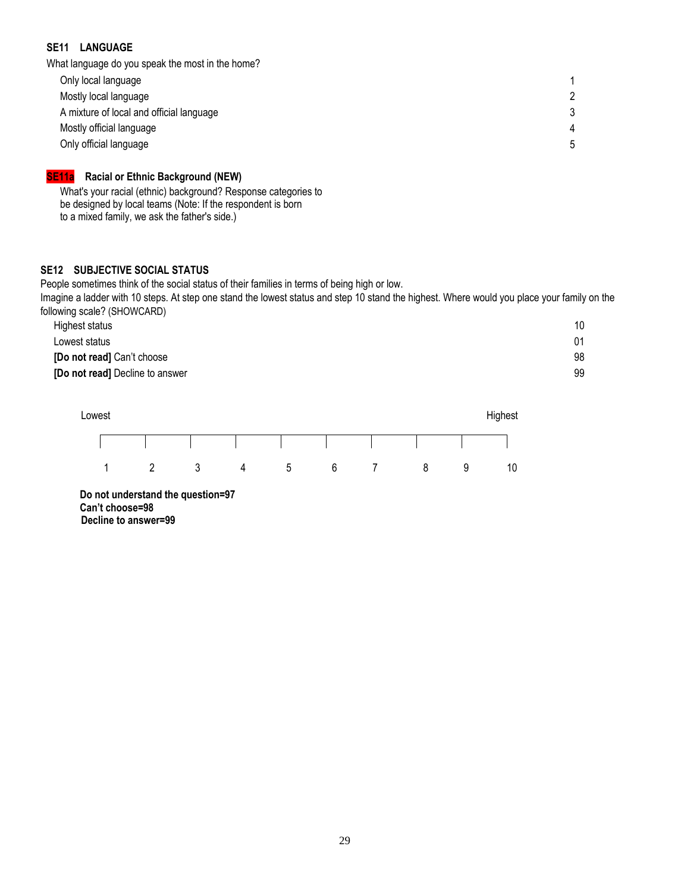**SE11 LANGUAGE**

What language do you speak the most in the home?

| | |
|---|---|
| Only local language | 1 |
| Mostly local language | 2 |
| A mixture of local and official language | 3 |
| Mostly official language | 4 |
| Only official language | 5 |

**SE11a Racial or Ethnic Background (NEW)**

What's your racial (ethnic) background? Response categories to be designed by local teams (Note: If the respondent is born to a mixed family, we ask the father's side.)

**SE12 SUBJECTIVE SOCIAL STATUS**

People sometimes think of the social status of their families in terms of being high or low.

Imagine a ladder with 10 steps. At step one stand the lowest status and step 10 stand the highest. Where would you place your family on the following scale? (SHOWCARD)

| | |
|---|---|
| Highest status | 10 |
| Lowest status | 01 |
| **[Do not read]** Can't choose | 98 |
| **[Do not read]** Decline to answer | 99 |

| Lowest | | | | | | | | | Highest |
|---|---|---|---|---|---|---|---|---|---|
| 1 | 2 | 3 | 4 | 5 | 6 | 7 | 8 | 9 | 10 |

**Do not understand the question=97**
**Can't choose=98**
**Decline to answer=99**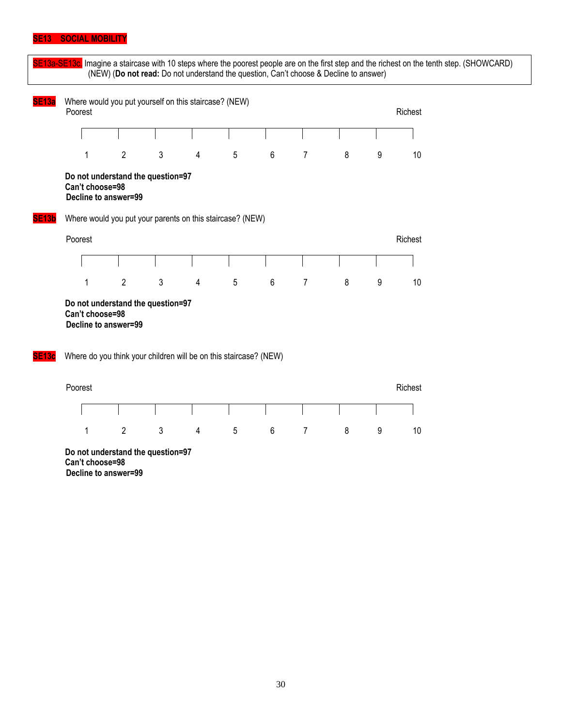## SE13 SOCIAL MOBILITY

SE13a-SE13c. Imagine a staircase with 10 steps where the poorest people are on the first step and the richest on the tenth step. (SHOWCARD) (NEW) (**Do not read:** Do not understand the question, Can't choose & Decline to answer)

**SE13a** Where would you put yourself on this staircase? (NEW)

| Poorest | | | | | | | | | Richest |
|---|---|---|---|---|---|---|---|---|---|
| 1 | 2 | 3 | 4 | 5 | 6 | 7 | 8 | 9 | 10 |

**Do not understand the question=97**
**Can't choose=98**
**Decline to answer=99**

**SE13b** Where would you put your parents on this staircase? (NEW)

| Poorest | | | | | | | | | Richest |
|---|---|---|---|---|---|---|---|---|---|
| 1 | 2 | 3 | 4 | 5 | 6 | 7 | 8 | 9 | 10 |

**Do not understand the question=97**
**Can't choose=98**
**Decline to answer=99**

**SE13c** Where do you think your children will be on this staircase? (NEW)

| Poorest | | | | | | | | | Richest |
|---|---|---|---|---|---|---|---|---|---|
| 1 | 2 | 3 | 4 | 5 | 6 | 7 | 8 | 9 | 10 |

**Do not understand the question=97**
**Can't choose=98**
**Decline to answer=99**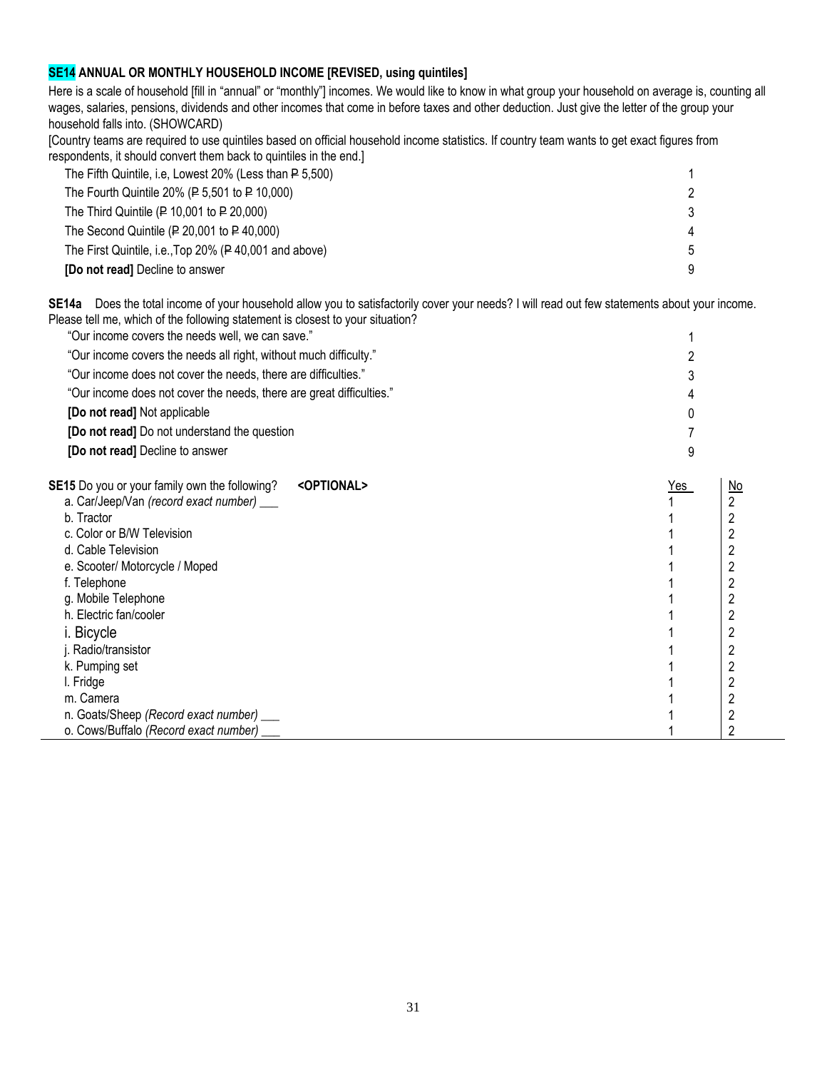**SE14 ANNUAL OR MONTHLY HOUSEHOLD INCOME [REVISED, using quintiles]**

Here is a scale of household [fill in "annual" or "monthly"] incomes. We would like to know in what group your household on average is, counting all wages, salaries, pensions, dividends and other incomes that come in before taxes and other deduction. Just give the letter of the group your household falls into. (SHOWCARD)

[Country teams are required to use quintiles based on official household income statistics. If country team wants to get exact figures from respondents, it should convert them back to quintiles in the end.]

| | |
|---|---|
| The Fifth Quintile, i.e, Lowest 20% (Less than ₱ 5,500) | 1 |
| The Fourth Quintile 20% (₱ 5,501 to ₱ 10,000) | 2 |
| The Third Quintile (₱ 10,001 to ₱ 20,000) | 3 |
| The Second Quintile (₱ 20,001 to ₱ 40,000) | 4 |
| The First Quintile, i.e.,Top 20% (₱ 40,001 and above) | 5 |
| **[Do not read]** Decline to answer | 9 |

**SE14a** Does the total income of your household allow you to satisfactorily cover your needs? I will read out few statements about your income. Please tell me, which of the following statement is closest to your situation?

| | |
|---|---|
| "Our income covers the needs well, we can save." | 1 |
| "Our income covers the needs all right, without much difficulty." | 2 |
| "Our income does not cover the needs, there are difficulties." | 3 |
| "Our income does not cover the needs, there are great difficulties." | 4 |
| **[Do not read]** Not applicable | 0 |
| **[Do not read]** Do not understand the question | 7 |
| **[Do not read]** Decline to answer | 9 |

| **SE15** Do you or your family own the following? **<OPTIONAL>** | Yes | No |
|---|---|---|
| a. Car/Jeep/Van *(record exact number)* ___ | 1 | 2 |
| b. Tractor | 1 | 2 |
| c. Color or B/W Television | 1 | 2 |
| d. Cable Television | 1 | 2 |
| e. Scooter/ Motorcycle / Moped | 1 | 2 |
| f. Telephone | 1 | 2 |
| g. Mobile Telephone | 1 | 2 |
| h. Electric fan/cooler | 1 | 2 |
| i. Bicycle | 1 | 2 |
| j. Radio/transistor | 1 | 2 |
| k. Pumping set | 1 | 2 |
| l. Fridge | 1 | 2 |
| m. Camera | 1 | 2 |
| n. Goats/Sheep *(Record exact number)* ___ | 1 | 2 |
| o. Cows/Buffalo *(Record exact number)* ___ | 1 | 2 |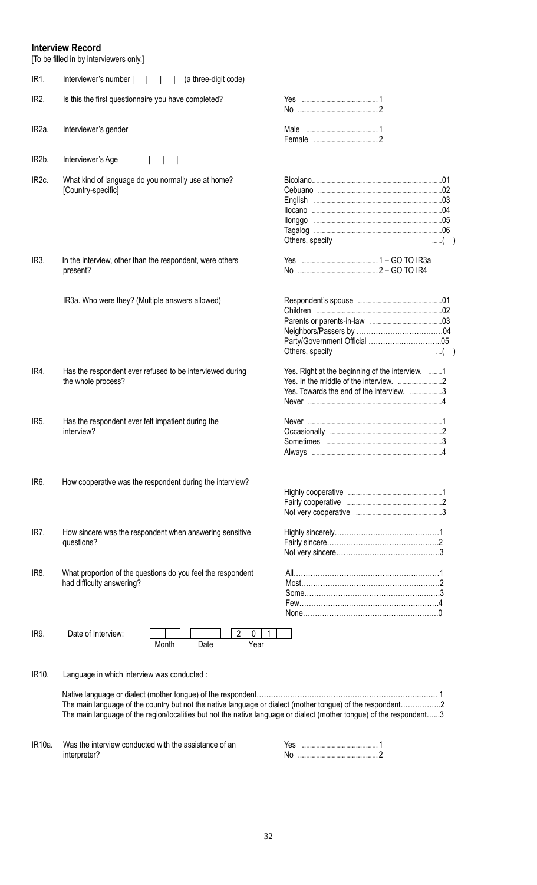**Interview Record**

[To be filled in by interviewers only.]

IR1. Interviewer's number |\_\_\_|\_\_\_|\_\_\_| (a three-digit code)

IR2. Is this the first questionnaire you have completed?

- Yes ..................................... 1
- No ........................................ 2

IR2a. Interviewer's gender

- Male .................................... 1
- Female ................................ 2

IR2b. Interviewer's Age |\_\_\_|\_\_\_|

IR2c. What kind of language do you normally use at home? [Country-specific]

- Bicolano................................................................01
- Cebuano ..............................................................02
- English ................................................................03
- Ilocano .................................................................04
- Ilonggo ................................................................05
- Tagalog ................................................................06
- Others, specify \_\_\_\_\_\_\_\_\_\_\_\_\_\_\_\_\_\_\_\_\_\_\_\_ .....( )

IR3. In the interview, other than the respondent, were others present?

- Yes ..................................... 1 – GO TO IR3a
- No ........................................ 2 – GO TO IR4

IR3a. Who were they? (Multiple answers allowed)

- Respondent's spouse ..........................................01
- Children ...............................................................02
- Parents or parents-in-law ...................................03
- Neighbors/Passers by .........................................04
- Party/Government Official ..................................05
- Others, specify \_\_\_\_\_\_\_\_\_\_\_\_\_\_\_\_\_\_\_\_\_\_\_\_ ...( )

IR4. Has the respondent ever refused to be interviewed during the whole process?

- Yes. Right at the beginning of the interview. .......1
- Yes. In the middle of the interview. .....................2
- Yes. Towards the end of the interview. ................3
- Never ...................................................................4

IR5. Has the respondent ever felt impatient during the interview?

- Never ...................................................................1
- Occasionally ........................................................2
- Sometimes ..........................................................3
- Always .................................................................4

IR6. How cooperative was the respondent during the interview?

- Highly cooperative ...............................................1
- Fairly cooperative ................................................2
- Not very cooperative ...........................................3

IR7. How sincere was the respondent when answering sensitive questions?

- Highly sincerely.....................................................1
- Fairly sincere.........................................................2
- Not very sincere....................................................3

IR8. What proportion of the questions do you feel the respondent had difficulty answering?

- All..........................................................................1
- Most......................................................................2
- Some.....................................................................3
- Few........................................................................4
- None......................................................................0

IR9. Date of Interview: |\_\_|\_\_| Month |\_\_|\_\_| Date |2|0|1|\_\_| Year

IR10. Language in which interview was conducted :

- Native language or dialect (mother tongue) of the respondent.......................................................................... 1
- The main language of the country but not the native language or dialect (mother tongue) of the respondent.................2
- The main language of the region/localities but not the native language or dialect (mother tongue) of the respondent......3

IR10a. Was the interview conducted with the assistance of an interpreter?

- Yes ..................................... 1
- No ........................................ 2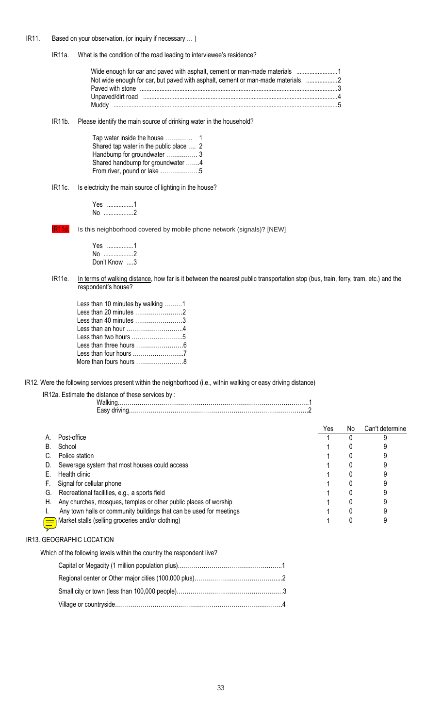IR11. Based on your observation, (or inquiry if necessary … )

IR11a. What is the condition of the road leading to interviewee's residence?

Wide enough for car and paved with asphalt, cement or man-made materials ........................1
Not wide enough for car, but paved with asphalt, cement or man-made materials ..................2
Paved with stone ....................................................................................................................3
Unpaved/dirt road ...................................................................................................................4
Muddy .....................................................................................................................................5

IR11b. Please identify the main source of drinking water in the household?

Tap water inside the house ………….. 1
Shared tap water in the public place …. 2
Handbump for groundwater ……………. 3
Shared handbump for groundwater …….4
From river, pound or lake ………………..5

IR11c. Is electricity the main source of lighting in the house?

Yes ................1
No ..................2

IR11d. Is this neighborhood covered by mobile phone network (signals)? [NEW]

Yes ................1
No ..................2
Don't Know ....3

IR11e. In terms of walking distance, how far is it between the nearest public transportation stop (bus, train, ferry, tram, etc.) and the respondent's house?

Less than 10 minutes by walking ………1
Less than 20 minutes …………………….2
Less than 40 minutes ……………………3
Less than an hour ………………………..4
Less than two hours ……………………..5
Less than three hours ……………………6
Less than four hours ……………………..7
More than fours hours ……………………8

IR12. Were the following services present within the neighborhood (i.e., within walking or easy driving distance)

IR12a. Estimate the distance of these services by :
Walking………………………………………………………………………………………1
Easy driving………………………………………………………………………………..2

| | | Yes | No | Can't determine |
|---|---|---|---|---|
| A. | Post-office | 1 | 0 | 9 |
| B. | School | 1 | 0 | 9 |
| C. | Police station | 1 | 0 | 9 |
| D. | Sewerage system that most houses could access | 1 | 0 | 9 |
| E. | Health clinic | 1 | 0 | 9 |
| F. | Signal for cellular phone | 1 | 0 | 9 |
| G. | Recreational facilities, e.g., a sports field | 1 | 0 | 9 |
| H. | Any churches, mosques, temples or other public places of worship | 1 | 0 | 9 |
| I. | Any town halls or community buildings that can be used for meetings | 1 | 0 | 9 |
| | Market stalls (selling groceries and/or clothing) | 1 | 0 | 9 |

IR13. GEOGRAPHIC LOCATION

Which of the following levels within the country the respondent live?

Capital or Megacity (1 million population plus)………………………………………………1
Regional center or Other major cities (100,000 plus)……………………………………...2
Small city or town (less than 100,000 people)………………………………………………3
Village or countryside…………………………………………………………………………4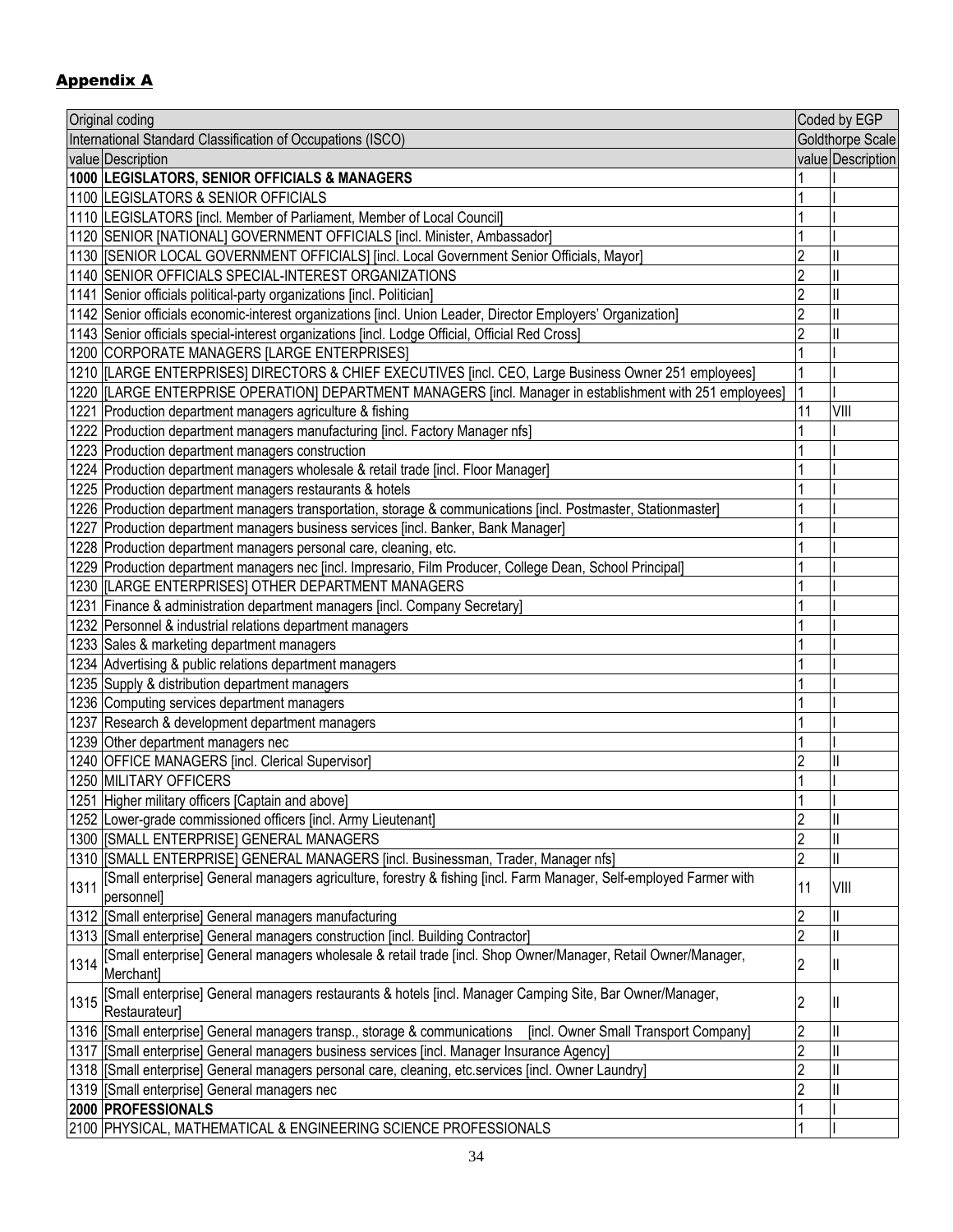## Appendix A

| Original coding | | Coded by EGP | |
|---|---|---|---|
| International Standard Classification of Occupations (ISCO) | | Goldthorpe Scale | |
| value | Description | value | Description |
| **1000** | **LEGISLATORS, SENIOR OFFICIALS & MANAGERS** | 1 | I |
| 1100 | LEGISLATORS & SENIOR OFFICIALS | 1 | I |
| 1110 | LEGISLATORS [incl. Member of Parliament, Member of Local Council] | 1 | I |
| 1120 | SENIOR [NATIONAL] GOVERNMENT OFFICIALS [incl. Minister, Ambassador] | 1 | I |
| 1130 | [SENIOR LOCAL GOVERNMENT OFFICIALS] [incl. Local Government Senior Officials, Mayor] | 2 | II |
| 1140 | SENIOR OFFICIALS SPECIAL-INTEREST ORGANIZATIONS | 2 | II |
| 1141 | Senior officials political-party organizations [incl. Politician] | 2 | II |
| 1142 | Senior officials economic-interest organizations [incl. Union Leader, Director Employers' Organization] | 2 | II |
| 1143 | Senior officials special-interest organizations [incl. Lodge Official, Official Red Cross] | 2 | II |
| 1200 | CORPORATE MANAGERS [LARGE ENTERPRISES] | 1 | I |
| 1210 | [LARGE ENTERPRISES] DIRECTORS & CHIEF EXECUTIVES [incl. CEO, Large Business Owner 251 employees] | 1 | I |
| 1220 | [LARGE ENTERPRISE OPERATION] DEPARTMENT MANAGERS [incl. Manager in establishment with 251 employees] | 1 | I |
| 1221 | Production department managers agriculture & fishing | 11 | VIII |
| 1222 | Production department managers manufacturing [incl. Factory Manager nfs] | 1 | I |
| 1223 | Production department managers construction | 1 | I |
| 1224 | Production department managers wholesale & retail trade [incl. Floor Manager] | 1 | I |
| 1225 | Production department managers restaurants & hotels | 1 | I |
| 1226 | Production department managers transportation, storage & communications [incl. Postmaster, Stationmaster] | 1 | I |
| 1227 | Production department managers business services [incl. Banker, Bank Manager] | 1 | I |
| 1228 | Production department managers personal care, cleaning, etc. | 1 | I |
| 1229 | Production department managers nec [incl. Impresario, Film Producer, College Dean, School Principal] | 1 | I |
| 1230 | [LARGE ENTERPRISES] OTHER DEPARTMENT MANAGERS | 1 | I |
| 1231 | Finance & administration department managers [incl. Company Secretary] | 1 | I |
| 1232 | Personnel & industrial relations department managers | 1 | I |
| 1233 | Sales & marketing department managers | 1 | I |
| 1234 | Advertising & public relations department managers | 1 | I |
| 1235 | Supply & distribution department managers | 1 | I |
| 1236 | Computing services department managers | 1 | I |
| 1237 | Research & development department managers | 1 | I |
| 1239 | Other department managers nec | 1 | I |
| 1240 | OFFICE MANAGERS [incl. Clerical Supervisor] | 2 | II |
| 1250 | MILITARY OFFICERS | 1 | I |
| 1251 | Higher military officers [Captain and above] | 1 | I |
| 1252 | Lower-grade commissioned officers [incl. Army Lieutenant] | 2 | II |
| 1300 | [SMALL ENTERPRISE] GENERAL MANAGERS | 2 | II |
| 1310 | [SMALL ENTERPRISE] GENERAL MANAGERS [incl. Businessman, Trader, Manager nfs] | 2 | II |
| 1311 | [Small enterprise] General managers agriculture, forestry & fishing [incl. Farm Manager, Self-employed Farmer with personnel] | 11 | VIII |
| 1312 | [Small enterprise] General managers manufacturing | 2 | II |
| 1313 | [Small enterprise] General managers construction [incl. Building Contractor] | 2 | II |
| 1314 | [Small enterprise] General managers wholesale & retail trade [incl. Shop Owner/Manager, Retail Owner/Manager, Merchant] | 2 | II |
| 1315 | [Small enterprise] General managers restaurants & hotels [incl. Manager Camping Site, Bar Owner/Manager, Restaurateur] | 2 | II |
| 1316 | [Small enterprise] General managers transp., storage & communications [incl. Owner Small Transport Company] | 2 | II |
| 1317 | [Small enterprise] General managers business services [incl. Manager Insurance Agency] | 2 | II |
| 1318 | [Small enterprise] General managers personal care, cleaning, etc.services [incl. Owner Laundry] | 2 | II |
| 1319 | [Small enterprise] General managers nec | 2 | II |
| **2000** | **PROFESSIONALS** | 1 | I |
| 2100 | PHYSICAL, MATHEMATICAL & ENGINEERING SCIENCE PROFESSIONALS | 1 | I |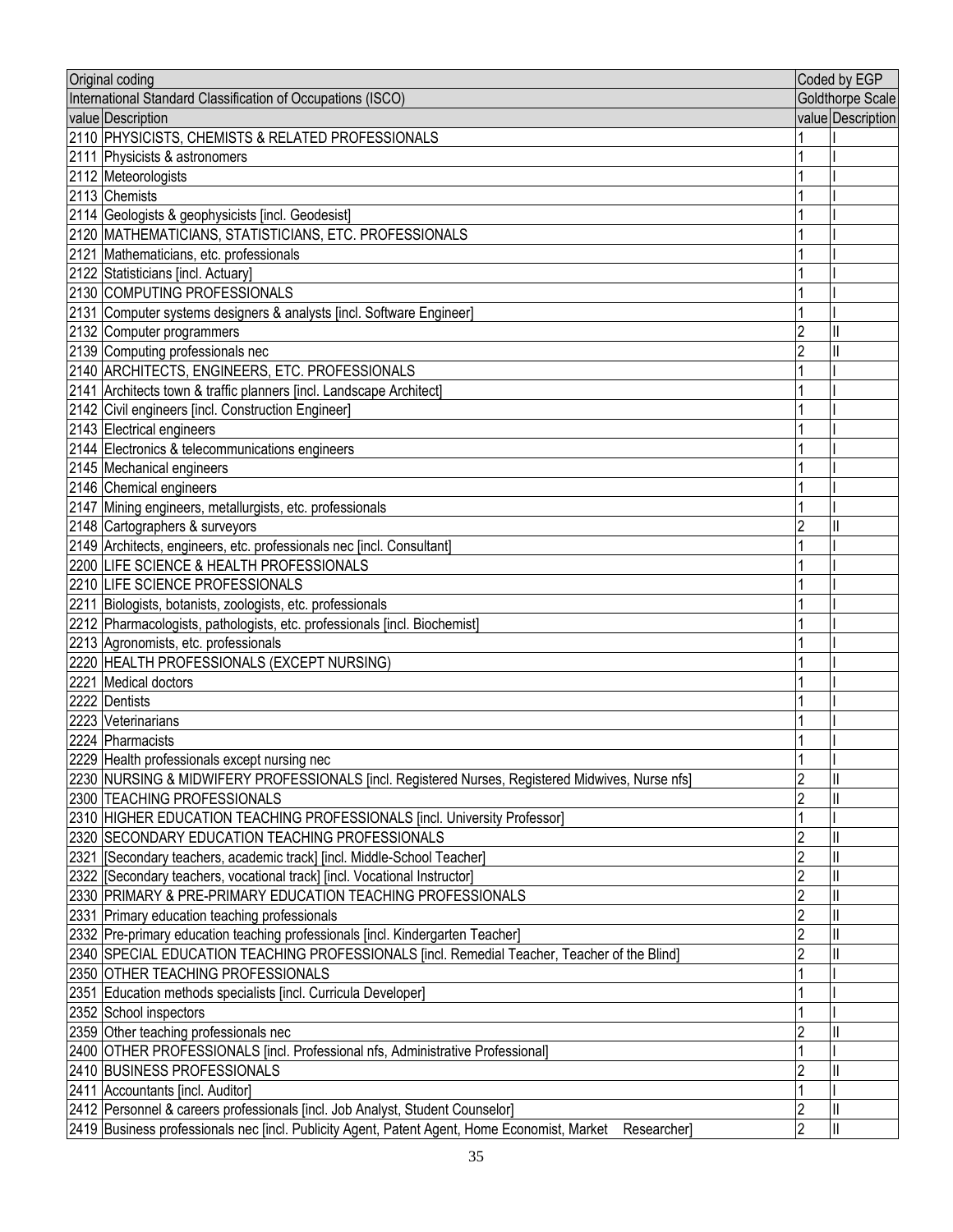| Original coding | | Coded by EGP | |
|---|---|---|---|
| International Standard Classification of Occupations (ISCO) | | Goldthorpe Scale | |
| value | Description | value | Description |
| 2110 | PHYSICISTS, CHEMISTS & RELATED PROFESSIONALS | 1 | I |
| 2111 | Physicists & astronomers | 1 | I |
| 2112 | Meteorologists | 1 | I |
| 2113 | Chemists | 1 | I |
| 2114 | Geologists & geophysicists [incl. Geodesist] | 1 | I |
| 2120 | MATHEMATICIANS, STATISTICIANS, ETC. PROFESSIONALS | 1 | I |
| 2121 | Mathematicians, etc. professionals | 1 | I |
| 2122 | Statisticians [incl. Actuary] | 1 | I |
| 2130 | COMPUTING PROFESSIONALS | 1 | I |
| 2131 | Computer systems designers & analysts [incl. Software Engineer] | 1 | I |
| 2132 | Computer programmers | 2 | II |
| 2139 | Computing professionals nec | 2 | II |
| 2140 | ARCHITECTS, ENGINEERS, ETC. PROFESSIONALS | 1 | I |
| 2141 | Architects town & traffic planners [incl. Landscape Architect] | 1 | I |
| 2142 | Civil engineers [incl. Construction Engineer] | 1 | I |
| 2143 | Electrical engineers | 1 | I |
| 2144 | Electronics & telecommunications engineers | 1 | I |
| 2145 | Mechanical engineers | 1 | I |
| 2146 | Chemical engineers | 1 | I |
| 2147 | Mining engineers, metallurgists, etc. professionals | 1 | I |
| 2148 | Cartographers & surveyors | 2 | II |
| 2149 | Architects, engineers, etc. professionals nec [incl. Consultant] | 1 | I |
| 2200 | LIFE SCIENCE & HEALTH PROFESSIONALS | 1 | I |
| 2210 | LIFE SCIENCE PROFESSIONALS | 1 | I |
| 2211 | Biologists, botanists, zoologists, etc. professionals | 1 | I |
| 2212 | Pharmacologists, pathologists, etc. professionals [incl. Biochemist] | 1 | I |
| 2213 | Agronomists, etc. professionals | 1 | I |
| 2220 | HEALTH PROFESSIONALS (EXCEPT NURSING) | 1 | I |
| 2221 | Medical doctors | 1 | I |
| 2222 | Dentists | 1 | I |
| 2223 | Veterinarians | 1 | I |
| 2224 | Pharmacists | 1 | I |
| 2229 | Health professionals except nursing nec | 1 | I |
| 2230 | NURSING & MIDWIFERY PROFESSIONALS [incl. Registered Nurses, Registered Midwives, Nurse nfs] | 2 | II |
| 2300 | TEACHING PROFESSIONALS | 2 | II |
| 2310 | HIGHER EDUCATION TEACHING PROFESSIONALS [incl. University Professor] | 1 | I |
| 2320 | SECONDARY EDUCATION TEACHING PROFESSIONALS | 2 | II |
| 2321 | [Secondary teachers, academic track] [incl. Middle-School Teacher] | 2 | II |
| 2322 | [Secondary teachers, vocational track] [incl. Vocational Instructor] | 2 | II |
| 2330 | PRIMARY & PRE-PRIMARY EDUCATION TEACHING PROFESSIONALS | 2 | II |
| 2331 | Primary education teaching professionals | 2 | II |
| 2332 | Pre-primary education teaching professionals [incl. Kindergarten Teacher] | 2 | II |
| 2340 | SPECIAL EDUCATION TEACHING PROFESSIONALS [incl. Remedial Teacher, Teacher of the Blind] | 2 | II |
| 2350 | OTHER TEACHING PROFESSIONALS | 1 | I |
| 2351 | Education methods specialists [incl. Curricula Developer] | 1 | I |
| 2352 | School inspectors | 1 | I |
| 2359 | Other teaching professionals nec | 2 | II |
| 2400 | OTHER PROFESSIONALS [incl. Professional nfs, Administrative Professional] | 1 | I |
| 2410 | BUSINESS PROFESSIONALS | 2 | II |
| 2411 | Accountants [incl. Auditor] | 1 | I |
| 2412 | Personnel & careers professionals [incl. Job Analyst, Student Counselor] | 2 | II |
| 2419 | Business professionals nec [incl. Publicity Agent, Patent Agent, Home Economist, Market Researcher] | 2 | II |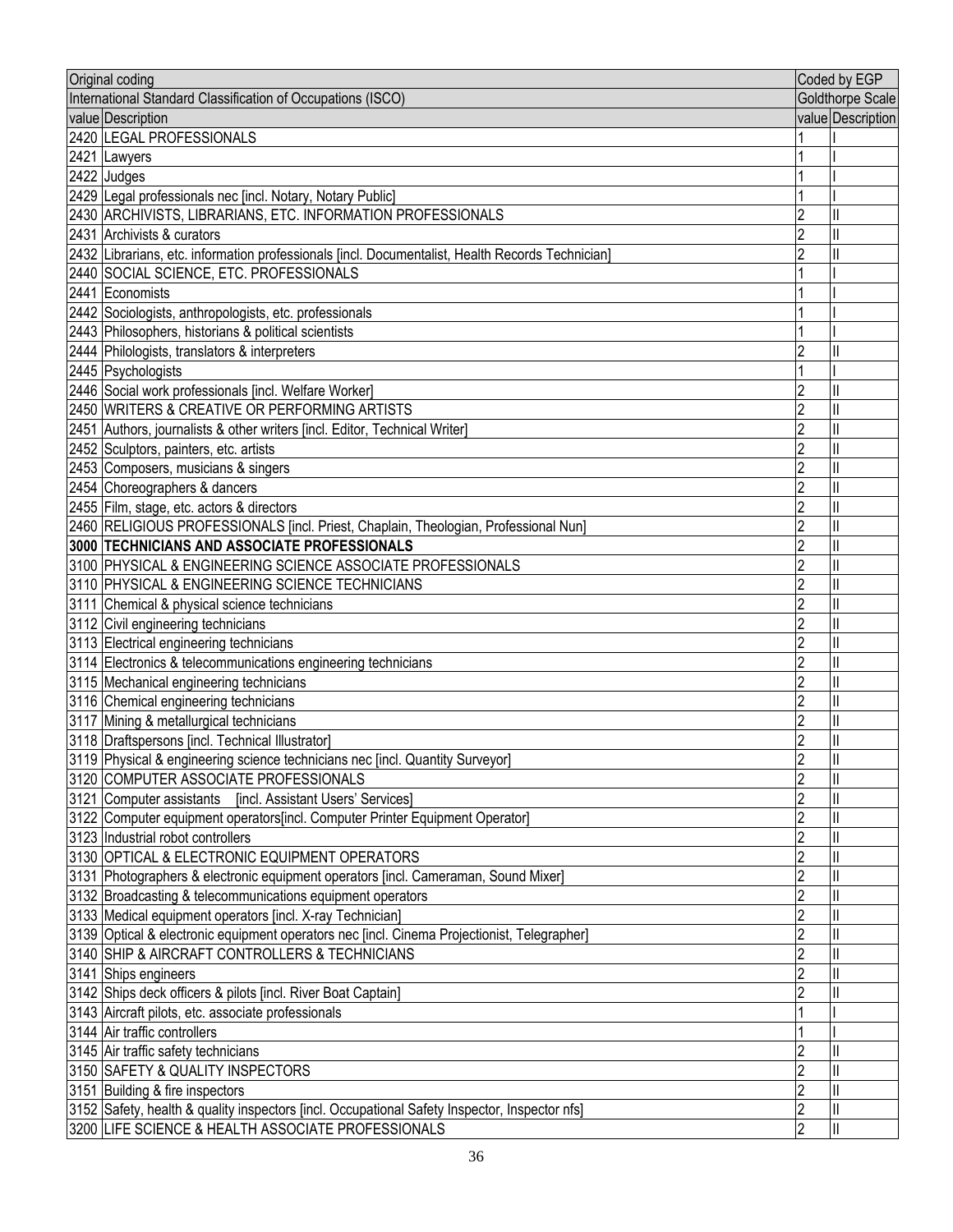| Original coding | | Coded by EGP | |
|---|---|---|---|
| International Standard Classification of Occupations (ISCO) | | Goldthorpe Scale | |
| value | Description | value | Description |
| 2420 | LEGAL PROFESSIONALS | 1 | I |
| 2421 | Lawyers | 1 | I |
| 2422 | Judges | 1 | I |
| 2429 | Legal professionals nec [incl. Notary, Notary Public] | 1 | I |
| 2430 | ARCHIVISTS, LIBRARIANS, ETC. INFORMATION PROFESSIONALS | 2 | II |
| 2431 | Archivists & curators | 2 | II |
| 2432 | Librarians, etc. information professionals [incl. Documentalist, Health Records Technician] | 2 | II |
| 2440 | SOCIAL SCIENCE, ETC. PROFESSIONALS | 1 | I |
| 2441 | Economists | 1 | I |
| 2442 | Sociologists, anthropologists, etc. professionals | 1 | I |
| 2443 | Philosophers, historians & political scientists | 1 | I |
| 2444 | Philologists, translators & interpreters | 2 | II |
| 2445 | Psychologists | 1 | I |
| 2446 | Social work professionals [incl. Welfare Worker] | 2 | II |
| 2450 | WRITERS & CREATIVE OR PERFORMING ARTISTS | 2 | II |
| 2451 | Authors, journalists & other writers [incl. Editor, Technical Writer] | 2 | II |
| 2452 | Sculptors, painters, etc. artists | 2 | II |
| 2453 | Composers, musicians & singers | 2 | II |
| 2454 | Choreographers & dancers | 2 | II |
| 2455 | Film, stage, etc. actors & directors | 2 | II |
| 2460 | RELIGIOUS PROFESSIONALS [incl. Priest, Chaplain, Theologian, Professional Nun] | 2 | II |
| **3000** | **TECHNICIANS AND ASSOCIATE PROFESSIONALS** | 2 | II |
| 3100 | PHYSICAL & ENGINEERING SCIENCE ASSOCIATE PROFESSIONALS | 2 | II |
| 3110 | PHYSICAL & ENGINEERING SCIENCE TECHNICIANS | 2 | II |
| 3111 | Chemical & physical science technicians | 2 | II |
| 3112 | Civil engineering technicians | 2 | II |
| 3113 | Electrical engineering technicians | 2 | II |
| 3114 | Electronics & telecommunications engineering technicians | 2 | II |
| 3115 | Mechanical engineering technicians | 2 | II |
| 3116 | Chemical engineering technicians | 2 | II |
| 3117 | Mining & metallurgical technicians | 2 | II |
| 3118 | Draftspersons [incl. Technical Illustrator] | 2 | II |
| 3119 | Physical & engineering science technicians nec [incl. Quantity Surveyor] | 2 | II |
| 3120 | COMPUTER ASSOCIATE PROFESSIONALS | 2 | II |
| 3121 | Computer assistants [incl. Assistant Users' Services] | 2 | II |
| 3122 | Computer equipment operators[incl. Computer Printer Equipment Operator] | 2 | II |
| 3123 | Industrial robot controllers | 2 | II |
| 3130 | OPTICAL & ELECTRONIC EQUIPMENT OPERATORS | 2 | II |
| 3131 | Photographers & electronic equipment operators [incl. Cameraman, Sound Mixer] | 2 | II |
| 3132 | Broadcasting & telecommunications equipment operators | 2 | II |
| 3133 | Medical equipment operators [incl. X-ray Technician] | 2 | II |
| 3139 | Optical & electronic equipment operators nec [incl. Cinema Projectionist, Telegrapher] | 2 | II |
| 3140 | SHIP & AIRCRAFT CONTROLLERS & TECHNICIANS | 2 | II |
| 3141 | Ships engineers | 2 | II |
| 3142 | Ships deck officers & pilots [incl. River Boat Captain] | 2 | II |
| 3143 | Aircraft pilots, etc. associate professionals | 1 | I |
| 3144 | Air traffic controllers | 1 | I |
| 3145 | Air traffic safety technicians | 2 | II |
| 3150 | SAFETY & QUALITY INSPECTORS | 2 | II |
| 3151 | Building & fire inspectors | 2 | II |
| 3152 | Safety, health & quality inspectors [incl. Occupational Safety Inspector, Inspector nfs] | 2 | II |
| 3200 | LIFE SCIENCE & HEALTH ASSOCIATE PROFESSIONALS | 2 | II |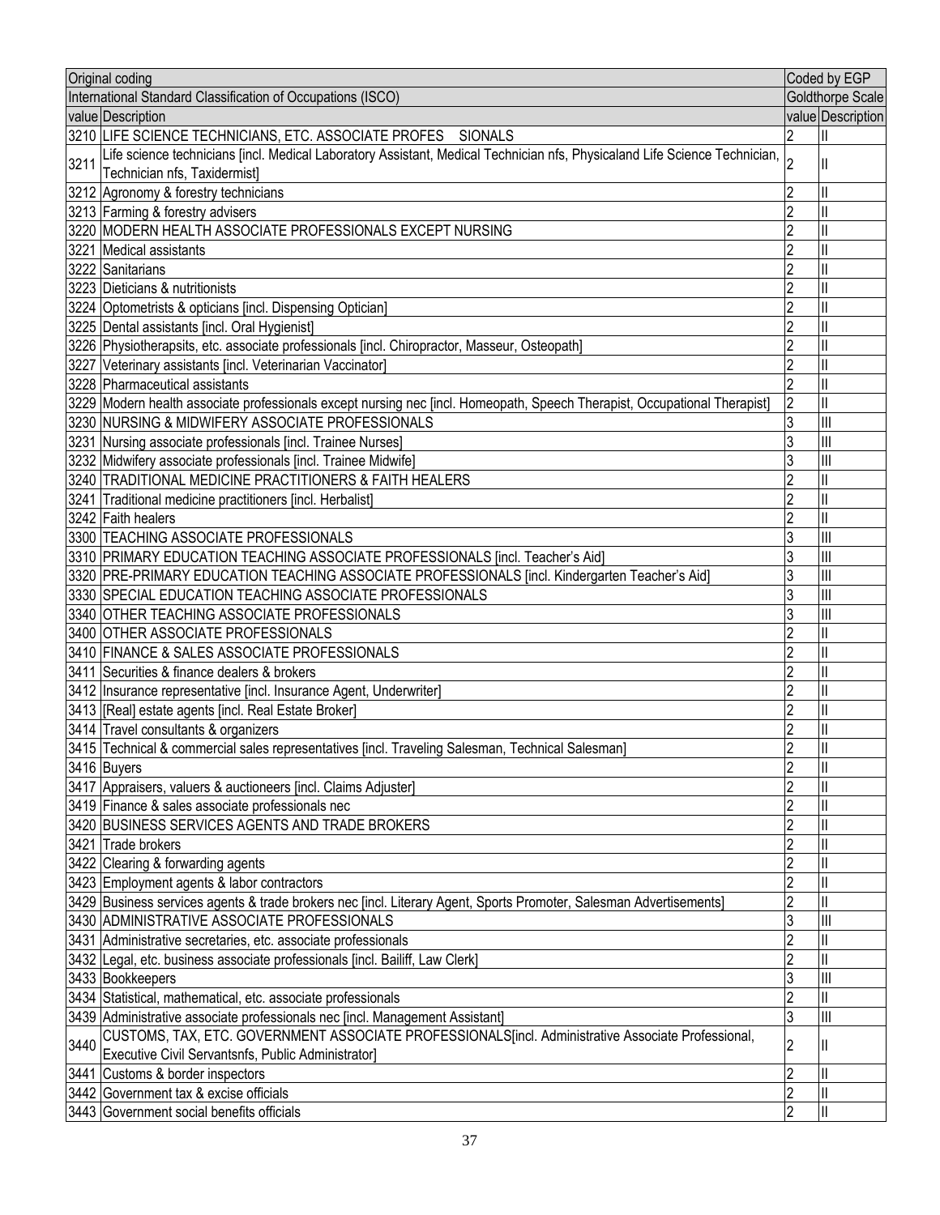| Original coding | | Coded by EGP | |
|---|---|---|---|
| International Standard Classification of Occupations (ISCO) | | Goldthorpe Scale | |
| value | Description | value | Description |
| 3210 | LIFE SCIENCE TECHNICIANS, ETC. ASSOCIATE PROFES SIONALS | 2 | II |
| 3211 | Life science technicians [incl. Medical Laboratory Assistant, Medical Technician nfs, Physicaland Life Science Technician, Technician nfs, Taxidermist] | 2 | II |
| 3212 | Agronomy & forestry technicians | 2 | II |
| 3213 | Farming & forestry advisers | 2 | II |
| 3220 | MODERN HEALTH ASSOCIATE PROFESSIONALS EXCEPT NURSING | 2 | II |
| 3221 | Medical assistants | 2 | II |
| 3222 | Sanitarians | 2 | II |
| 3223 | Dieticians & nutritionists | 2 | II |
| 3224 | Optometrists & opticians [incl. Dispensing Optician] | 2 | II |
| 3225 | Dental assistants [incl. Oral Hygienist] | 2 | II |
| 3226 | Physiotherapsits, etc. associate professionals [incl. Chiropractor, Masseur, Osteopath] | 2 | II |
| 3227 | Veterinary assistants [incl. Veterinarian Vaccinator] | 2 | II |
| 3228 | Pharmaceutical assistants | 2 | II |
| 3229 | Modern health associate professionals except nursing nec [incl. Homeopath, Speech Therapist, Occupational Therapist] | 2 | II |
| 3230 | NURSING & MIDWIFERY ASSOCIATE PROFESSIONALS | 3 | III |
| 3231 | Nursing associate professionals [incl. Trainee Nurses] | 3 | III |
| 3232 | Midwifery associate professionals [incl. Trainee Midwife] | 3 | III |
| 3240 | TRADITIONAL MEDICINE PRACTITIONERS & FAITH HEALERS | 2 | II |
| 3241 | Traditional medicine practitioners [incl. Herbalist] | 2 | II |
| 3242 | Faith healers | 2 | II |
| 3300 | TEACHING ASSOCIATE PROFESSIONALS | 3 | III |
| 3310 | PRIMARY EDUCATION TEACHING ASSOCIATE PROFESSIONALS [incl. Teacher's Aid] | 3 | III |
| 3320 | PRE-PRIMARY EDUCATION TEACHING ASSOCIATE PROFESSIONALS [incl. Kindergarten Teacher's Aid] | 3 | III |
| 3330 | SPECIAL EDUCATION TEACHING ASSOCIATE PROFESSIONALS | 3 | III |
| 3340 | OTHER TEACHING ASSOCIATE PROFESSIONALS | 3 | III |
| 3400 | OTHER ASSOCIATE PROFESSIONALS | 2 | II |
| 3410 | FINANCE & SALES ASSOCIATE PROFESSIONALS | 2 | II |
| 3411 | Securities & finance dealers & brokers | 2 | II |
| 3412 | Insurance representative [incl. Insurance Agent, Underwriter] | 2 | II |
| 3413 | [Real] estate agents [incl. Real Estate Broker] | 2 | II |
| 3414 | Travel consultants & organizers | 2 | II |
| 3415 | Technical & commercial sales representatives [incl. Traveling Salesman, Technical Salesman] | 2 | II |
| 3416 | Buyers | 2 | II |
| 3417 | Appraisers, valuers & auctioneers [incl. Claims Adjuster] | 2 | II |
| 3419 | Finance & sales associate professionals nec | 2 | II |
| 3420 | BUSINESS SERVICES AGENTS AND TRADE BROKERS | 2 | II |
| 3421 | Trade brokers | 2 | II |
| 3422 | Clearing & forwarding agents | 2 | II |
| 3423 | Employment agents & labor contractors | 2 | II |
| 3429 | Business services agents & trade brokers nec [incl. Literary Agent, Sports Promoter, Salesman Advertisements] | 2 | II |
| 3430 | ADMINISTRATIVE ASSOCIATE PROFESSIONALS | 3 | III |
| 3431 | Administrative secretaries, etc. associate professionals | 2 | II |
| 3432 | Legal, etc. business associate professionals [incl. Bailiff, Law Clerk] | 2 | II |
| 3433 | Bookkeepers | 3 | III |
| 3434 | Statistical, mathematical, etc. associate professionals | 2 | II |
| 3439 | Administrative associate professionals nec [incl. Management Assistant] | 3 | III |
| 3440 | CUSTOMS, TAX, ETC. GOVERNMENT ASSOCIATE PROFESSIONALS[incl. Administrative Associate Professional, Executive Civil Servantsnfs, Public Administrator] | 2 | II |
| 3441 | Customs & border inspectors | 2 | II |
| 3442 | Government tax & excise officials | 2 | II |
| 3443 | Government social benefits officials | 2 | II |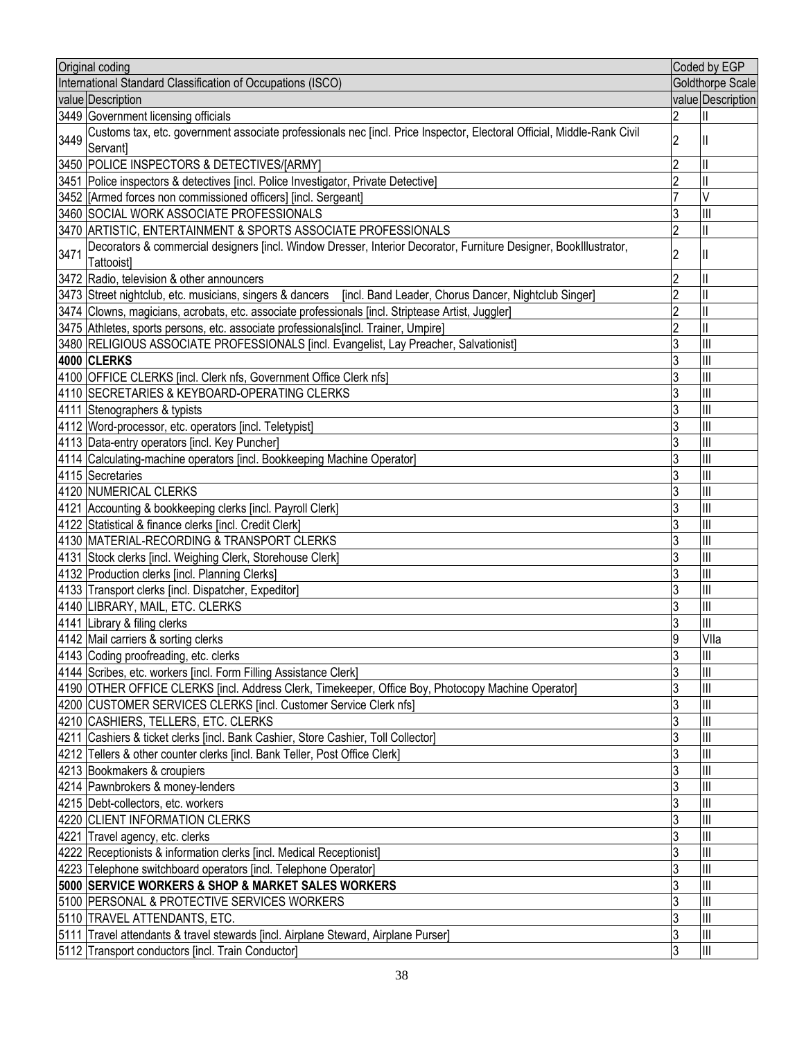| Original coding | | Coded by EGP | |
|---|---|---|---|
| International Standard Classification of Occupations (ISCO) | | Goldthorpe Scale | |
| value | Description | value | Description |
| 3449 | Government licensing officials | 2 | II |
| 3449 | Customs tax, etc. government associate professionals nec [incl. Price Inspector, Electoral Official, Middle-Rank Civil Servant] | 2 | II |
| 3450 | POLICE INSPECTORS & DETECTIVES/[ARMY] | 2 | II |
| 3451 | Police inspectors & detectives [incl. Police Investigator, Private Detective] | 2 | II |
| 3452 | [Armed forces non commissioned officers] [incl. Sergeant] | 7 | V |
| 3460 | SOCIAL WORK ASSOCIATE PROFESSIONALS | 3 | III |
| 3470 | ARTISTIC, ENTERTAINMENT & SPORTS ASSOCIATE PROFESSIONALS | 2 | II |
| 3471 | Decorators & commercial designers [incl. Window Dresser, Interior Decorator, Furniture Designer, BookIllustrator, Tattooist] | 2 | II |
| 3472 | Radio, television & other announcers | 2 | II |
| 3473 | Street nightclub, etc. musicians, singers & dancers [incl. Band Leader, Chorus Dancer, Nightclub Singer] | 2 | II |
| 3474 | Clowns, magicians, acrobats, etc. associate professionals [incl. Striptease Artist, Juggler] | 2 | II |
| 3475 | Athletes, sports persons, etc. associate professionals[incl. Trainer, Umpire] | 2 | II |
| 3480 | RELIGIOUS ASSOCIATE PROFESSIONALS [incl. Evangelist, Lay Preacher, Salvationist] | 3 | III |
| **4000** | **CLERKS** | 3 | III |
| 4100 | OFFICE CLERKS [incl. Clerk nfs, Government Office Clerk nfs] | 3 | III |
| 4110 | SECRETARIES & KEYBOARD-OPERATING CLERKS | 3 | III |
| 4111 | Stenographers & typists | 3 | III |
| 4112 | Word-processor, etc. operators [incl. Teletypist] | 3 | III |
| 4113 | Data-entry operators [incl. Key Puncher] | 3 | III |
| 4114 | Calculating-machine operators [incl. Bookkeeping Machine Operator] | 3 | III |
| 4115 | Secretaries | 3 | III |
| 4120 | NUMERICAL CLERKS | 3 | III |
| 4121 | Accounting & bookkeeping clerks [incl. Payroll Clerk] | 3 | III |
| 4122 | Statistical & finance clerks [incl. Credit Clerk] | 3 | III |
| 4130 | MATERIAL-RECORDING & TRANSPORT CLERKS | 3 | III |
| 4131 | Stock clerks [incl. Weighing Clerk, Storehouse Clerk] | 3 | III |
| 4132 | Production clerks [incl. Planning Clerks] | 3 | III |
| 4133 | Transport clerks [incl. Dispatcher, Expeditor] | 3 | III |
| 4140 | LIBRARY, MAIL, ETC. CLERKS | 3 | III |
| 4141 | Library & filing clerks | 3 | III |
| 4142 | Mail carriers & sorting clerks | 9 | VIIa |
| 4143 | Coding proofreading, etc. clerks | 3 | III |
| 4144 | Scribes, etc. workers [incl. Form Filling Assistance Clerk] | 3 | III |
| 4190 | OTHER OFFICE CLERKS [incl. Address Clerk, Timekeeper, Office Boy, Photocopy Machine Operator] | 3 | III |
| 4200 | CUSTOMER SERVICES CLERKS [incl. Customer Service Clerk nfs] | 3 | III |
| 4210 | CASHIERS, TELLERS, ETC. CLERKS | 3 | III |
| 4211 | Cashiers & ticket clerks [incl. Bank Cashier, Store Cashier, Toll Collector] | 3 | III |
| 4212 | Tellers & other counter clerks [incl. Bank Teller, Post Office Clerk] | 3 | III |
| 4213 | Bookmakers & croupiers | 3 | III |
| 4214 | Pawnbrokers & money-lenders | 3 | III |
| 4215 | Debt-collectors, etc. workers | 3 | III |
| 4220 | CLIENT INFORMATION CLERKS | 3 | III |
| 4221 | Travel agency, etc. clerks | 3 | III |
| 4222 | Receptionists & information clerks [incl. Medical Receptionist] | 3 | III |
| 4223 | Telephone switchboard operators [incl. Telephone Operator] | 3 | III |
| **5000** | **SERVICE WORKERS & SHOP & MARKET SALES WORKERS** | 3 | III |
| 5100 | PERSONAL & PROTECTIVE SERVICES WORKERS | 3 | III |
| 5110 | TRAVEL ATTENDANTS, ETC. | 3 | III |
| 5111 | Travel attendants & travel stewards [incl. Airplane Steward, Airplane Purser] | 3 | III |
| 5112 | Transport conductors [incl. Train Conductor] | 3 | III |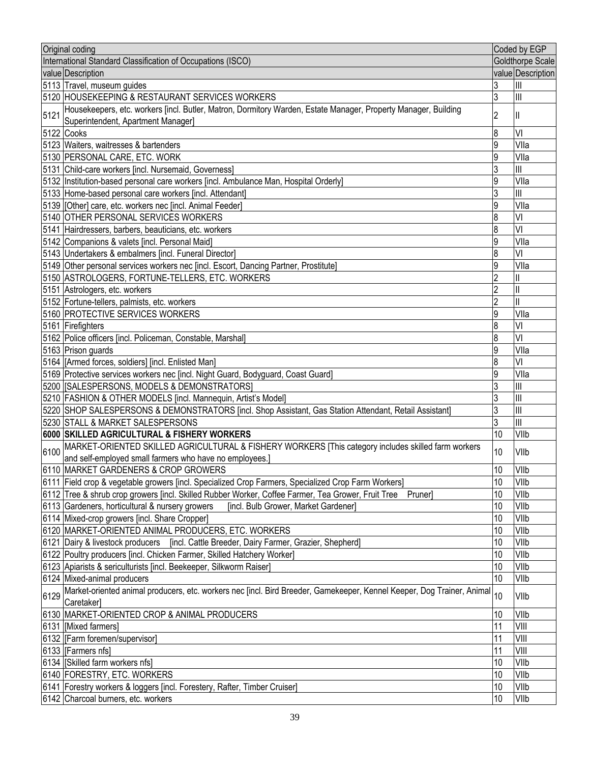| Original coding | | Coded by EGP | |
|---|---|---|---|
| International Standard Classification of Occupations (ISCO) | | Goldthorpe Scale | |
| value | Description | value | Description |
| 5113 | Travel, museum guides | 3 | III |
| 5120 | HOUSEKEEPING & RESTAURANT SERVICES WORKERS | 3 | III |
| 5121 | Housekeepers, etc. workers [incl. Butler, Matron, Dormitory Warden, Estate Manager, Property Manager, Building Superintendent, Apartment Manager] | 2 | II |
| 5122 | Cooks | 8 | VI |
| 5123 | Waiters, waitresses & bartenders | 9 | VIIa |
| 5130 | PERSONAL CARE, ETC. WORK | 9 | VIIa |
| 5131 | Child-care workers [incl. Nursemaid, Governess] | 3 | III |
| 5132 | Institution-based personal care workers [incl. Ambulance Man, Hospital Orderly] | 9 | VIIa |
| 5133 | Home-based personal care workers [incl. Attendant] | 3 | III |
| 5139 | [Other] care, etc. workers nec [incl. Animal Feeder] | 9 | VIIa |
| 5140 | OTHER PERSONAL SERVICES WORKERS | 8 | VI |
| 5141 | Hairdressers, barbers, beauticians, etc. workers | 8 | VI |
| 5142 | Companions & valets [incl. Personal Maid] | 9 | VIIa |
| 5143 | Undertakers & embalmers [incl. Funeral Director] | 8 | VI |
| 5149 | Other personal services workers nec [incl. Escort, Dancing Partner, Prostitute] | 9 | VIIa |
| 5150 | ASTROLOGERS, FORTUNE-TELLERS, ETC. WORKERS | 2 | II |
| 5151 | Astrologers, etc. workers | 2 | II |
| 5152 | Fortune-tellers, palmists, etc. workers | 2 | II |
| 5160 | PROTECTIVE SERVICES WORKERS | 9 | VIIa |
| 5161 | Firefighters | 8 | VI |
| 5162 | Police officers [incl. Policeman, Constable, Marshal] | 8 | VI |
| 5163 | Prison guards | 9 | VIIa |
| 5164 | [Armed forces, soldiers] [incl. Enlisted Man] | 8 | VI |
| 5169 | Protective services workers nec [incl. Night Guard, Bodyguard, Coast Guard] | 9 | VIIa |
| 5200 | [SALESPERSONS, MODELS & DEMONSTRATORS] | 3 | III |
| 5210 | FASHION & OTHER MODELS [incl. Mannequin, Artist's Model] | 3 | III |
| 5220 | SHOP SALESPERSONS & DEMONSTRATORS [incl. Shop Assistant, Gas Station Attendant, Retail Assistant] | 3 | III |
| 5230 | STALL & MARKET SALESPERSONS | 3 | III |
| **6000** | **SKILLED AGRICULTURAL & FISHERY WORKERS** | 10 | VIIb |
| 6100 | MARKET-ORIENTED SKILLED AGRICULTURAL & FISHERY WORKERS [This category includes skilled farm workers and self-employed small farmers who have no employees.] | 10 | VIIb |
| 6110 | MARKET GARDENERS & CROP GROWERS | 10 | VIIb |
| 6111 | Field crop & vegetable growers [incl. Specialized Crop Farmers, Specialized Crop Farm Workers] | 10 | VIIb |
| 6112 | Tree & shrub crop growers [incl. Skilled Rubber Worker, Coffee Farmer, Tea Grower, Fruit Tree Pruner] | 10 | VIIb |
| 6113 | Gardeners, horticultural & nursery growers [incl. Bulb Grower, Market Gardener] | 10 | VIIb |
| 6114 | Mixed-crop growers [incl. Share Cropper] | 10 | VIIb |
| 6120 | MARKET-ORIENTED ANIMAL PRODUCERS, ETC. WORKERS | 10 | VIIb |
| 6121 | Dairy & livestock producers [incl. Cattle Breeder, Dairy Farmer, Grazier, Shepherd] | 10 | VIIb |
| 6122 | Poultry producers [incl. Chicken Farmer, Skilled Hatchery Worker] | 10 | VIIb |
| 6123 | Apiarists & sericulturists [incl. Beekeeper, Silkworm Raiser] | 10 | VIIb |
| 6124 | Mixed-animal producers | 10 | VIIb |
| 6129 | Market-oriented animal producers, etc. workers nec [incl. Bird Breeder, Gamekeeper, Kennel Keeper, Dog Trainer, Animal Caretaker] | 10 | VIIb |
| 6130 | MARKET-ORIENTED CROP & ANIMAL PRODUCERS | 10 | VIIb |
| 6131 | [Mixed farmers] | 11 | VIII |
| 6132 | [Farm foremen/supervisor] | 11 | VIII |
| 6133 | [Farmers nfs] | 11 | VIII |
| 6134 | [Skilled farm workers nfs] | 10 | VIIb |
| 6140 | FORESTRY, ETC. WORKERS | 10 | VIIb |
| 6141 | Forestry workers & loggers [incl. Forestery, Rafter, Timber Cruiser] | 10 | VIIb |
| 6142 | Charcoal burners, etc. workers | 10 | VIIb |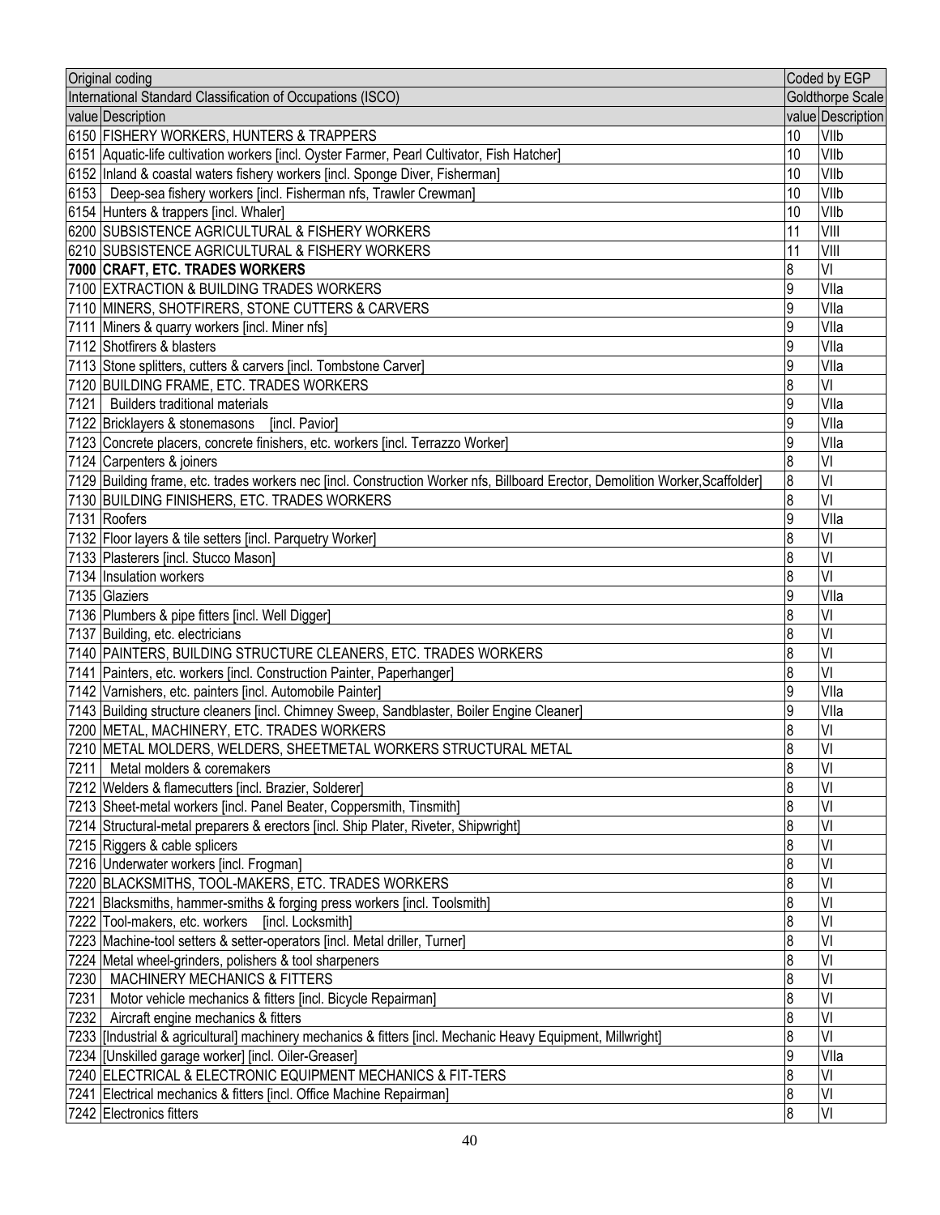| Original coding | | Coded by EGP | |
|---|---|---|---|
| International Standard Classification of Occupations (ISCO) | | Goldthorpe Scale | |
| value | Description | value | Description |
| 6150 | FISHERY WORKERS, HUNTERS & TRAPPERS | 10 | VIIb |
| 6151 | Aquatic-life cultivation workers [incl. Oyster Farmer, Pearl Cultivator, Fish Hatcher] | 10 | VIIb |
| 6152 | Inland & coastal waters fishery workers [incl. Sponge Diver, Fisherman] | 10 | VIIb |
| 6153 | Deep-sea fishery workers [incl. Fisherman nfs, Trawler Crewman] | 10 | VIIb |
| 6154 | Hunters & trappers [incl. Whaler] | 10 | VIIb |
| 6200 | SUBSISTENCE AGRICULTURAL & FISHERY WORKERS | 11 | VIII |
| 6210 | SUBSISTENCE AGRICULTURAL & FISHERY WORKERS | 11 | VIII |
| **7000** | **CRAFT, ETC. TRADES WORKERS** | 8 | VI |
| 7100 | EXTRACTION & BUILDING TRADES WORKERS | 9 | VIIa |
| 7110 | MINERS, SHOTFIRERS, STONE CUTTERS & CARVERS | 9 | VIIa |
| 7111 | Miners & quarry workers [incl. Miner nfs] | 9 | VIIa |
| 7112 | Shotfirers & blasters | 9 | VIIa |
| 7113 | Stone splitters, cutters & carvers [incl. Tombstone Carver] | 9 | VIIa |
| 7120 | BUILDING FRAME, ETC. TRADES WORKERS | 8 | VI |
| 7121 | Builders traditional materials | 9 | VIIa |
| 7122 | Bricklayers & stonemasons [incl. Pavior] | 9 | VIIa |
| 7123 | Concrete placers, concrete finishers, etc. workers [incl. Terrazzo Worker] | 9 | VIIa |
| 7124 | Carpenters & joiners | 8 | VI |
| 7129 | Building frame, etc. trades workers nec [incl. Construction Worker nfs, Billboard Erector, Demolition Worker,Scaffolder] | 8 | VI |
| 7130 | BUILDING FINISHERS, ETC. TRADES WORKERS | 8 | VI |
| 7131 | Roofers | 9 | VIIa |
| 7132 | Floor layers & tile setters [incl. Parquetry Worker] | 8 | VI |
| 7133 | Plasterers [incl. Stucco Mason] | 8 | VI |
| 7134 | Insulation workers | 8 | VI |
| 7135 | Glaziers | 9 | VIIa |
| 7136 | Plumbers & pipe fitters [incl. Well Digger] | 8 | VI |
| 7137 | Building, etc. electricians | 8 | VI |
| 7140 | PAINTERS, BUILDING STRUCTURE CLEANERS, ETC. TRADES WORKERS | 8 | VI |
| 7141 | Painters, etc. workers [incl. Construction Painter, Paperhanger] | 8 | VI |
| 7142 | Varnishers, etc. painters [incl. Automobile Painter] | 9 | VIIa |
| 7143 | Building structure cleaners [incl. Chimney Sweep, Sandblaster, Boiler Engine Cleaner] | 9 | VIIa |
| 7200 | METAL, MACHINERY, ETC. TRADES WORKERS | 8 | VI |
| 7210 | METAL MOLDERS, WELDERS, SHEETMETAL WORKERS STRUCTURAL METAL | 8 | VI |
| 7211 | Metal molders & coremakers | 8 | VI |
| 7212 | Welders & flamecutters [incl. Brazier, Solderer] | 8 | VI |
| 7213 | Sheet-metal workers [incl. Panel Beater, Coppersmith, Tinsmith] | 8 | VI |
| 7214 | Structural-metal preparers & erectors [incl. Ship Plater, Riveter, Shipwright] | 8 | VI |
| 7215 | Riggers & cable splicers | 8 | VI |
| 7216 | Underwater workers [incl. Frogman] | 8 | VI |
| 7220 | BLACKSMITHS, TOOL-MAKERS, ETC. TRADES WORKERS | 8 | VI |
| 7221 | Blacksmiths, hammer-smiths & forging press workers [incl. Toolsmith] | 8 | VI |
| 7222 | Tool-makers, etc. workers [incl. Locksmith] | 8 | VI |
| 7223 | Machine-tool setters & setter-operators [incl. Metal driller, Turner] | 8 | VI |
| 7224 | Metal wheel-grinders, polishers & tool sharpeners | 8 | VI |
| 7230 | MACHINERY MECHANICS & FITTERS | 8 | VI |
| 7231 | Motor vehicle mechanics & fitters [incl. Bicycle Repairman] | 8 | VI |
| 7232 | Aircraft engine mechanics & fitters | 8 | VI |
| 7233 | [Industrial & agricultural] machinery mechanics & fitters [incl. Mechanic Heavy Equipment, Millwright] | 8 | VI |
| 7234 | [Unskilled garage worker] [incl. Oiler-Greaser] | 9 | VIIa |
| 7240 | ELECTRICAL & ELECTRONIC EQUIPMENT MECHANICS & FIT-TERS | 8 | VI |
| 7241 | Electrical mechanics & fitters [incl. Office Machine Repairman] | 8 | VI |
| 7242 | Electronics fitters | 8 | VI |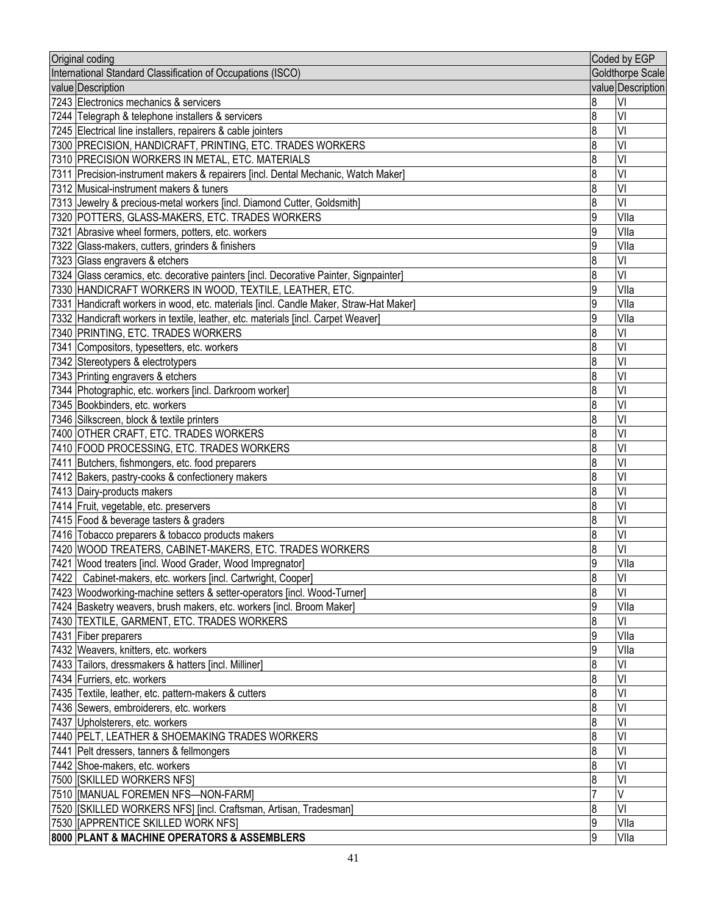| Original coding | | Coded by EGP | |
|---|---|---|---|
| International Standard Classification of Occupations (ISCO) | | Goldthorpe Scale | |
| value | Description | value | Description |
| 7243 | Electronics mechanics & servicers | 8 | VI |
| 7244 | Telegraph & telephone installers & servicers | 8 | VI |
| 7245 | Electrical line installers, repairers & cable jointers | 8 | VI |
| 7300 | PRECISION, HANDICRAFT, PRINTING, ETC. TRADES WORKERS | 8 | VI |
| 7310 | PRECISION WORKERS IN METAL, ETC. MATERIALS | 8 | VI |
| 7311 | Precision-instrument makers & repairers [incl. Dental Mechanic, Watch Maker] | 8 | VI |
| 7312 | Musical-instrument makers & tuners | 8 | VI |
| 7313 | Jewelry & precious-metal workers [incl. Diamond Cutter, Goldsmith] | 8 | VI |
| 7320 | POTTERS, GLASS-MAKERS, ETC. TRADES WORKERS | 9 | VIIa |
| 7321 | Abrasive wheel formers, potters, etc. workers | 9 | VIIa |
| 7322 | Glass-makers, cutters, grinders & finishers | 9 | VIIa |
| 7323 | Glass engravers & etchers | 8 | VI |
| 7324 | Glass ceramics, etc. decorative painters [incl. Decorative Painter, Signpainter] | 8 | VI |
| 7330 | HANDICRAFT WORKERS IN WOOD, TEXTILE, LEATHER, ETC. | 9 | VIIa |
| 7331 | Handicraft workers in wood, etc. materials [incl. Candle Maker, Straw-Hat Maker] | 9 | VIIa |
| 7332 | Handicraft workers in textile, leather, etc. materials [incl. Carpet Weaver] | 9 | VIIa |
| 7340 | PRINTING, ETC. TRADES WORKERS | 8 | VI |
| 7341 | Compositors, typesetters, etc. workers | 8 | VI |
| 7342 | Stereotypers & electrotypers | 8 | VI |
| 7343 | Printing engravers & etchers | 8 | VI |
| 7344 | Photographic, etc. workers [incl. Darkroom worker] | 8 | VI |
| 7345 | Bookbinders, etc. workers | 8 | VI |
| 7346 | Silkscreen, block & textile printers | 8 | VI |
| 7400 | OTHER CRAFT, ETC. TRADES WORKERS | 8 | VI |
| 7410 | FOOD PROCESSING, ETC. TRADES WORKERS | 8 | VI |
| 7411 | Butchers, fishmongers, etc. food preparers | 8 | VI |
| 7412 | Bakers, pastry-cooks & confectionery makers | 8 | VI |
| 7413 | Dairy-products makers | 8 | VI |
| 7414 | Fruit, vegetable, etc. preservers | 8 | VI |
| 7415 | Food & beverage tasters & graders | 8 | VI |
| 7416 | Tobacco preparers & tobacco products makers | 8 | VI |
| 7420 | WOOD TREATERS, CABINET-MAKERS, ETC. TRADES WORKERS | 8 | VI |
| 7421 | Wood treaters [incl. Wood Grader, Wood Impregnator] | 9 | VIIa |
| 7422 | Cabinet-makers, etc. workers [incl. Cartwright, Cooper] | 8 | VI |
| 7423 | Woodworking-machine setters & setter-operators [incl. Wood-Turner] | 8 | VI |
| 7424 | Basketry weavers, brush makers, etc. workers [incl. Broom Maker] | 9 | VIIa |
| 7430 | TEXTILE, GARMENT, ETC. TRADES WORKERS | 8 | VI |
| 7431 | Fiber preparers | 9 | VIIa |
| 7432 | Weavers, knitters, etc. workers | 9 | VIIa |
| 7433 | Tailors, dressmakers & hatters [incl. Milliner] | 8 | VI |
| 7434 | Furriers, etc. workers | 8 | VI |
| 7435 | Textile, leather, etc. pattern-makers & cutters | 8 | VI |
| 7436 | Sewers, embroiderers, etc. workers | 8 | VI |
| 7437 | Upholsterers, etc. workers | 8 | VI |
| 7440 | PELT, LEATHER & SHOEMAKING TRADES WORKERS | 8 | VI |
| 7441 | Pelt dressers, tanners & fellmongers | 8 | VI |
| 7442 | Shoe-makers, etc. workers | 8 | VI |
| 7500 | [SKILLED WORKERS NFS] | 8 | VI |
| 7510 | [MANUAL FOREMEN NFS—NON-FARM] | 7 | V |
| 7520 | [SKILLED WORKERS NFS] [incl. Craftsman, Artisan, Tradesman] | 8 | VI |
| 7530 | [APPRENTICE SKILLED WORK NFS] | 9 | VIIa |
| **8000** | **PLANT & MACHINE OPERATORS & ASSEMBLERS** | 9 | VIIa |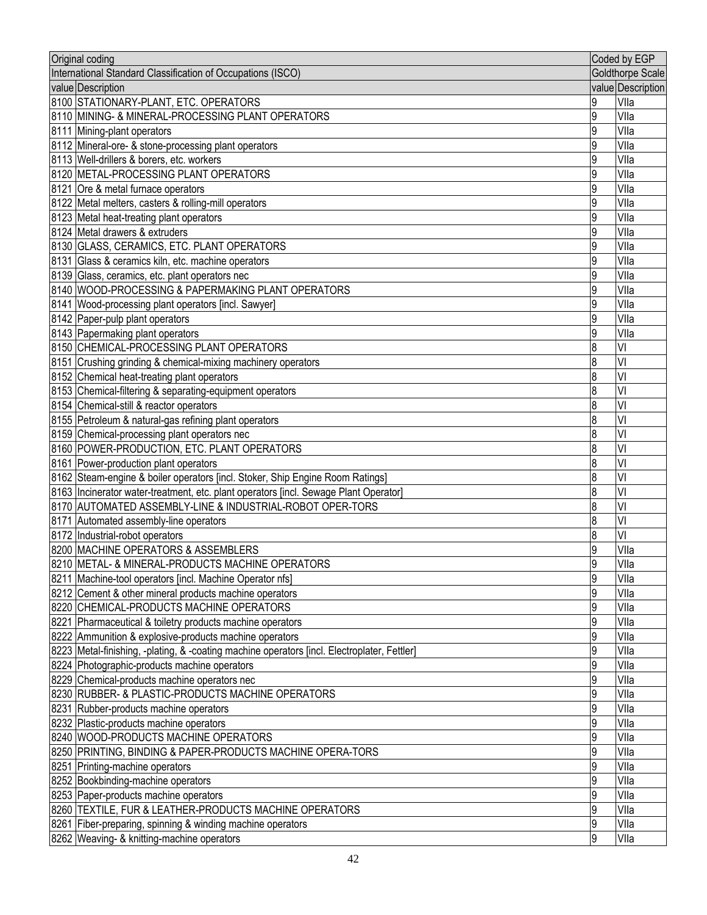| Original coding | | Coded by EGP | |
|---|---|---|---|
| International Standard Classification of Occupations (ISCO) | | Goldthorpe Scale | |
| value | Description | value | Description |
| 8100 | STATIONARY-PLANT, ETC. OPERATORS | 9 | VIIa |
| 8110 | MINING- & MINERAL-PROCESSING PLANT OPERATORS | 9 | VIIa |
| 8111 | Mining-plant operators | 9 | VIIa |
| 8112 | Mineral-ore- & stone-processing plant operators | 9 | VIIa |
| 8113 | Well-drillers & borers, etc. workers | 9 | VIIa |
| 8120 | METAL-PROCESSING PLANT OPERATORS | 9 | VIIa |
| 8121 | Ore & metal furnace operators | 9 | VIIa |
| 8122 | Metal melters, casters & rolling-mill operators | 9 | VIIa |
| 8123 | Metal heat-treating plant operators | 9 | VIIa |
| 8124 | Metal drawers & extruders | 9 | VIIa |
| 8130 | GLASS, CERAMICS, ETC. PLANT OPERATORS | 9 | VIIa |
| 8131 | Glass & ceramics kiln, etc. machine operators | 9 | VIIa |
| 8139 | Glass, ceramics, etc. plant operators nec | 9 | VIIa |
| 8140 | WOOD-PROCESSING & PAPERMAKING PLANT OPERATORS | 9 | VIIa |
| 8141 | Wood-processing plant operators [incl. Sawyer] | 9 | VIIa |
| 8142 | Paper-pulp plant operators | 9 | VIIa |
| 8143 | Papermaking plant operators | 9 | VIIa |
| 8150 | CHEMICAL-PROCESSING PLANT OPERATORS | 8 | VI |
| 8151 | Crushing grinding & chemical-mixing machinery operators | 8 | VI |
| 8152 | Chemical heat-treating plant operators | 8 | VI |
| 8153 | Chemical-filtering & separating-equipment operators | 8 | VI |
| 8154 | Chemical-still & reactor operators | 8 | VI |
| 8155 | Petroleum & natural-gas refining plant operators | 8 | VI |
| 8159 | Chemical-processing plant operators nec | 8 | VI |
| 8160 | POWER-PRODUCTION, ETC. PLANT OPERATORS | 8 | VI |
| 8161 | Power-production plant operators | 8 | VI |
| 8162 | Steam-engine & boiler operators [incl. Stoker, Ship Engine Room Ratings] | 8 | VI |
| 8163 | Incinerator water-treatment, etc. plant operators [incl. Sewage Plant Operator] | 8 | VI |
| 8170 | AUTOMATED ASSEMBLY-LINE & INDUSTRIAL-ROBOT OPER-TORS | 8 | VI |
| 8171 | Automated assembly-line operators | 8 | VI |
| 8172 | Industrial-robot operators | 8 | VI |
| 8200 | MACHINE OPERATORS & ASSEMBLERS | 9 | VIIa |
| 8210 | METAL- & MINERAL-PRODUCTS MACHINE OPERATORS | 9 | VIIa |
| 8211 | Machine-tool operators [incl. Machine Operator nfs] | 9 | VIIa |
| 8212 | Cement & other mineral products machine operators | 9 | VIIa |
| 8220 | CHEMICAL-PRODUCTS MACHINE OPERATORS | 9 | VIIa |
| 8221 | Pharmaceutical & toiletry products machine operators | 9 | VIIa |
| 8222 | Ammunition & explosive-products machine operators | 9 | VIIa |
| 8223 | Metal-finishing, -plating, & -coating machine operators [incl. Electroplater, Fettler] | 9 | VIIa |
| 8224 | Photographic-products machine operators | 9 | VIIa |
| 8229 | Chemical-products machine operators nec | 9 | VIIa |
| 8230 | RUBBER- & PLASTIC-PRODUCTS MACHINE OPERATORS | 9 | VIIa |
| 8231 | Rubber-products machine operators | 9 | VIIa |
| 8232 | Plastic-products machine operators | 9 | VIIa |
| 8240 | WOOD-PRODUCTS MACHINE OPERATORS | 9 | VIIa |
| 8250 | PRINTING, BINDING & PAPER-PRODUCTS MACHINE OPERA-TORS | 9 | VIIa |
| 8251 | Printing-machine operators | 9 | VIIa |
| 8252 | Bookbinding-machine operators | 9 | VIIa |
| 8253 | Paper-products machine operators | 9 | VIIa |
| 8260 | TEXTILE, FUR & LEATHER-PRODUCTS MACHINE OPERATORS | 9 | VIIa |
| 8261 | Fiber-preparing, spinning & winding machine operators | 9 | VIIa |
| 8262 | Weaving- & knitting-machine operators | 9 | VIIa |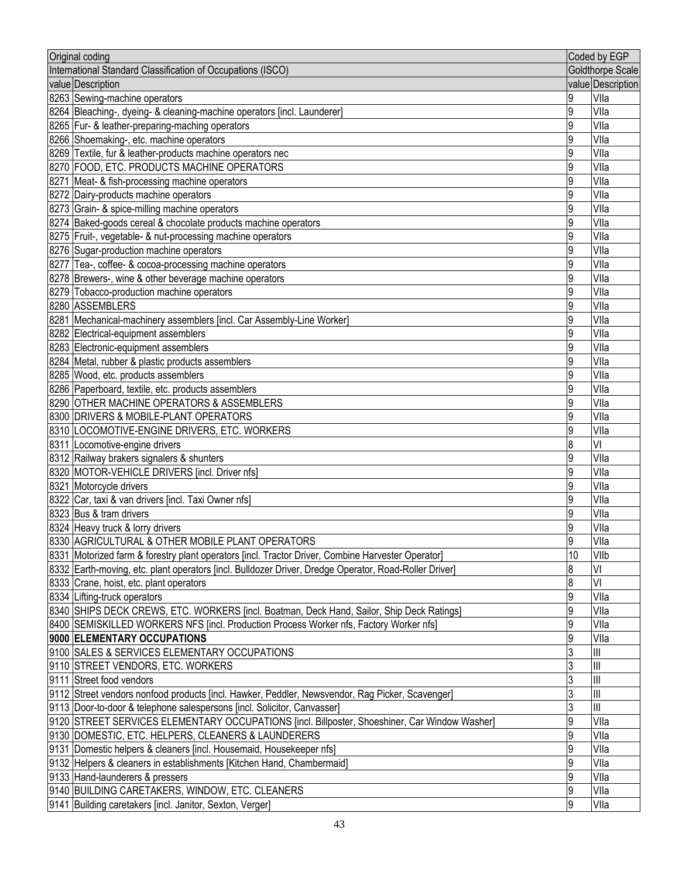| Original coding | | Coded by EGP | |
|---|---|---|---|
| International Standard Classification of Occupations (ISCO) | | Goldthorpe Scale | |
| value | Description | value | Description |
| 8263 | Sewing-machine operators | 9 | VIIa |
| 8264 | Bleaching-, dyeing- & cleaning-machine operators [incl. Launderer] | 9 | VIIa |
| 8265 | Fur- & leather-preparing-maching operators | 9 | VIIa |
| 8266 | Shoemaking-, etc. machine operators | 9 | VIIa |
| 8269 | Textile, fur & leather-products machine operators nec | 9 | VIIa |
| 8270 | FOOD, ETC. PRODUCTS MACHINE OPERATORS | 9 | VIIa |
| 8271 | Meat- & fish-processing machine operators | 9 | VIIa |
| 8272 | Dairy-products machine operators | 9 | VIIa |
| 8273 | Grain- & spice-milling machine operators | 9 | VIIa |
| 8274 | Baked-goods cereal & chocolate products machine operators | 9 | VIIa |
| 8275 | Fruit-, vegetable- & nut-processing machine operators | 9 | VIIa |
| 8276 | Sugar-production machine operators | 9 | VIIa |
| 8277 | Tea-, coffee- & cocoa-processing machine operators | 9 | VIIa |
| 8278 | Brewers-, wine & other beverage machine operators | 9 | VIIa |
| 8279 | Tobacco-production machine operators | 9 | VIIa |
| 8280 | ASSEMBLERS | 9 | VIIa |
| 8281 | Mechanical-machinery assemblers [incl. Car Assembly-Line Worker] | 9 | VIIa |
| 8282 | Electrical-equipment assemblers | 9 | VIIa |
| 8283 | Electronic-equipment assemblers | 9 | VIIa |
| 8284 | Metal, rubber & plastic products assemblers | 9 | VIIa |
| 8285 | Wood, etc. products assemblers | 9 | VIIa |
| 8286 | Paperboard, textile, etc. products assemblers | 9 | VIIa |
| 8290 | OTHER MACHINE OPERATORS & ASSEMBLERS | 9 | VIIa |
| 8300 | DRIVERS & MOBILE-PLANT OPERATORS | 9 | VIIa |
| 8310 | LOCOMOTIVE-ENGINE DRIVERS, ETC. WORKERS | 9 | VIIa |
| 8311 | Locomotive-engine drivers | 8 | VI |
| 8312 | Railway brakers signalers & shunters | 9 | VIIa |
| 8320 | MOTOR-VEHICLE DRIVERS [incl. Driver nfs] | 9 | VIIa |
| 8321 | Motorcycle drivers | 9 | VIIa |
| 8322 | Car, taxi & van drivers [incl. Taxi Owner nfs] | 9 | VIIa |
| 8323 | Bus & tram drivers | 9 | VIIa |
| 8324 | Heavy truck & lorry drivers | 9 | VIIa |
| 8330 | AGRICULTURAL & OTHER MOBILE PLANT OPERATORS | 9 | VIIa |
| 8331 | Motorized farm & forestry plant operators [incl. Tractor Driver, Combine Harvester Operator] | 10 | VIIb |
| 8332 | Earth-moving, etc. plant operators [incl. Bulldozer Driver, Dredge Operator, Road-Roller Driver] | 8 | VI |
| 8333 | Crane, hoist, etc. plant operators | 8 | VI |
| 8334 | Lifting-truck operators | 9 | VIIa |
| 8340 | SHIPS DECK CREWS, ETC. WORKERS [incl. Boatman, Deck Hand, Sailor, Ship Deck Ratings] | 9 | VIIa |
| 8400 | SEMISKILLED WORKERS NFS [incl. Production Process Worker nfs, Factory Worker nfs] | 9 | VIIa |
| **9000** | **ELEMENTARY OCCUPATIONS** | 9 | VIIa |
| 9100 | SALES & SERVICES ELEMENTARY OCCUPATIONS | 3 | III |
| 9110 | STREET VENDORS, ETC. WORKERS | 3 | III |
| 9111 | Street food vendors | 3 | III |
| 9112 | Street vendors nonfood products [incl. Hawker, Peddler, Newsvendor, Rag Picker, Scavenger] | 3 | III |
| 9113 | Door-to-door & telephone salespersons [incl. Solicitor, Canvasser] | 3 | III |
| 9120 | STREET SERVICES ELEMENTARY OCCUPATIONS [incl. Billposter, Shoeshiner, Car Window Washer] | 9 | VIIa |
| 9130 | DOMESTIC, ETC. HELPERS, CLEANERS & LAUNDERERS | 9 | VIIa |
| 9131 | Domestic helpers & cleaners [incl. Housemaid, Housekeeper nfs] | 9 | VIIa |
| 9132 | Helpers & cleaners in establishments [Kitchen Hand, Chambermaid] | 9 | VIIa |
| 9133 | Hand-launderers & pressers | 9 | VIIa |
| 9140 | BUILDING CARETAKERS, WINDOW, ETC. CLEANERS | 9 | VIIa |
| 9141 | Building caretakers [incl. Janitor, Sexton, Verger] | 9 | VIIa |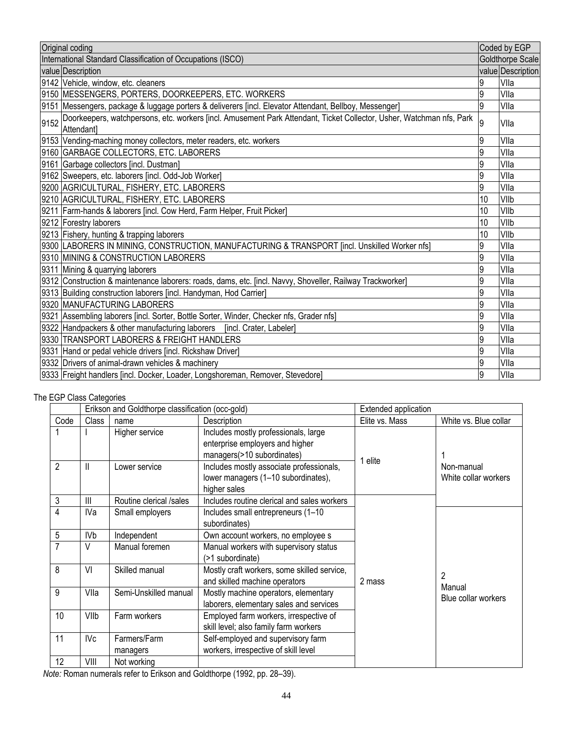| Original coding | | Coded by EGP | |
|---|---|---|---|
| International Standard Classification of Occupations (ISCO) | | Goldthorpe Scale | |
| value | Description | value | Description |
| 9142 | Vehicle, window, etc. cleaners | 9 | VIIa |
| 9150 | MESSENGERS, PORTERS, DOORKEEPERS, ETC. WORKERS | 9 | VIIa |
| 9151 | Messengers, package & luggage porters & deliverers [incl. Elevator Attendant, Bellboy, Messenger] | 9 | VIIa |
| 9152 | Doorkeepers, watchpersons, etc. workers [incl. Amusement Park Attendant, Ticket Collector, Usher, Watchman nfs, Park Attendant] | 9 | VIIa |
| 9153 | Vending-maching money collectors, meter readers, etc. workers | 9 | VIIa |
| 9160 | GARBAGE COLLECTORS, ETC. LABORERS | 9 | VIIa |
| 9161 | Garbage collectors [incl. Dustman] | 9 | VIIa |
| 9162 | Sweepers, etc. laborers [incl. Odd-Job Worker] | 9 | VIIa |
| 9200 | AGRICULTURAL, FISHERY, ETC. LABORERS | 9 | VIIa |
| 9210 | AGRICULTURAL, FISHERY, ETC. LABORERS | 10 | VIIb |
| 9211 | Farm-hands & laborers [incl. Cow Herd, Farm Helper, Fruit Picker] | 10 | VIIb |
| 9212 | Forestry laborers | 10 | VIIb |
| 9213 | Fishery, hunting & trapping laborers | 10 | VIIb |
| 9300 | LABORERS IN MINING, CONSTRUCTION, MANUFACTURING & TRANSPORT [incl. Unskilled Worker nfs] | 9 | VIIa |
| 9310 | MINING & CONSTRUCTION LABORERS | 9 | VIIa |
| 9311 | Mining & quarrying laborers | 9 | VIIa |
| 9312 | Construction & maintenance laborers: roads, dams, etc. [incl. Navvy, Shoveller, Railway Trackworker] | 9 | VIIa |
| 9313 | Building construction laborers [incl. Handyman, Hod Carrier] | 9 | VIIa |
| 9320 | MANUFACTURING LABORERS | 9 | VIIa |
| 9321 | Assembling laborers [incl. Sorter, Bottle Sorter, Winder, Checker nfs, Grader nfs] | 9 | VIIa |
| 9322 | Handpackers & other manufacturing laborers [incl. Crater, Labeler] | 9 | VIIa |
| 9330 | TRANSPORT LABORERS & FREIGHT HANDLERS | 9 | VIIa |
| 9331 | Hand or pedal vehicle drivers [incl. Rickshaw Driver] | 9 | VIIa |
| 9332 | Drivers of animal-drawn vehicles & machinery | 9 | VIIa |
| 9333 | Freight handlers [incl. Docker, Loader, Longshoreman, Remover, Stevedore] | 9 | VIIa |

The EGP Class Categories

| | Erikson and Goldthorpe classification (occ-gold) | | | Extended application | |
|---|---|---|---|---|---|
| Code | Class | name | Description | Elite vs. Mass | White vs. Blue collar |
| 1 | I | Higher service | Includes mostly professionals, large enterprise employers and higher managers(>10 subordinates) | 1 elite | 1 Non-manual White collar workers |
| 2 | II | Lower service | Includes mostly associate professionals, lower managers (1–10 subordinates), higher sales | | |
| 3 | III | Routine clerical /sales | Includes routine clerical and sales workers | 2 mass | |
| 4 | IVa | Small employers | Includes small entrepreneurs (1–10 subordinates) | | 2 Manual Blue collar workers |
| 5 | IVb | Independent | Own account workers, no employee s | | |
| 7 | V | Manual foremen | Manual workers with supervisory status (>1 subordinate) | | |
| 8 | VI | Skilled manual | Mostly craft workers, some skilled service, and skilled machine operators | | |
| 9 | VIIa | Semi-Unskilled manual | Mostly machine operators, elementary laborers, elementary sales and services | | |
| 10 | VIIb | Farm workers | Employed farm workers, irrespective of skill level; also family farm workers | | |
| 11 | IVc | Farmers/Farm managers | Self-employed and supervisory farm workers, irrespective of skill level | | |
| 12 | VIII | Not working | | | |

*Note:* Roman numerals refer to Erikson and Goldthorpe (1992, pp. 28–39).